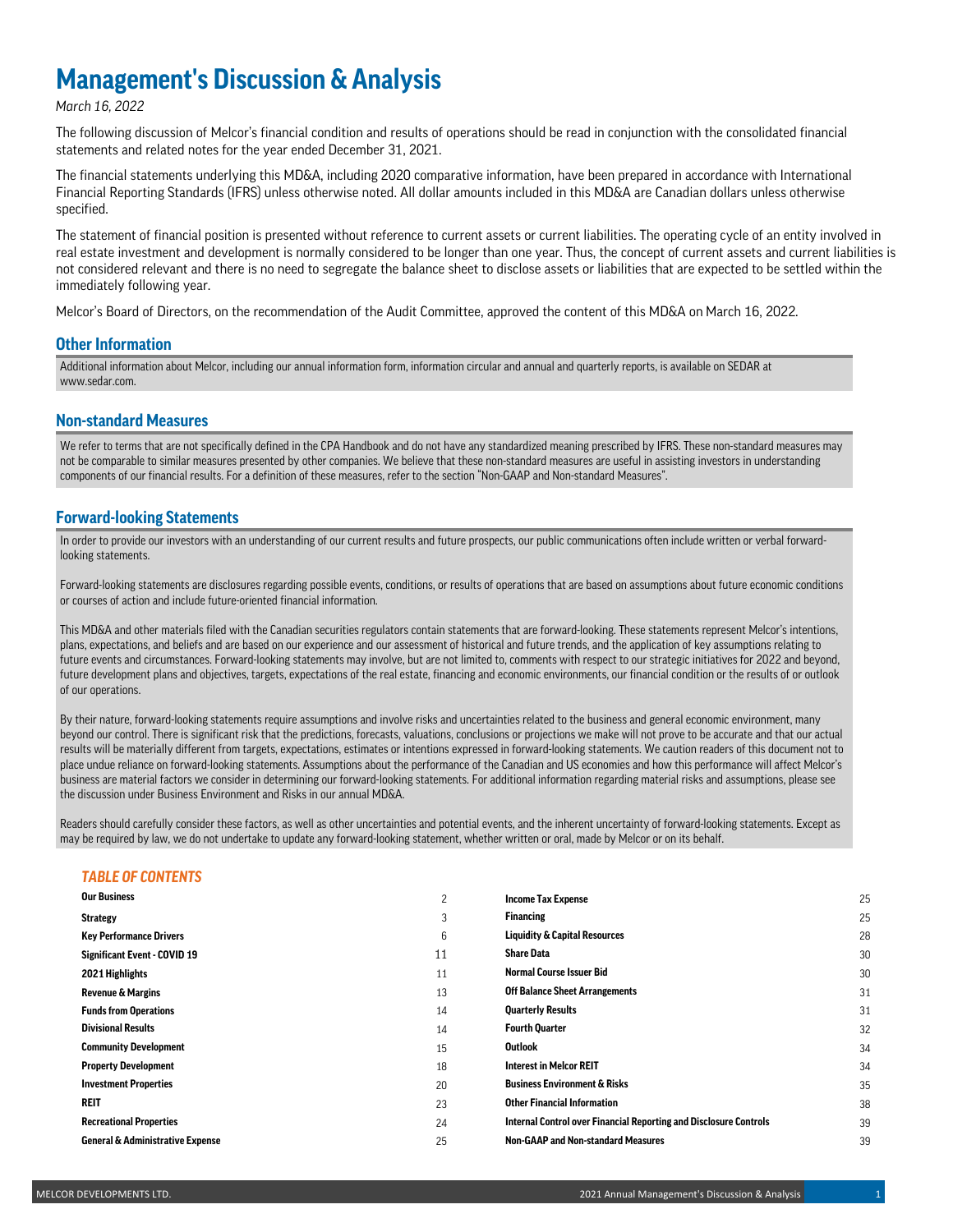# Management's Discussion & Analysis

*March 16, 2022*

The following discussion of Melcor's financial condition and results of operations should be read in conjunction with the consolidated financial statements and related notes for the year ended December 31, 2021.

The financial statements underlying this MD&A, including 2020 comparative information, have been prepared in accordance with International Financial Reporting Standards (IFRS) unless otherwise noted. All dollar amounts included in this MD&A are Canadian dollars unless otherwise specified.

The statement of financial position is presented without reference to current assets or current liabilities. The operating cycle of an entity involved in real estate investment and development is normally considered to be longer than one year. Thus, the concept of current assets and current liabilities is not considered relevant and there is no need to segregate the balance sheet to disclose assets or liabilities that are expected to be settled within the immediately following year.

Melcor's Board of Directors, on the recommendation of the Audit Committee, approved the content of this MD&A on March 16, 2022.

## Other Information

Additional information about Melcor, including our annual information form, information circular and annual and quarterly reports, is available on SEDAR at www.sedar.com.

## Non-standard Measures

We refer to terms that are not specifically defined in the CPA Handbook and do not have any standardized meaning prescribed by IFRS. These non-standard measures may not be comparable to similar measures presented by other companies. We believe that these non-standard measures are useful in assisting investors in understanding components of our financial results. For a definition of these measures, refer to the section "Non-GAAP and Non-standard Measures".

## Forward-looking Statements

In order to provide our investors with an understanding of our current results and future prospects, our public communications often include written or verbal forward-looking statements.

Forward-looking statements are disclosures regarding possible events, conditions, or results of operations that are based on assumptions about future economic conditions or courses of action and include future-oriented financial information.

This MD&A and other materials filed with the Canadian securities regulators contain statements that are forward-looking. These statements represent Melcor's intentions, plans, expectations, and beliefs and are based on our experience and our assessment of historical and future trends, and the application of key assumptions relating to future events and circumstances. Forward-looking statements may involve, but are not limited to, comments with respect to our strategic initiatives for 2022 and beyond, future development plans and objectives, targets, expectations of the real estate, financing and economic environments, our financial condition or the results of or outlook of our operations.

By their nature, forward-looking statements require assumptions and involve risks and uncertainties related to the business and general economic environment, many beyond our control. There is significant risk that the predictions, forecasts, valuations, conclusions or projections we make will not prove to be accurate and that our actual results will be materially different from targets, expectations, estimates or intentions expressed in forward-looking statements. We caution readers of this document not to place undue reliance on forward-looking statements. Assumptions about the performance of the Canadian and US economies and how this performance will affect Melcor's business are material factors we consider in determining our forward-looking statements. For additional information regarding material risks and assumptions, please see the discussion under Business Environment and Risks in our annual MD&A.

Readers should carefully consider these factors, as well as other uncertainties and potential events, and the inherent uncertainty of forward-looking statements. Except as may be required by law, we do not undertake to update any forward-looking statement, whether written or oral, made by Melcor or on its behalf.

### *TABLE OF CONTENTS*

| Section | Page | Section | Page |
|---|---|---|---|
| **Our Business** | 2 | **Income Tax Expense** | 25 |
| **Strategy** | 3 | **Financing** | 25 |
| **Key Performance Drivers** | 6 | **Liquidity & Capital Resources** | 28 |
| **Significant Event - COVID 19** | 11 | **Share Data** | 30 |
| **2021 Highlights** | 11 | **Normal Course Issuer Bid** | 30 |
| **Revenue & Margins** | 13 | **Off Balance Sheet Arrangements** | 31 |
| **Funds from Operations** | 14 | **Quarterly Results** | 31 |
| **Divisional Results** | 14 | **Fourth Quarter** | 32 |
| **Community Development** | 15 | **Outlook** | 34 |
| **Property Development** | 18 | **Interest in Melcor REIT** | 34 |
| **Investment Properties** | 20 | **Business Environment & Risks** | 35 |
| **REIT** | 23 | **Other Financial Information** | 38 |
| **Recreational Properties** | 24 | **Internal Control over Financial Reporting and Disclosure Controls** | 39 |
| **General & Administrative Expense** | 25 | **Non-GAAP and Non-standard Measures** | 39 |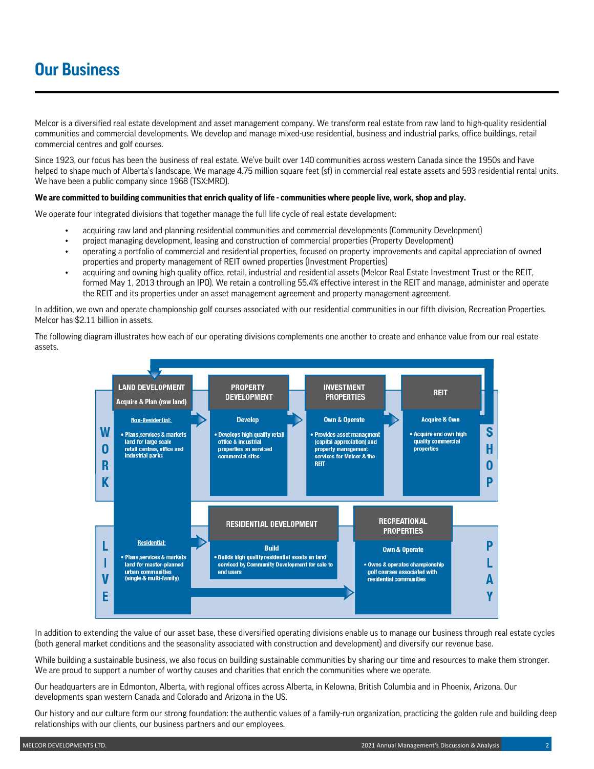# Our Business

Melcor is a diversified real estate development and asset management company. We transform real estate from raw land to high-quality residential communities and commercial developments. We develop and manage mixed-use residential, business and industrial parks, office buildings, retail commercial centres and golf courses.

Since 1923, our focus has been the business of real estate. We've built over 140 communities across western Canada since the 1950s and have helped to shape much of Alberta's landscape. We manage 4.75 million square feet (sf) in commercial real estate assets and 593 residential rental units. We have been a public company since 1968 (TSX:MRD).

**We are committed to building communities that enrich quality of life - communities where people live, work, shop and play.**

We operate four integrated divisions that together manage the full life cycle of real estate development:

- acquiring raw land and planning residential communities and commercial developments (Community Development)
- project managing development, leasing and construction of commercial properties (Property Development)
- operating a portfolio of commercial and residential properties, focused on property improvements and capital appreciation of owned properties and property management of REIT owned properties (Investment Properties)
- acquiring and owning high quality office, retail, industrial and residential assets (Melcor Real Estate Investment Trust or the REIT, formed May 1, 2013 through an IPO). We retain a controlling 55.4% effective interest in the REIT and manage, administer and operate the REIT and its properties under an asset management agreement and property management agreement.

In addition, we own and operate championship golf courses associated with our residential communities in our fifth division, Recreation Properties. Melcor has $2.11 billion in assets.

The following diagram illustrates how each of our operating divisions complements one another to create and enhance value from our real estate assets.

**WORK / SHOP**

- **LAND DEVELOPMENT** – Acquire & Plan (raw land)
  - *Non-Residential:* Plans, services & markets land for large scale retail centres, office and industrial parks
- **PROPERTY DEVELOPMENT** – Develop
  - Develops high quality retail office & industrial properties on serviced commercial sites
- **INVESTMENT PROPERTIES** – Own & Operate
  - Provides asset managment (capital appreciation) and property management services for Melcor & the REIT
- **REIT** – Acquire & Own
  - Acquire and own high quality commercial properties

**LIVE / PLAY**

- **LAND DEVELOPMENT**
  - *Residential:* Plans, services & markets land for master-planned urban communities (single & multi-family)
- **RESIDENTIAL DEVELOPMENT** – Build
  - Builds high quality residential assets on land serviced by Community Development for sale to end users
- **RECREATIONAL PROPERTIES** – Own & Operate
  - Owns & operates championship golf courses associated with residential communities

In addition to extending the value of our asset base, these diversified operating divisions enable us to manage our business through real estate cycles (both general market conditions and the seasonality associated with construction and development) and diversify our revenue base.

While building a sustainable business, we also focus on building sustainable communities by sharing our time and resources to make them stronger. We are proud to support a number of worthy causes and charities that enrich the communities where we operate.

Our headquarters are in Edmonton, Alberta, with regional offices across Alberta, in Kelowna, British Columbia and in Phoenix, Arizona. Our developments span western Canada and Colorado and Arizona in the US.

Our history and our culture form our strong foundation: the authentic values of a family-run organization, practicing the golden rule and building deep relationships with our clients, our business partners and our employees.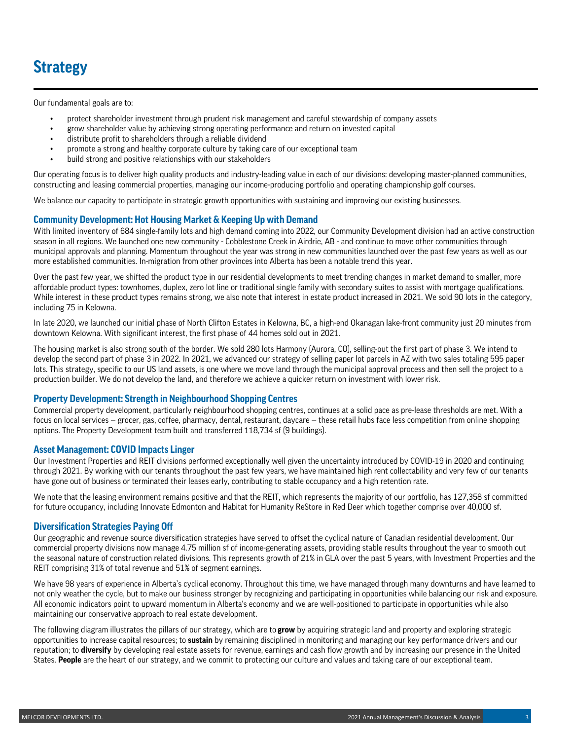# Strategy

Our fundamental goals are to:

- protect shareholder investment through prudent risk management and careful stewardship of company assets
- grow shareholder value by achieving strong operating performance and return on invested capital
- distribute profit to shareholders through a reliable dividend
- promote a strong and healthy corporate culture by taking care of our exceptional team
- build strong and positive relationships with our stakeholders

Our operating focus is to deliver high quality products and industry-leading value in each of our divisions: developing master-planned communities, constructing and leasing commercial properties, managing our income-producing portfolio and operating championship golf courses.

We balance our capacity to participate in strategic growth opportunities with sustaining and improving our existing businesses.

### Community Development: Hot Housing Market & Keeping Up with Demand

With limited inventory of 684 single-family lots and high demand coming into 2022, our Community Development division had an active construction season in all regions. We launched one new community - Cobblestone Creek in Airdrie, AB - and continue to move other communities through municipal approvals and planning. Momentum throughout the year was strong in new communities launched over the past few years as well as our more established communities. In-migration from other provinces into Alberta has been a notable trend this year.

Over the past few year, we shifted the product type in our residential developments to meet trending changes in market demand to smaller, more affordable product types: townhomes, duplex, zero lot line or traditional single family with secondary suites to assist with mortgage qualifications. While interest in these product types remains strong, we also note that interest in estate product increased in 2021. We sold 90 lots in the category, including 75 in Kelowna.

In late 2020, we launched our initial phase of North Clifton Estates in Kelowna, BC, a high-end Okanagan lake-front community just 20 minutes from downtown Kelowna. With significant interest, the first phase of 44 homes sold out in 2021.

The housing market is also strong south of the border. We sold 280 lots Harmony (Aurora, CO), selling-out the first part of phase 3. We intend to develop the second part of phase 3 in 2022. In 2021, we advanced our strategy of selling paper lot parcels in AZ with two sales totaling 595 paper lots. This strategy, specific to our US land assets, is one where we move land through the municipal approval process and then sell the project to a production builder. We do not develop the land, and therefore we achieve a quicker return on investment with lower risk.

### Property Development: Strength in Neighbourhood Shopping Centres

Commercial property development, particularly neighbourhood shopping centres, continues at a solid pace as pre-lease thresholds are met. With a focus on local services – grocer, gas, coffee, pharmacy, dental, restaurant, daycare – these retail hubs face less competition from online shopping options. The Property Development team built and transferred 118,734 sf (9 buildings).

### Asset Management: COVID Impacts Linger

Our Investment Properties and REIT divisions performed exceptionally well given the uncertainty introduced by COVID-19 in 2020 and continuing through 2021. By working with our tenants throughout the past few years, we have maintained high rent collectability and very few of our tenants have gone out of business or terminated their leases early, contributing to stable occupancy and a high retention rate.

We note that the leasing environment remains positive and that the REIT, which represents the majority of our portfolio, has 127,358 sf committed for future occupancy, including Innovate Edmonton and Habitat for Humanity ReStore in Red Deer which together comprise over 40,000 sf.

### Diversification Strategies Paying Off

Our geographic and revenue source diversification strategies have served to offset the cyclical nature of Canadian residential development. Our commercial property divisions now manage 4.75 million sf of income-generating assets, providing stable results throughout the year to smooth out the seasonal nature of construction related divisions. This represents growth of 21% in GLA over the past 5 years, with Investment Properties and the REIT comprising 31% of total revenue and 51% of segment earnings.

We have 98 years of experience in Alberta's cyclical economy. Throughout this time, we have managed through many downturns and have learned to not only weather the cycle, but to make our business stronger by recognizing and participating in opportunities while balancing our risk and exposure. All economic indicators point to upward momentum in Alberta's economy and we are well-positioned to participate in opportunities while also maintaining our conservative approach to real estate development.

The following diagram illustrates the pillars of our strategy, which are to **grow** by acquiring strategic land and property and exploring strategic opportunities to increase capital resources; to **sustain** by remaining disciplined in monitoring and managing our key performance drivers and our reputation; to **diversify** by developing real estate assets for revenue, earnings and cash flow growth and by increasing our presence in the United States. **People** are the heart of our strategy, and we commit to protecting our culture and values and taking care of our exceptional team.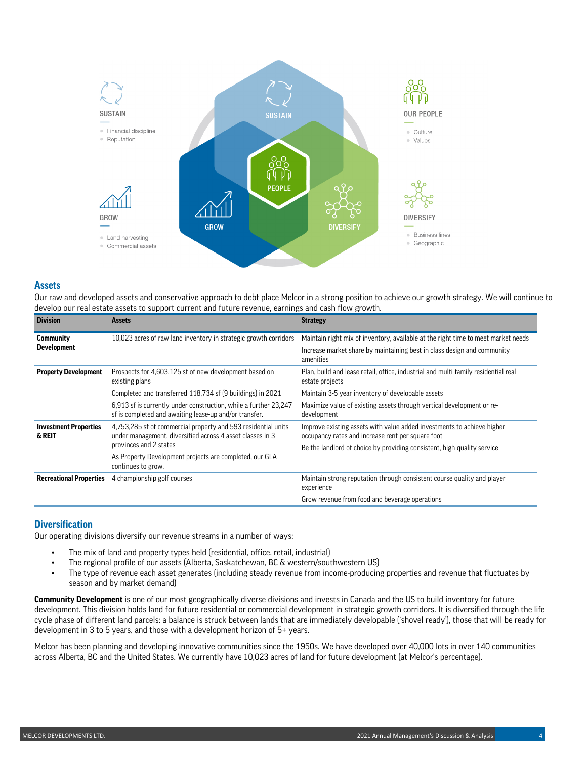SUSTAIN

- Financial discipline
- Reputation

GROW

- Land harvesting
- Commercial assets

OUR PEOPLE

- Culture
- Values

DIVERSIFY

- Business lines
- Geographic

## Assets

Our raw and developed assets and conservative approach to debt place Melcor in a strong position to achieve our growth strategy. We will continue to develop our real estate assets to support current and future revenue, earnings and cash flow growth.

| Division | Assets | Strategy |
|---|---|---|
| **Community Development** | 10,023 acres of raw land inventory in strategic growth corridors | Maintain right mix of inventory, available at the right time to meet market needs |
| | | Increase market share by maintaining best in class design and community amenities |
| **Property Development** | Prospects for 4,603,125 sf of new development based on existing plans | Plan, build and lease retail, office, industrial and multi-family residential real estate projects |
| | Completed and transferred 118,734 sf (9 buildings) in 2021 | Maintain 3-5 year inventory of developable assets |
| | 6,913 sf is currently under construction, while a further 23,247 sf is completed and awaiting lease-up and/or transfer. | Maximize value of existing assets through vertical development or re-development |
| **Investment Properties & REIT** | 4,753,285 sf of commercial property and 593 residential units under management, diversified across 4 asset classes in 3 provinces and 2 states | Improve existing assets with value-added investments to achieve higher occupancy rates and increase rent per square foot |
| | As Property Development projects are completed, our GLA continues to grow. | Be the landlord of choice by providing consistent, high-quality service |
| **Recreational Properties** | 4 championship golf courses | Maintain strong reputation through consistent course quality and player experience |
| | | Grow revenue from food and beverage operations |

## Diversification

Our operating divisions diversify our revenue streams in a number of ways:

- The mix of land and property types held (residential, office, retail, industrial)
- The regional profile of our assets (Alberta, Saskatchewan, BC & western/southwestern US)
- The type of revenue each asset generates (including steady revenue from income-producing properties and revenue that fluctuates by season and by market demand)

**Community Development** is one of our most geographically diverse divisions and invests in Canada and the US to build inventory for future development. This division holds land for future residential or commercial development in strategic growth corridors. It is diversified through the life cycle phase of different land parcels: a balance is struck between lands that are immediately developable ('shovel ready'), those that will be ready for development in 3 to 5 years, and those with a development horizon of 5+ years.

Melcor has been planning and developing innovative communities since the 1950s. We have developed over 40,000 lots in over 140 communities across Alberta, BC and the United States. We currently have 10,023 acres of land for future development (at Melcor's percentage).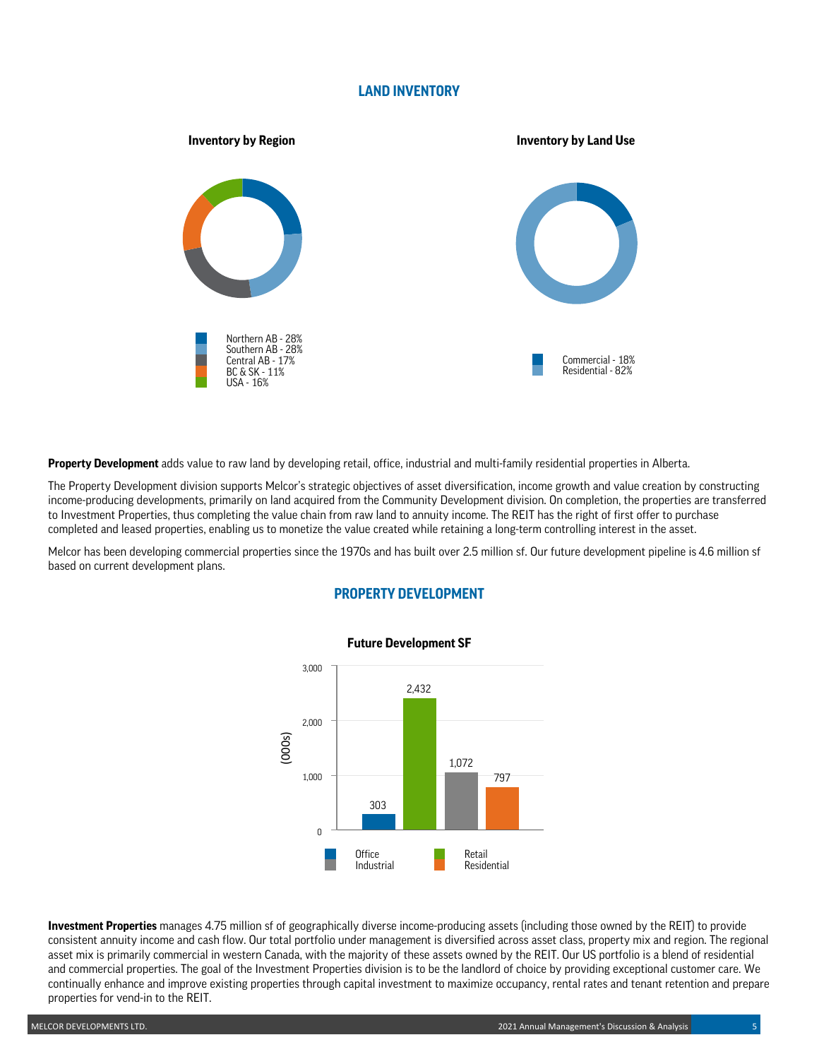## LAND INVENTORY

**Inventory by Region**

- Northern AB - 28%
- Southern AB - 28%
- Central AB - 17%
- BC & SK - 11%
- USA - 16%

**Inventory by Land Use**

- Commercial - 18%
- Residential - 82%

**Property Development** adds value to raw land by developing retail, office, industrial and multi-family residential properties in Alberta.

The Property Development division supports Melcor's strategic objectives of asset diversification, income growth and value creation by constructing income-producing developments, primarily on land acquired from the Community Development division. On completion, the properties are transferred to Investment Properties, thus completing the value chain from raw land to annuity income. The REIT has the right of first offer to purchase completed and leased properties, enabling us to monetize the value created while retaining a long-term controlling interest in the asset.

Melcor has been developing commercial properties since the 1970s and has built over 2.5 million sf. Our future development pipeline is 4.6 million sf based on current development plans.

## PROPERTY DEVELOPMENT

**Future Development SF**

| Type | (000s) |
|---|---|
| Office | 303 |
| Retail | 2,432 |
| Industrial | 1,072 |
| Residential | 797 |

**Investment Properties** manages 4.75 million sf of geographically diverse income-producing assets (including those owned by the REIT) to provide consistent annuity income and cash flow. Our total portfolio under management is diversified across asset class, property mix and region. The regional asset mix is primarily commercial in western Canada, with the majority of these assets owned by the REIT. Our US portfolio is a blend of residential and commercial properties. The goal of the Investment Properties division is to be the landlord of choice by providing exceptional customer care. We continually enhance and improve existing properties through capital investment to maximize occupancy, rental rates and tenant retention and prepare properties for vend-in to the REIT.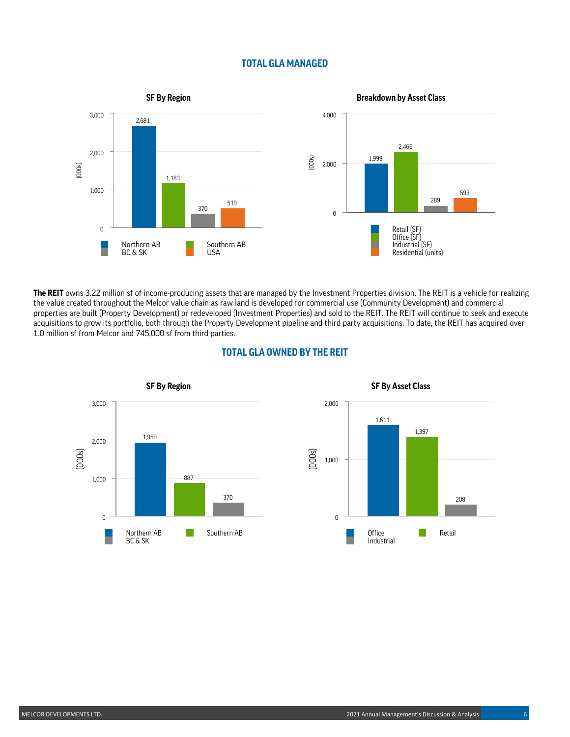## TOTAL GLA MANAGED

**SF By Region** (000s)

| Region | SF (000s) |
|---|---|
| Northern AB | 2,681 |
| Southern AB | 1,183 |
| BC & SK | 370 |
| USA | 519 |

**Breakdown by Asset Class** (000s)

| Asset Class | (000s) |
|---|---|
| Retail (SF) | 1,999 |
| Office (SF) | 2,466 |
| Industrial (SF) | 289 |
| Residential (units) | 593 |

**The REIT** owns 3.22 million sf of income-producing assets that are managed by the Investment Properties division. The REIT is a vehicle for realizing the value created throughout the Melcor value chain as raw land is developed for commercial use (Community Development) and commercial properties are built (Property Development) or redeveloped (Investment Properties) and sold to the REIT. The REIT will continue to seek and execute acquisitions to grow its portfolio, both through the Property Development pipeline and third party acquisitions. To date, the REIT has acquired over 1.0 million sf from Melcor and 745,000 sf from third parties.

## TOTAL GLA OWNED BY THE REIT

**SF By Region** (000s)

| Region | SF (000s) |
|---|---|
| Northern AB | 1,959 |
| Southern AB | 887 |
| BC & SK | 370 |

**SF By Asset Class** (000s)

| Asset Class | SF (000s) |
|---|---|
| Office | 1,611 |
| Retail | 1,397 |
| Industrial | 208 |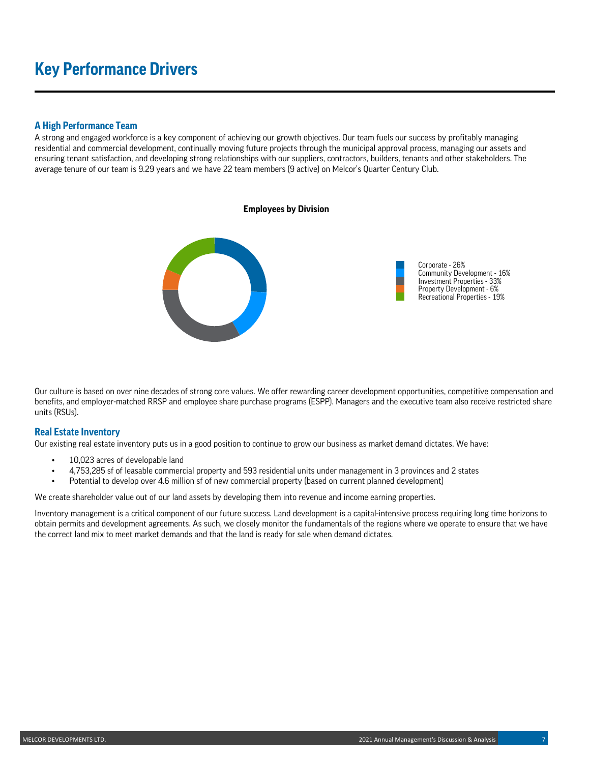# Key Performance Drivers

## A High Performance Team

A strong and engaged workforce is a key component of achieving our growth objectives. Our team fuels our success by profitably managing residential and commercial development, continually moving future projects through the municipal approval process, managing our assets and ensuring tenant satisfaction, and developing strong relationships with our suppliers, contractors, builders, tenants and other stakeholders. The average tenure of our team is 9.29 years and we have 22 team members (9 active) on Melcor's Quarter Century Club.

**Employees by Division**

- Corporate - 26%
- Community Development - 16%
- Investment Properties - 33%
- Property Development - 6%
- Recreational Properties - 19%

Our culture is based on over nine decades of strong core values. We offer rewarding career development opportunities, competitive compensation and benefits, and employer-matched RRSP and employee share purchase programs (ESPP). Managers and the executive team also receive restricted share units (RSUs).

## Real Estate Inventory

Our existing real estate inventory puts us in a good position to continue to grow our business as market demand dictates. We have:

- 10,023 acres of developable land
- 4,753,285 sf of leasable commercial property and 593 residential units under management in 3 provinces and 2 states
- Potential to develop over 4.6 million sf of new commercial property (based on current planned development)

We create shareholder value out of our land assets by developing them into revenue and income earning properties.

Inventory management is a critical component of our future success. Land development is a capital-intensive process requiring long time horizons to obtain permits and development agreements. As such, we closely monitor the fundamentals of the regions where we operate to ensure that we have the correct land mix to meet market demands and that the land is ready for sale when demand dictates.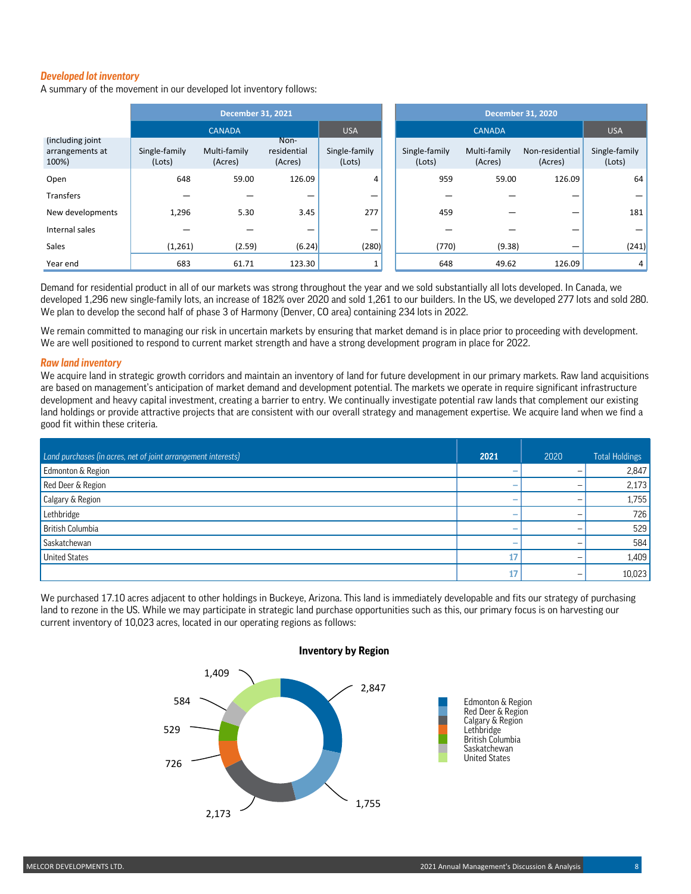### Developed lot inventory

A summary of the movement in our developed lot inventory follows:

| (including joint arrangements at 100%) | December 31, 2021 | | | | December 31, 2020 | | | |
|---|---|---|---|---|---|---|---|---|
| | CANADA | | | USA | CANADA | | | USA |
| | Single-family (Lots) | Multi-family (Acres) | Non-residential (Acres) | Single-family (Lots) | Single-family (Lots) | Multi-family (Acres) | Non-residential (Acres) | Single-family (Lots) |
| Open | 648 | 59.00 | 126.09 | 4 | 959 | 59.00 | 126.09 | 64 |
| Transfers | — | — | — | — | — | — | — | — |
| New developments | 1,296 | 5.30 | 3.45 | 277 | 459 | — | — | 181 |
| Internal sales | — | — | — | — | — | — | — | — |
| Sales | (1,261) | (2.59) | (6.24) | (280) | (770) | (9.38) | — | (241) |
| Year end | 683 | 61.71 | 123.30 | 1 | 648 | 49.62 | 126.09 | 4 |

Demand for residential product in all of our markets was strong throughout the year and we sold substantially all lots developed. In Canada, we developed 1,296 new single-family lots, an increase of 182% over 2020 and sold 1,261 to our builders. In the US, we developed 277 lots and sold 280. We plan to develop the second half of phase 3 of Harmony (Denver, CO area) containing 234 lots in 2022.

We remain committed to managing our risk in uncertain markets by ensuring that market demand is in place prior to proceeding with development. We are well positioned to respond to current market strength and have a strong development program in place for 2022.

### Raw land inventory

We acquire land in strategic growth corridors and maintain an inventory of land for future development in our primary markets. Raw land acquisitions are based on management's anticipation of market demand and development potential. The markets we operate in require significant infrastructure development and heavy capital investment, creating a barrier to entry. We continually investigate potential raw lands that complement our existing land holdings or provide attractive projects that are consistent with our overall strategy and management expertise. We acquire land when we find a good fit within these criteria.

| *Land purchases (in acres, net of joint arrangement interests)* | 2021 | 2020 | Total Holdings |
|---|---|---|---|
| Edmonton & Region | – | – | 2,847 |
| Red Deer & Region | – | – | 2,173 |
| Calgary & Region | – | – | 1,755 |
| Lethbridge | – | – | 726 |
| British Columbia | – | – | 529 |
| Saskatchewan | – | – | 584 |
| United States | 17 | – | 1,409 |
| | 17 | – | 10,023 |

We purchased 17.10 acres adjacent to other holdings in Buckeye, Arizona. This land is immediately developable and fits our strategy of purchasing land to rezone in the US. While we may participate in strategic land purchase opportunities such as this, our primary focus is on harvesting our current inventory of 10,023 acres, located in our operating regions as follows:

**Inventory by Region**

| Region | Acres |
|---|---|
| Edmonton & Region | 2,847 |
| Red Deer & Region | 1,755 |
| Calgary & Region | 2,173 |
| Lethbridge | 726 |
| British Columbia | 529 |
| Saskatchewan | 584 |
| United States | 1,409 |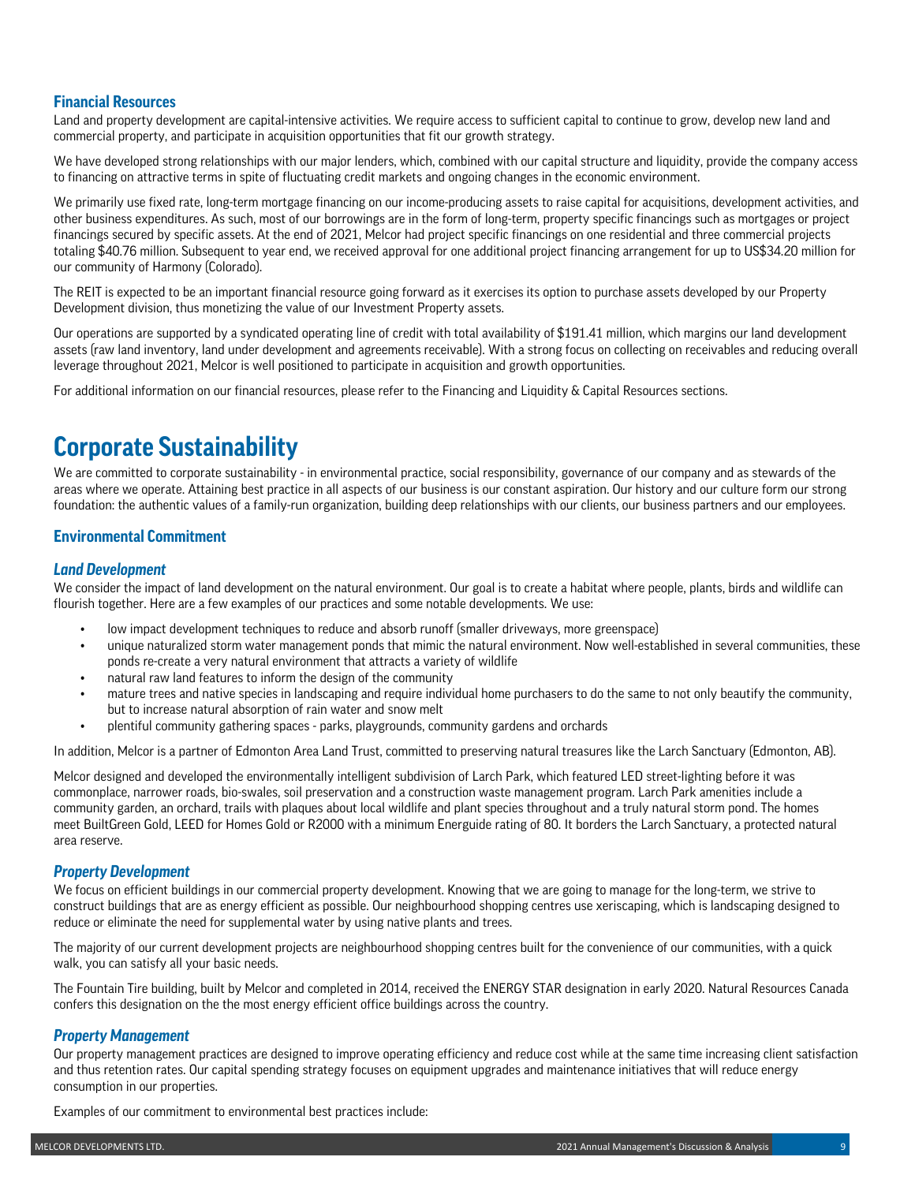### Financial Resources

Land and property development are capital-intensive activities. We require access to sufficient capital to continue to grow, develop new land and commercial property, and participate in acquisition opportunities that fit our growth strategy.

We have developed strong relationships with our major lenders, which, combined with our capital structure and liquidity, provide the company access to financing on attractive terms in spite of fluctuating credit markets and ongoing changes in the economic environment.

We primarily use fixed rate, long-term mortgage financing on our income-producing assets to raise capital for acquisitions, development activities, and other business expenditures. As such, most of our borrowings are in the form of long-term, property specific financings such as mortgages or project financings secured by specific assets. At the end of 2021, Melcor had project specific financings on one residential and three commercial projects totaling $40.76 million. Subsequent to year end, we received approval for one additional project financing arrangement for up to US$34.20 million for our community of Harmony (Colorado).

The REIT is expected to be an important financial resource going forward as it exercises its option to purchase assets developed by our Property Development division, thus monetizing the value of our Investment Property assets.

Our operations are supported by a syndicated operating line of credit with total availability of $191.41 million, which margins our land development assets (raw land inventory, land under development and agreements receivable). With a strong focus on collecting on receivables and reducing overall leverage throughout 2021, Melcor is well positioned to participate in acquisition and growth opportunities.

For additional information on our financial resources, please refer to the Financing and Liquidity & Capital Resources sections.

# Corporate Sustainability

We are committed to corporate sustainability - in environmental practice, social responsibility, governance of our company and as stewards of the areas where we operate. Attaining best practice in all aspects of our business is our constant aspiration. Our history and our culture form our strong foundation: the authentic values of a family-run organization, building deep relationships with our clients, our business partners and our employees.

### Environmental Commitment

#### *Land Development*

We consider the impact of land development on the natural environment. Our goal is to create a habitat where people, plants, birds and wildlife can flourish together. Here are a few examples of our practices and some notable developments. We use:

- low impact development techniques to reduce and absorb runoff (smaller driveways, more greenspace)
- unique naturalized storm water management ponds that mimic the natural environment. Now well-established in several communities, these ponds re-create a very natural environment that attracts a variety of wildlife
- natural raw land features to inform the design of the community
- mature trees and native species in landscaping and require individual home purchasers to do the same to not only beautify the community, but to increase natural absorption of rain water and snow melt
- plentiful community gathering spaces - parks, playgrounds, community gardens and orchards

In addition, Melcor is a partner of Edmonton Area Land Trust, committed to preserving natural treasures like the Larch Sanctuary (Edmonton, AB).

Melcor designed and developed the environmentally intelligent subdivision of Larch Park, which featured LED street-lighting before it was commonplace, narrower roads, bio-swales, soil preservation and a construction waste management program. Larch Park amenities include a community garden, an orchard, trails with plaques about local wildlife and plant species throughout and a truly natural storm pond. The homes meet BuiltGreen Gold, LEED for Homes Gold or R2000 with a minimum Energuide rating of 80. It borders the Larch Sanctuary, a protected natural area reserve.

#### *Property Development*

We focus on efficient buildings in our commercial property development. Knowing that we are going to manage for the long-term, we strive to construct buildings that are as energy efficient as possible. Our neighbourhood shopping centres use xeriscaping, which is landscaping designed to reduce or eliminate the need for supplemental water by using native plants and trees.

The majority of our current development projects are neighbourhood shopping centres built for the convenience of our communities, with a quick walk, you can satisfy all your basic needs.

The Fountain Tire building, built by Melcor and completed in 2014, received the ENERGY STAR designation in early 2020. Natural Resources Canada confers this designation on the the most energy efficient office buildings across the country.

#### *Property Management*

Our property management practices are designed to improve operating efficiency and reduce cost while at the same time increasing client satisfaction and thus retention rates. Our capital spending strategy focuses on equipment upgrades and maintenance initiatives that will reduce energy consumption in our properties.

Examples of our commitment to environmental best practices include: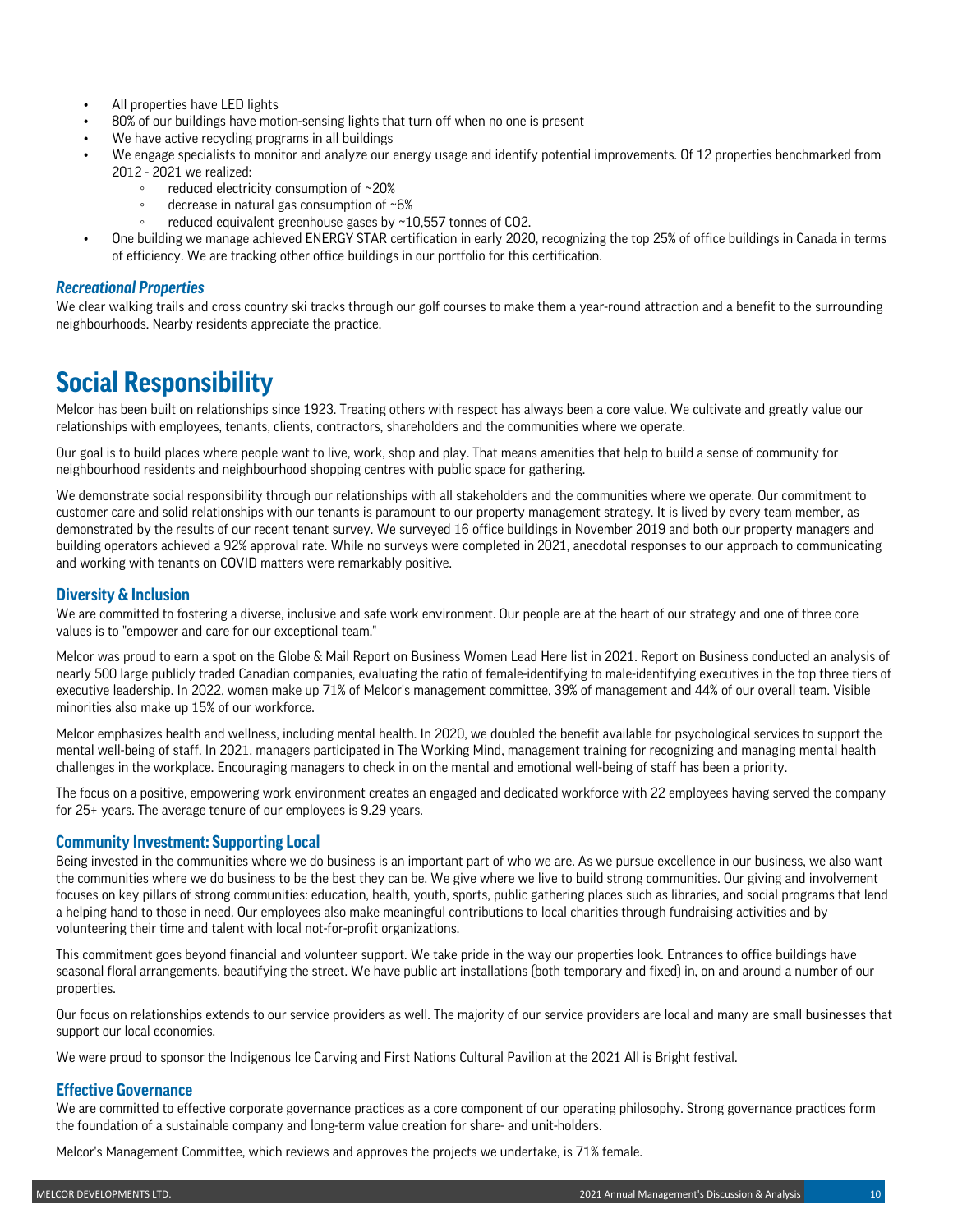- All properties have LED lights
- 80% of our buildings have motion-sensing lights that turn off when no one is present
- We have active recycling programs in all buildings
- We engage specialists to monitor and analyze our energy usage and identify potential improvements. Of 12 properties benchmarked from 2012 - 2021 we realized:
  - reduced electricity consumption of ~20%
  - decrease in natural gas consumption of ~6%
  - reduced equivalent greenhouse gases by ~10,557 tonnes of $CO_2$.
- One building we manage achieved ENERGY STAR certification in early 2020, recognizing the top 25% of office buildings in Canada in terms of efficiency. We are tracking other office buildings in our portfolio for this certification.

### *Recreational Properties*

We clear walking trails and cross country ski tracks through our golf courses to make them a year-round attraction and a benefit to the surrounding neighbourhoods. Nearby residents appreciate the practice.

# Social Responsibility

Melcor has been built on relationships since 1923. Treating others with respect has always been a core value. We cultivate and greatly value our relationships with employees, tenants, clients, contractors, shareholders and the communities where we operate.

Our goal is to build places where people want to live, work, shop and play. That means amenities that help to build a sense of community for neighbourhood residents and neighbourhood shopping centres with public space for gathering.

We demonstrate social responsibility through our relationships with all stakeholders and the communities where we operate. Our commitment to customer care and solid relationships with our tenants is paramount to our property management strategy. It is lived by every team member, as demonstrated by the results of our recent tenant survey. We surveyed 16 office buildings in November 2019 and both our property managers and building operators achieved a 92% approval rate. While no surveys were completed in 2021, anecdotal responses to our approach to communicating and working with tenants on COVID matters were remarkably positive.

## Diversity & Inclusion

We are committed to fostering a diverse, inclusive and safe work environment. Our people are at the heart of our strategy and one of three core values is to "empower and care for our exceptional team."

Melcor was proud to earn a spot on the Globe & Mail Report on Business Women Lead Here list in 2021. Report on Business conducted an analysis of nearly 500 large publicly traded Canadian companies, evaluating the ratio of female-identifying to male-identifying executives in the top three tiers of executive leadership. In 2022, women make up 71% of Melcor's management committee, 39% of management and 44% of our overall team. Visible minorities also make up 15% of our workforce.

Melcor emphasizes health and wellness, including mental health. In 2020, we doubled the benefit available for psychological services to support the mental well-being of staff. In 2021, managers participated in The Working Mind, management training for recognizing and managing mental health challenges in the workplace. Encouraging managers to check in on the mental and emotional well-being of staff has been a priority.

The focus on a positive, empowering work environment creates an engaged and dedicated workforce with 22 employees having served the company for 25+ years. The average tenure of our employees is 9.29 years.

## Community Investment: Supporting Local

Being invested in the communities where we do business is an important part of who we are. As we pursue excellence in our business, we also want the communities where we do business to be the best they can be. We give where we live to build strong communities. Our giving and involvement focuses on key pillars of strong communities: education, health, youth, sports, public gathering places such as libraries, and social programs that lend a helping hand to those in need. Our employees also make meaningful contributions to local charities through fundraising activities and by volunteering their time and talent with local not-for-profit organizations.

This commitment goes beyond financial and volunteer support. We take pride in the way our properties look. Entrances to office buildings have seasonal floral arrangements, beautifying the street. We have public art installations (both temporary and fixed) in, on and around a number of our properties.

Our focus on relationships extends to our service providers as well. The majority of our service providers are local and many are small businesses that support our local economies.

We were proud to sponsor the Indigenous Ice Carving and First Nations Cultural Pavilion at the 2021 All is Bright festival.

## Effective Governance

We are committed to effective corporate governance practices as a core component of our operating philosophy. Strong governance practices form the foundation of a sustainable company and long-term value creation for share- and unit-holders.

Melcor's Management Committee, which reviews and approves the projects we undertake, is 71% female.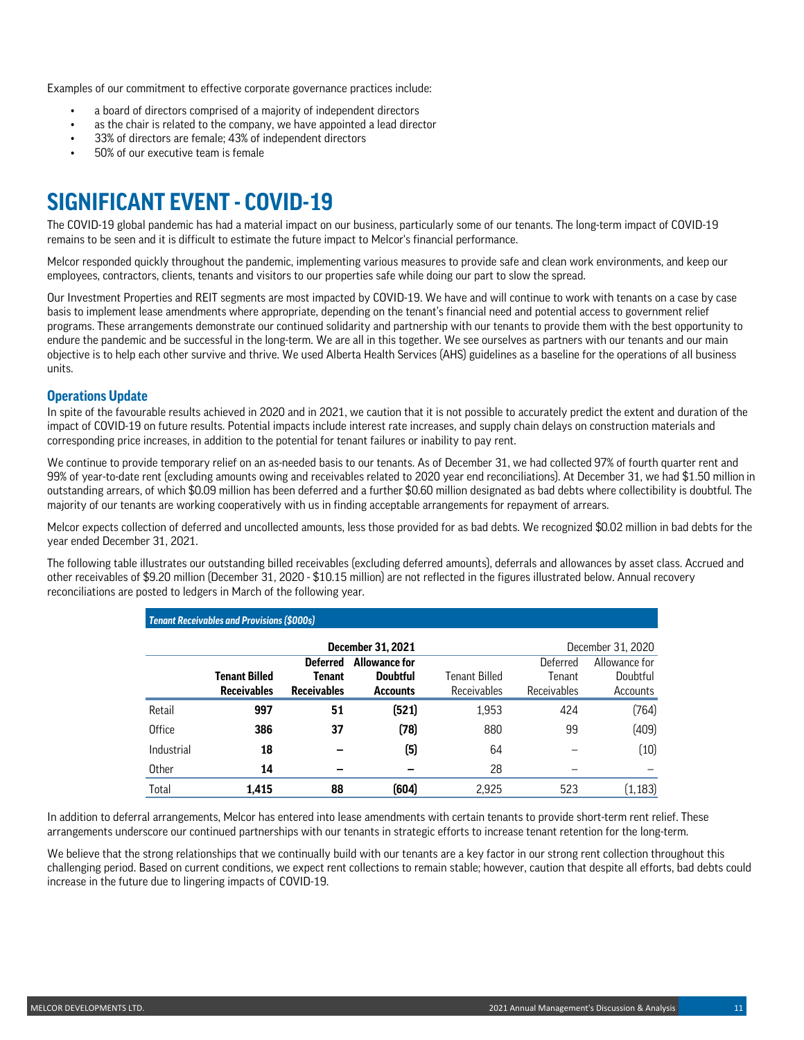Examples of our commitment to effective corporate governance practices include:

- a board of directors comprised of a majority of independent directors
- as the chair is related to the company, we have appointed a lead director
- 33% of directors are female; 43% of independent directors
- 50% of our executive team is female

# SIGNIFICANT EVENT - COVID-19

The COVID-19 global pandemic has had a material impact on our business, particularly some of our tenants. The long-term impact of COVID-19 remains to be seen and it is difficult to estimate the future impact to Melcor's financial performance.

Melcor responded quickly throughout the pandemic, implementing various measures to provide safe and clean work environments, and keep our employees, contractors, clients, tenants and visitors to our properties safe while doing our part to slow the spread.

Our Investment Properties and REIT segments are most impacted by COVID-19. We have and will continue to work with tenants on a case by case basis to implement lease amendments where appropriate, depending on the tenant's financial need and potential access to government relief programs. These arrangements demonstrate our continued solidarity and partnership with our tenants to provide them with the best opportunity to endure the pandemic and be successful in the long-term. We are all in this together. We see ourselves as partners with our tenants and our main objective is to help each other survive and thrive. We used Alberta Health Services (AHS) guidelines as a baseline for the operations of all business units.

## Operations Update

In spite of the favourable results achieved in 2020 and in 2021, we caution that it is not possible to accurately predict the extent and duration of the impact of COVID-19 on future results. Potential impacts include interest rate increases, and supply chain delays on construction materials and corresponding price increases, in addition to the potential for tenant failures or inability to pay rent.

We continue to provide temporary relief on an as-needed basis to our tenants. As of December 31, we had collected 97% of fourth quarter rent and 99% of year-to-date rent (excluding amounts owing and receivables related to 2020 year end reconciliations). At December 31, we had $1.50 million in outstanding arrears, of which $0.09 million has been deferred and a further $0.60 million designated as bad debts where collectibility is doubtful. The majority of our tenants are working cooperatively with us in finding acceptable arrangements for repayment of arrears.

Melcor expects collection of deferred and uncollected amounts, less those provided for as bad debts. We recognized $0.02 million in bad debts for the year ended December 31, 2021.

The following table illustrates our outstanding billed receivables (excluding deferred amounts), deferrals and allowances by asset class. Accrued and other receivables of $9.20 million (December 31, 2020 - $10.15 million) are not reflected in the figures illustrated below. Annual recovery reconciliations are posted to ledgers in March of the following year.

***Tenant Receivables and Provisions ($000s)***

| | **December 31, 2021** | | | December 31, 2020 | | |
|---|---|---|---|---|---|---|
| | **Tenant Billed Receivables** | **Deferred Tenant Receivables** | **Allowance for Doubtful Accounts** | Tenant Billed Receivables | Deferred Tenant Receivables | Allowance for Doubtful Accounts |
| Retail | **997** | **51** | **(521)** | 1,953 | 424 | (764) |
| Office | **386** | **37** | **(78)** | 880 | 99 | (409) |
| Industrial | **18** | **–** | **(5)** | 64 | – | (10) |
| Other | **14** | **–** | **–** | 28 | – | – |
| Total | **1,415** | **88** | **(604)** | 2,925 | 523 | (1,183) |

In addition to deferral arrangements, Melcor has entered into lease amendments with certain tenants to provide short-term rent relief. These arrangements underscore our continued partnerships with our tenants in strategic efforts to increase tenant retention for the long-term.

We believe that the strong relationships that we continually build with our tenants are a key factor in our strong rent collection throughout this challenging period. Based on current conditions, we expect rent collections to remain stable; however, caution that despite all efforts, bad debts could increase in the future due to lingering impacts of COVID-19.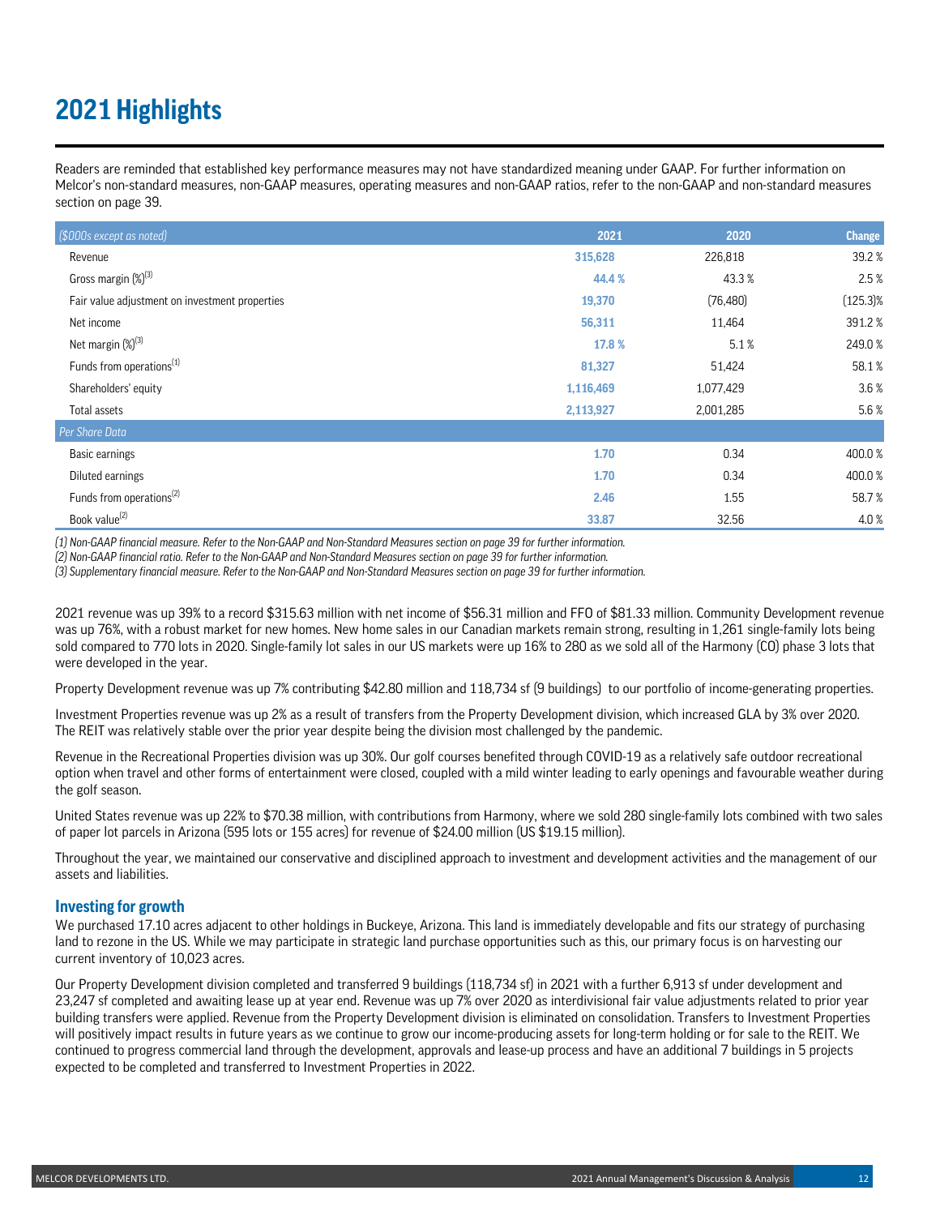# 2021 Highlights

Readers are reminded that established key performance measures may not have standardized meaning under GAAP. For further information on Melcor's non-standard measures, non-GAAP measures, operating measures and non-GAAP ratios, refer to the non-GAAP and non-standard measures section on page 39.

| ($000s except as noted) | 2021 | 2020 | Change |
|---|---|---|---|
| Revenue | **315,628** | 226,818 | 39.2 % |
| Gross margin (%)(3) | **44.4 %** | 43.3 % | 2.5 % |
| Fair value adjustment on investment properties | **19,370** | (76,480) | (125.3)% |
| Net income | **56,311** | 11,464 | 391.2 % |
| Net margin (%)(3) | **17.8 %** | 5.1 % | 249.0 % |
| Funds from operations(1) | **81,327** | 51,424 | 58.1 % |
| Shareholders' equity | **1,116,469** | 1,077,429 | 3.6 % |
| Total assets | **2,113,927** | 2,001,285 | 5.6 % |
| *Per Share Data* | | | |
| Basic earnings | **1.70** | 0.34 | 400.0 % |
| Diluted earnings | **1.70** | 0.34 | 400.0 % |
| Funds from operations(2) | **2.46** | 1.55 | 58.7 % |
| Book value(2) | **33.87** | 32.56 | 4.0 % |

*(1) Non-GAAP financial measure. Refer to the Non-GAAP and Non-Standard Measures section on page 39 for further information.*

*(2) Non-GAAP financial ratio. Refer to the Non-GAAP and Non-Standard Measures section on page 39 for further information.*

*(3) Supplementary financial measure. Refer to the Non-GAAP and Non-Standard Measures section on page 39 for further information.*

2021 revenue was up 39% to a record $315.63 million with net income of $56.31 million and FFO of $81.33 million. Community Development revenue was up 76%, with a robust market for new homes. New home sales in our Canadian markets remain strong, resulting in 1,261 single-family lots being sold compared to 770 lots in 2020. Single-family lot sales in our US markets were up 16% to 280 as we sold all of the Harmony (CO) phase 3 lots that were developed in the year.

Property Development revenue was up 7% contributing $42.80 million and 118,734 sf (9 buildings) to our portfolio of income-generating properties.

Investment Properties revenue was up 2% as a result of transfers from the Property Development division, which increased GLA by 3% over 2020. The REIT was relatively stable over the prior year despite being the division most challenged by the pandemic.

Revenue in the Recreational Properties division was up 30%. Our golf courses benefited through COVID-19 as a relatively safe outdoor recreational option when travel and other forms of entertainment were closed, coupled with a mild winter leading to early openings and favourable weather during the golf season.

United States revenue was up 22% to $70.38 million, with contributions from Harmony, where we sold 280 single-family lots combined with two sales of paper lot parcels in Arizona (595 lots or 155 acres) for revenue of $24.00 million (US $19.15 million).

Throughout the year, we maintained our conservative and disciplined approach to investment and development activities and the management of our assets and liabilities.

## Investing for growth

We purchased 17.10 acres adjacent to other holdings in Buckeye, Arizona. This land is immediately developable and fits our strategy of purchasing land to rezone in the US. While we may participate in strategic land purchase opportunities such as this, our primary focus is on harvesting our current inventory of 10,023 acres.

Our Property Development division completed and transferred 9 buildings (118,734 sf) in 2021 with a further 6,913 sf under development and 23,247 sf completed and awaiting lease up at year end. Revenue was up 7% over 2020 as interdivisional fair value adjustments related to prior year building transfers were applied. Revenue from the Property Development division is eliminated on consolidation. Transfers to Investment Properties will positively impact results in future years as we continue to grow our income-producing assets for long-term holding or for sale to the REIT. We continued to progress commercial land through the development, approvals and lease-up process and have an additional 7 buildings in 5 projects expected to be completed and transferred to Investment Properties in 2022.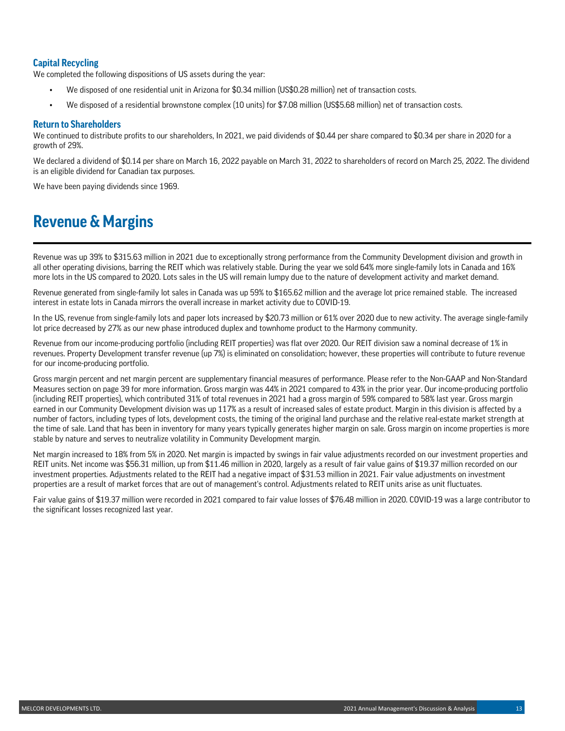### Capital Recycling

We completed the following dispositions of US assets during the year:

- We disposed of one residential unit in Arizona for $0.34 million (US$0.28 million) net of transaction costs.
- We disposed of a residential brownstone complex (10 units) for $7.08 million (US$5.68 million) net of transaction costs.

### Return to Shareholders

We continued to distribute profits to our shareholders, In 2021, we paid dividends of $0.44 per share compared to $0.34 per share in 2020 for a growth of 29%.

We declared a dividend of $0.14 per share on March 16, 2022 payable on March 31, 2022 to shareholders of record on March 25, 2022. The dividend is an eligible dividend for Canadian tax purposes.

We have been paying dividends since 1969.

# Revenue & Margins

Revenue was up 39% to $315.63 million in 2021 due to exceptionally strong performance from the Community Development division and growth in all other operating divisions, barring the REIT which was relatively stable. During the year we sold 64% more single-family lots in Canada and 16% more lots in the US compared to 2020. Lots sales in the US will remain lumpy due to the nature of development activity and market demand.

Revenue generated from single-family lot sales in Canada was up 59% to $165.62 million and the average lot price remained stable. The increased interest in estate lots in Canada mirrors the overall increase in market activity due to COVID-19.

In the US, revenue from single-family lots and paper lots increased by $20.73 million or 61% over 2020 due to new activity. The average single-family lot price decreased by 27% as our new phase introduced duplex and townhome product to the Harmony community.

Revenue from our income-producing portfolio (including REIT properties) was flat over 2020. Our REIT division saw a nominal decrease of 1% in revenues. Property Development transfer revenue (up 7%) is eliminated on consolidation; however, these properties will contribute to future revenue for our income-producing portfolio.

Gross margin percent and net margin percent are supplementary financial measures of performance. Please refer to the Non-GAAP and Non-Standard Measures section on page 39 for more information. Gross margin was 44% in 2021 compared to 43% in the prior year. Our income-producing portfolio (including REIT properties), which contributed 31% of total revenues in 2021 had a gross margin of 59% compared to 58% last year. Gross margin earned in our Community Development division was up 117% as a result of increased sales of estate product. Margin in this division is affected by a number of factors, including types of lots, development costs, the timing of the original land purchase and the relative real-estate market strength at the time of sale. Land that has been in inventory for many years typically generates higher margin on sale. Gross margin on income properties is more stable by nature and serves to neutralize volatility in Community Development margin.

Net margin increased to 18% from 5% in 2020. Net margin is impacted by swings in fair value adjustments recorded on our investment properties and REIT units. Net income was $56.31 million, up from $11.46 million in 2020, largely as a result of fair value gains of $19.37 million recorded on our investment properties. Adjustments related to the REIT had a negative impact of $31.53 million in 2021. Fair value adjustments on investment properties are a result of market forces that are out of management's control. Adjustments related to REIT units arise as unit fluctuates.

Fair value gains of $19.37 million were recorded in 2021 compared to fair value losses of $76.48 million in 2020. COVID-19 was a large contributor to the significant losses recognized last year.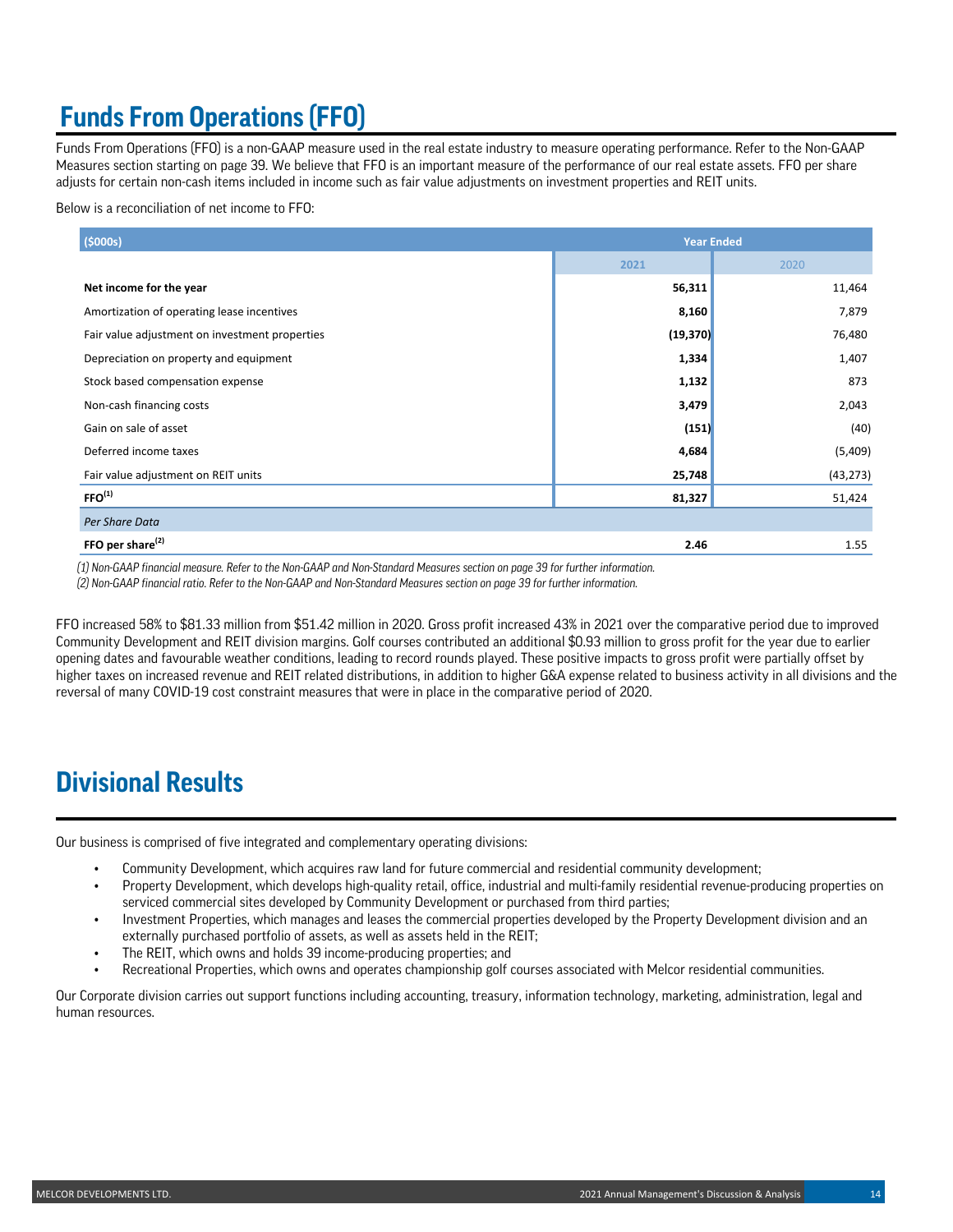# Funds From Operations (FFO)

Funds From Operations (FFO) is a non-GAAP measure used in the real estate industry to measure operating performance. Refer to the Non-GAAP Measures section starting on page 39. We believe that FFO is an important measure of the performance of our real estate assets. FFO per share adjusts for certain non-cash items included in income such as fair value adjustments on investment properties and REIT units.

Below is a reconciliation of net income to FFO:

| ($000s) | Year Ended | |
|---|---|---|
| | **2021** | 2020 |
| **Net income for the year** | **56,311** | 11,464 |
| Amortization of operating lease incentives | **8,160** | 7,879 |
| Fair value adjustment on investment properties | **(19,370)** | 76,480 |
| Depreciation on property and equipment | **1,334** | 1,407 |
| Stock based compensation expense | **1,132** | 873 |
| Non-cash financing costs | **3,479** | 2,043 |
| Gain on sale of asset | **(151)** | (40) |
| Deferred income taxes | **4,684** | (5,409) |
| Fair value adjustment on REIT units | **25,748** | (43,273) |
| **FFO(1)** | **81,327** | 51,424 |
| *Per Share Data* | | |
| **FFO per share(2)** | **2.46** | 1.55 |

*(1) Non-GAAP financial measure. Refer to the Non-GAAP and Non-Standard Measures section on page 39 for further information.*
*(2) Non-GAAP financial ratio. Refer to the Non-GAAP and Non-Standard Measures section on page 39 for further information.*

FFO increased 58% to $81.33 million from $51.42 million in 2020. Gross profit increased 43% in 2021 over the comparative period due to improved Community Development and REIT division margins. Golf courses contributed an additional $0.93 million to gross profit for the year due to earlier opening dates and favourable weather conditions, leading to record rounds played. These positive impacts to gross profit were partially offset by higher taxes on increased revenue and REIT related distributions, in addition to higher G&A expense related to business activity in all divisions and the reversal of many COVID-19 cost constraint measures that were in place in the comparative period of 2020.

# Divisional Results

Our business is comprised of five integrated and complementary operating divisions:

- Community Development, which acquires raw land for future commercial and residential community development;
- Property Development, which develops high-quality retail, office, industrial and multi-family residential revenue-producing properties on serviced commercial sites developed by Community Development or purchased from third parties;
- Investment Properties, which manages and leases the commercial properties developed by the Property Development division and an externally purchased portfolio of assets, as well as assets held in the REIT;
- The REIT, which owns and holds 39 income-producing properties; and
- Recreational Properties, which owns and operates championship golf courses associated with Melcor residential communities.

Our Corporate division carries out support functions including accounting, treasury, information technology, marketing, administration, legal and human resources.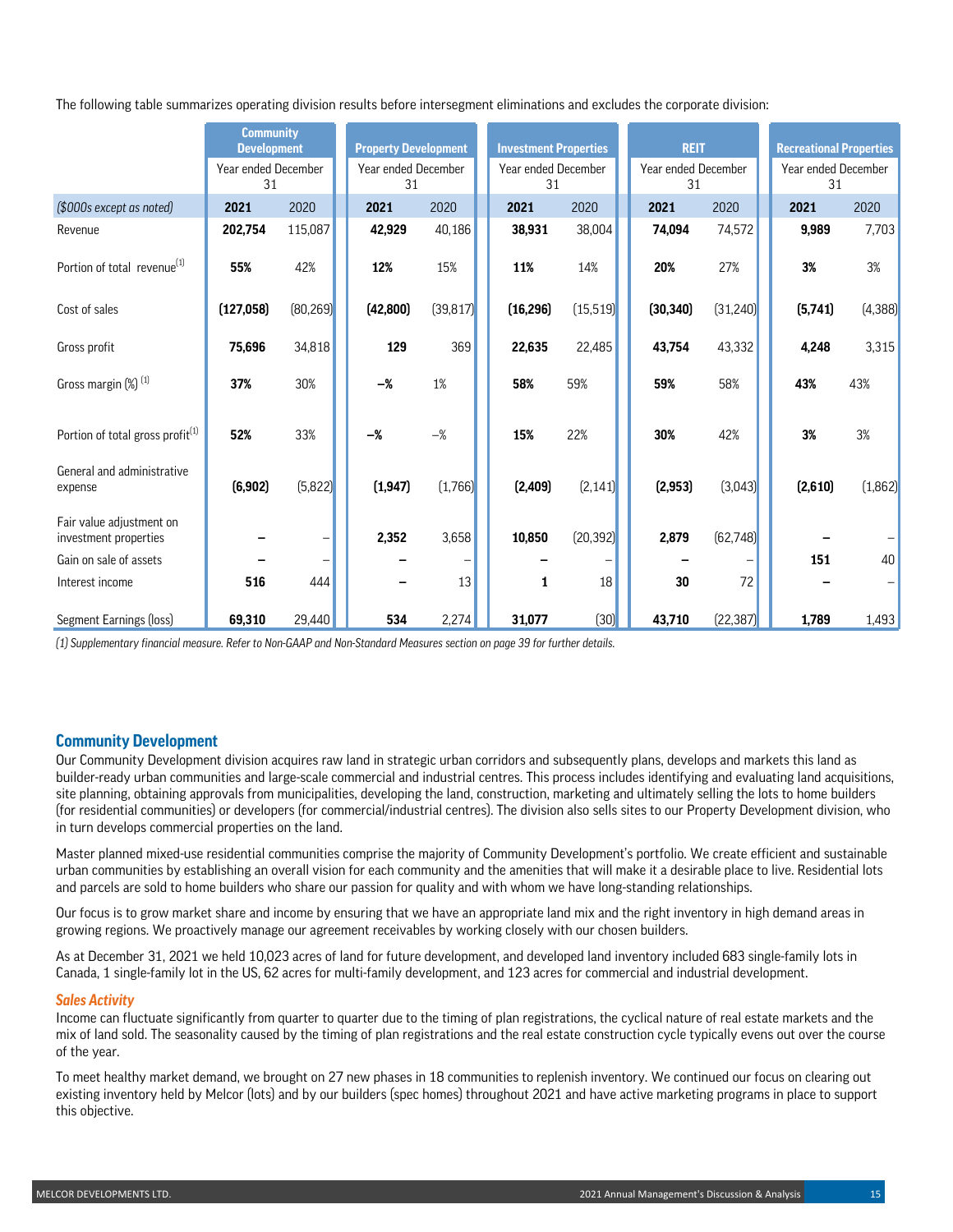The following table summarizes operating division results before intersegment eliminations and excludes the corporate division:

| | Community Development | | Property Development | | Investment Properties | | REIT | | Recreational Properties | |
|---|---|---|---|---|---|---|---|---|---|---|
| | Year ended December 31 | | Year ended December 31 | | Year ended December 31 | | Year ended December 31 | | Year ended December 31 | |
| *($000s except as noted)* | **2021** | 2020 | **2021** | 2020 | **2021** | 2020 | **2021** | 2020 | **2021** | 2020 |
| Revenue | **202,754** | 115,087 | **42,929** | 40,186 | **38,931** | 38,004 | **74,094** | 74,572 | **9,989** | 7,703 |
| Portion of total revenue[1] | **55%** | 42% | **12%** | 15% | **11%** | 14% | **20%** | 27% | **3%** | 3% |
| Cost of sales | **(127,058)** | (80,269) | **(42,800)** | (39,817) | **(16,296)** | (15,519) | **(30,340)** | (31,240) | **(5,741)** | (4,388) |
| Gross profit | **75,696** | 34,818 | **129** | 369 | **22,635** | 22,485 | **43,754** | 43,332 | **4,248** | 3,315 |
| Gross margin (%) [1] | **37%** | 30% | **–%** | 1% | **58%** | 59% | **59%** | 58% | **43%** | 43% |
| Portion of total gross profit[1] | **52%** | 33% | **–%** | –% | **15%** | 22% | **30%** | 42% | **3%** | 3% |
| General and administrative expense | **(6,902)** | (5,822) | **(1,947)** | (1,766) | **(2,409)** | (2,141) | **(2,953)** | (3,043) | **(2,610)** | (1,862) |
| Fair value adjustment on investment properties | **–** | – | **2,352** | 3,658 | **10,850** | (20,392) | **2,879** | (62,748) | **–** | – |
| Gain on sale of assets | **–** | – | **–** | – | **–** | – | **–** | – | **151** | 40 |
| Interest income | **516** | 444 | **–** | 13 | **1** | 18 | **30** | 72 | **–** | – |
| Segment Earnings (loss) | **69,310** | 29,440 | **534** | 2,274 | **31,077** | (30) | **43,710** | (22,387) | **1,789** | 1,493 |

*(1) Supplementary financial measure. Refer to Non-GAAP and Non-Standard Measures section on page 39 for further details.*

## Community Development

Our Community Development division acquires raw land in strategic urban corridors and subsequently plans, develops and markets this land as builder-ready urban communities and large-scale commercial and industrial centres. This process includes identifying and evaluating land acquisitions, site planning, obtaining approvals from municipalities, developing the land, construction, marketing and ultimately selling the lots to home builders (for residential communities) or developers (for commercial/industrial centres). The division also sells sites to our Property Development division, who in turn develops commercial properties on the land.

Master planned mixed-use residential communities comprise the majority of Community Development's portfolio. We create efficient and sustainable urban communities by establishing an overall vision for each community and the amenities that will make it a desirable place to live. Residential lots and parcels are sold to home builders who share our passion for quality and with whom we have long-standing relationships.

Our focus is to grow market share and income by ensuring that we have an appropriate land mix and the right inventory in high demand areas in growing regions. We proactively manage our agreement receivables by working closely with our chosen builders.

As at December 31, 2021 we held 10,023 acres of land for future development, and developed land inventory included 683 single-family lots in Canada, 1 single-family lot in the US, 62 acres for multi-family development, and 123 acres for commercial and industrial development.

### *Sales Activity*

Income can fluctuate significantly from quarter to quarter due to the timing of plan registrations, the cyclical nature of real estate markets and the mix of land sold. The seasonality caused by the timing of plan registrations and the real estate construction cycle typically evens out over the course of the year.

To meet healthy market demand, we brought on 27 new phases in 18 communities to replenish inventory. We continued our focus on clearing out existing inventory held by Melcor (lots) and by our builders (spec homes) throughout 2021 and have active marketing programs in place to support this objective.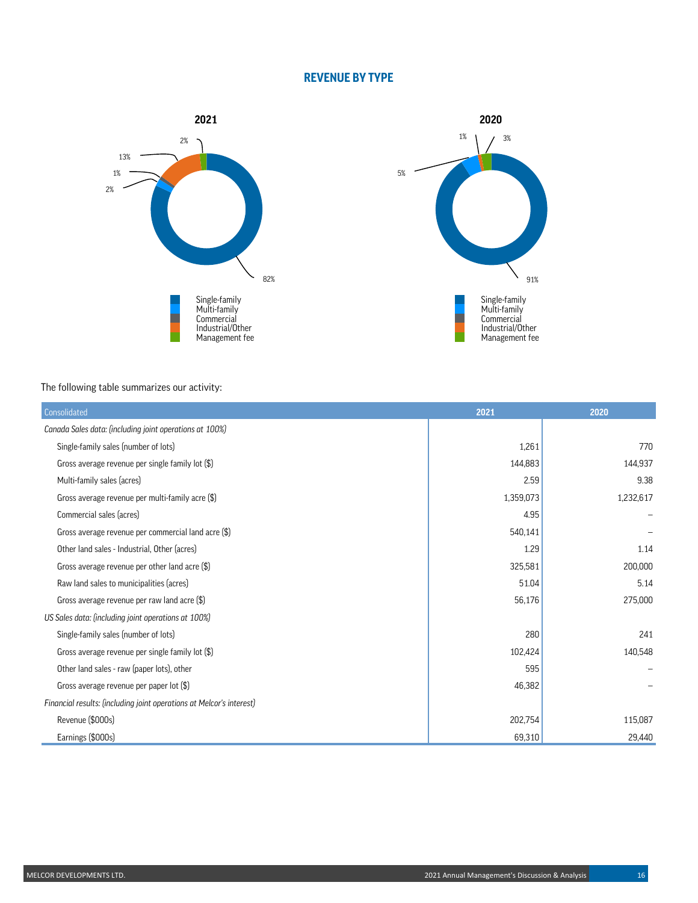## REVENUE BY TYPE

**2021**

- Single-family: 82%
- Multi-family: 2%
- Commercial: 1%
- Industrial/Other: 13%
- Management fee: 2%

**2020**

- Single-family: 91%
- Multi-family: 5%
- Industrial/Other: 1%
- Management fee: 3%

The following table summarizes our activity:

| Consolidated | 2021 | 2020 |
|---|---|---|
| *Canada Sales data: (including joint operations at 100%)* | | |
| Single-family sales (number of lots) | 1,261 | 770 |
| Gross average revenue per single family lot ($) | 144,883 | 144,937 |
| Multi-family sales (acres) | 2.59 | 9.38 |
| Gross average revenue per multi-family acre ($) | 1,359,073 | 1,232,617 |
| Commercial sales (acres) | 4.95 | – |
| Gross average revenue per commercial land acre ($) | 540,141 | – |
| Other land sales - Industrial, Other (acres) | 1.29 | 1.14 |
| Gross average revenue per other land acre ($) | 325,581 | 200,000 |
| Raw land sales to municipalities (acres) | 51.04 | 5.14 |
| Gross average revenue per raw land acre ($) | 56,176 | 275,000 |
| *US Sales data: (including joint operations at 100%)* | | |
| Single-family sales (number of lots) | 280 | 241 |
| Gross average revenue per single family lot ($) | 102,424 | 140,548 |
| Other land sales - raw (paper lots), other | 595 | – |
| Gross average revenue per paper lot ($) | 46,382 | – |
| *Financial results: (including joint operations at Melcor's interest)* | | |
| Revenue ($000s) | 202,754 | 115,087 |
| Earnings ($000s) | 69,310 | 29,440 |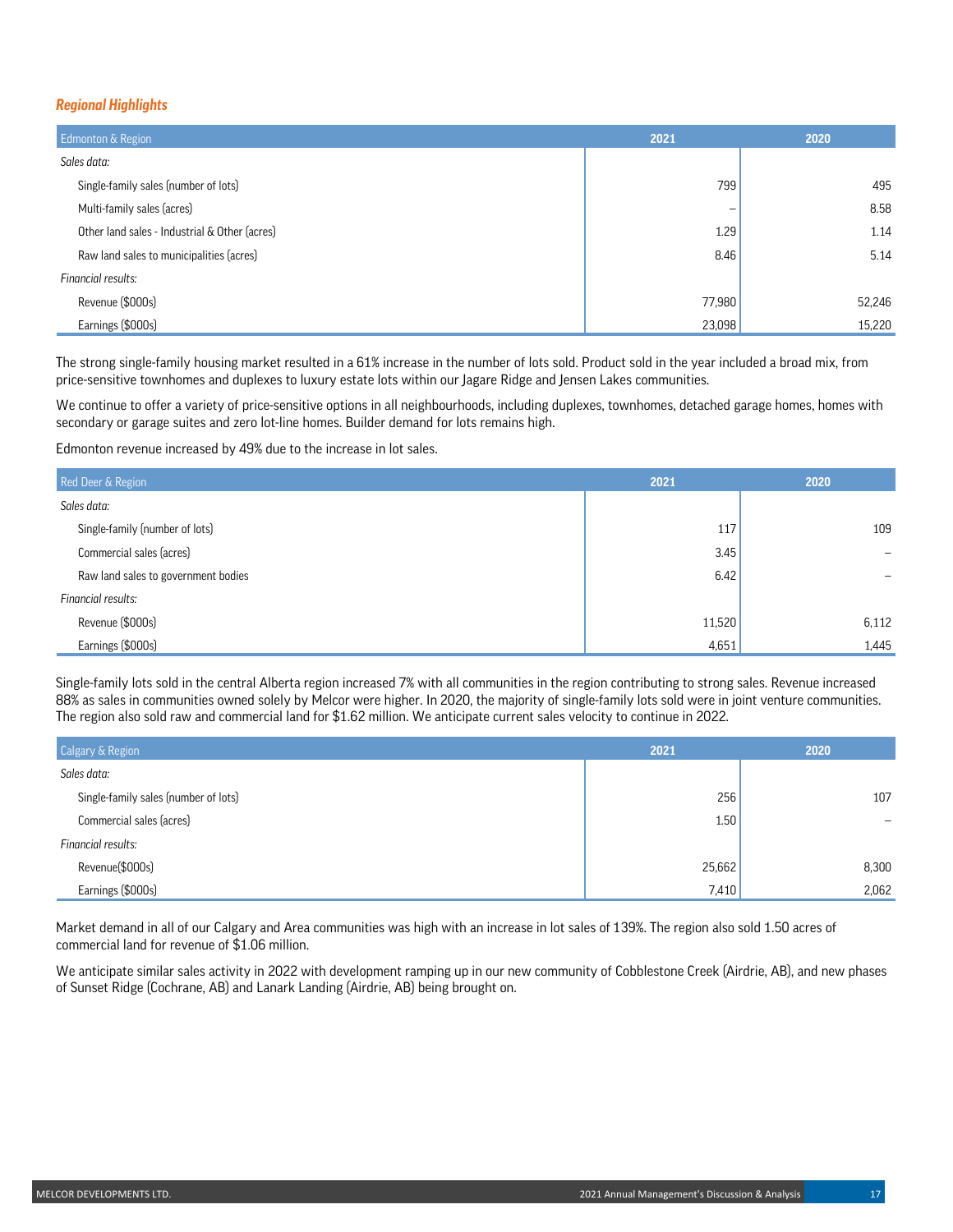### *Regional Highlights*

| Edmonton & Region | 2021 | 2020 |
|---|---|---|
| *Sales data:* | | |
| Single-family sales (number of lots) | 799 | 495 |
| Multi-family sales (acres) | – | 8.58 |
| Other land sales - Industrial & Other (acres) | 1.29 | 1.14 |
| Raw land sales to municipalities (acres) | 8.46 | 5.14 |
| *Financial results:* | | |
| Revenue ($000s) | 77,980 | 52,246 |
| Earnings ($000s) | 23,098 | 15,220 |

The strong single-family housing market resulted in a 61% increase in the number of lots sold. Product sold in the year included a broad mix, from price-sensitive townhomes and duplexes to luxury estate lots within our Jagare Ridge and Jensen Lakes communities.

We continue to offer a variety of price-sensitive options in all neighbourhoods, including duplexes, townhomes, detached garage homes, homes with secondary or garage suites and zero lot-line homes. Builder demand for lots remains high.

Edmonton revenue increased by 49% due to the increase in lot sales.

| Red Deer & Region | 2021 | 2020 |
|---|---|---|
| *Sales data:* | | |
| Single-family (number of lots) | 117 | 109 |
| Commercial sales (acres) | 3.45 | – |
| Raw land sales to government bodies | 6.42 | – |
| *Financial results:* | | |
| Revenue ($000s) | 11,520 | 6,112 |
| Earnings ($000s) | 4,651 | 1,445 |

Single-family lots sold in the central Alberta region increased 7% with all communities in the region contributing to strong sales. Revenue increased 88% as sales in communities owned solely by Melcor were higher. In 2020, the majority of single-family lots sold were in joint venture communities. The region also sold raw and commercial land for $1.62 million. We anticipate current sales velocity to continue in 2022.

| Calgary & Region | 2021 | 2020 |
|---|---|---|
| *Sales data:* | | |
| Single-family sales (number of lots) | 256 | 107 |
| Commercial sales (acres) | 1.50 | – |
| *Financial results:* | | |
| Revenue($000s) | 25,662 | 8,300 |
| Earnings ($000s) | 7,410 | 2,062 |

Market demand in all of our Calgary and Area communities was high with an increase in lot sales of 139%. The region also sold 1.50 acres of commercial land for revenue of $1.06 million.

We anticipate similar sales activity in 2022 with development ramping up in our new community of Cobblestone Creek (Airdrie, AB), and new phases of Sunset Ridge (Cochrane, AB) and Lanark Landing (Airdrie, AB) being brought on.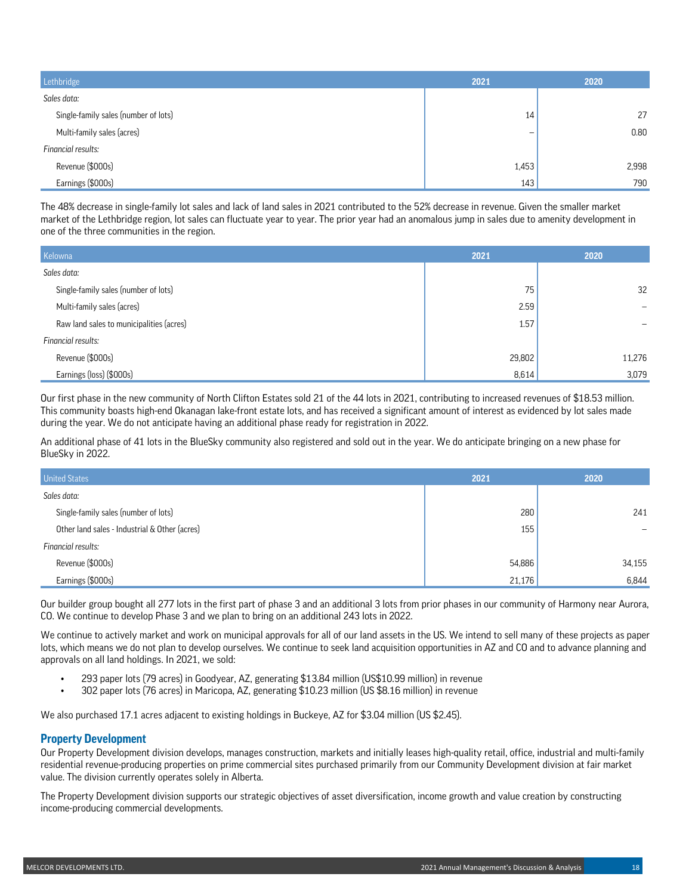| Lethbridge | 2021 | 2020 |
|---|---|---|
| *Sales data:* | | |
| Single-family sales (number of lots) | 14 | 27 |
| Multi-family sales (acres) | – | 0.80 |
| *Financial results:* | | |
| Revenue ($000s) | 1,453 | 2,998 |
| Earnings ($000s) | 143 | 790 |

The 48% decrease in single-family lot sales and lack of land sales in 2021 contributed to the 52% decrease in revenue. Given the smaller market market of the Lethbridge region, lot sales can fluctuate year to year. The prior year had an anomalous jump in sales due to amenity development in one of the three communities in the region.

| Kelowna | 2021 | 2020 |
|---|---|---|
| *Sales data:* | | |
| Single-family sales (number of lots) | 75 | 32 |
| Multi-family sales (acres) | 2.59 | – |
| Raw land sales to municipalities (acres) | 1.57 | – |
| *Financial results:* | | |
| Revenue ($000s) | 29,802 | 11,276 |
| Earnings (loss) ($000s) | 8,614 | 3,079 |

Our first phase in the new community of North Clifton Estates sold 21 of the 44 lots in 2021, contributing to increased revenues of $18.53 million. This community boasts high-end Okanagan lake-front estate lots, and has received a significant amount of interest as evidenced by lot sales made during the year. We do not anticipate having an additional phase ready for registration in 2022.

An additional phase of 41 lots in the BlueSky community also registered and sold out in the year. We do anticipate bringing on a new phase for BlueSky in 2022.

| United States | 2021 | 2020 |
|---|---|---|
| *Sales data:* | | |
| Single-family sales (number of lots) | 280 | 241 |
| Other land sales - Industrial & Other (acres) | 155 | – |
| *Financial results:* | | |
| Revenue ($000s) | 54,886 | 34,155 |
| Earnings ($000s) | 21,176 | 6,844 |

Our builder group bought all 277 lots in the first part of phase 3 and an additional 3 lots from prior phases in our community of Harmony near Aurora, CO. We continue to develop Phase 3 and we plan to bring on an additional 243 lots in 2022.

We continue to actively market and work on municipal approvals for all of our land assets in the US. We intend to sell many of these projects as paper lots, which means we do not plan to develop ourselves. We continue to seek land acquisition opportunities in AZ and CO and to advance planning and approvals on all land holdings. In 2021, we sold:

- 293 paper lots (79 acres) in Goodyear, AZ, generating $13.84 million (US$10.99 million) in revenue
- 302 paper lots (76 acres) in Maricopa, AZ, generating $10.23 million (US $8.16 million) in revenue

We also purchased 17.1 acres adjacent to existing holdings in Buckeye, AZ for $3.04 million (US $2.45).

## Property Development

Our Property Development division develops, manages construction, markets and initially leases high-quality retail, office, industrial and multi-family residential revenue-producing properties on prime commercial sites purchased primarily from our Community Development division at fair market value. The division currently operates solely in Alberta.

The Property Development division supports our strategic objectives of asset diversification, income growth and value creation by constructing income-producing commercial developments.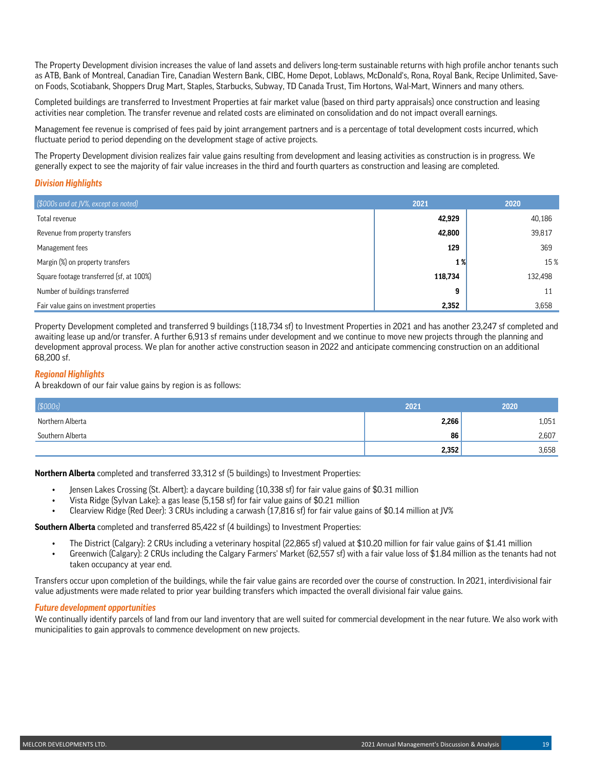The Property Development division increases the value of land assets and delivers long-term sustainable returns with high profile anchor tenants such as ATB, Bank of Montreal, Canadian Tire, Canadian Western Bank, CIBC, Home Depot, Loblaws, McDonald's, Rona, Royal Bank, Recipe Unlimited, Save-on Foods, Scotiabank, Shoppers Drug Mart, Staples, Starbucks, Subway, TD Canada Trust, Tim Hortons, Wal-Mart, Winners and many others.

Completed buildings are transferred to Investment Properties at fair market value (based on third party appraisals) once construction and leasing activities near completion. The transfer revenue and related costs are eliminated on consolidation and do not impact overall earnings.

Management fee revenue is comprised of fees paid by joint arrangement partners and is a percentage of total development costs incurred, which fluctuate period to period depending on the development stage of active projects.

The Property Development division realizes fair value gains resulting from development and leasing activities as construction is in progress. We generally expect to see the majority of fair value increases in the third and fourth quarters as construction and leasing are completed.

### *Division Highlights*

| *($000s and at JV%, except as noted)* | 2021 | 2020 |
|---|---|---|
| Total revenue | **42,929** | 40,186 |
| Revenue from property transfers | **42,800** | 39,817 |
| Management fees | **129** | 369 |
| Margin (%) on property transfers | **1 %** | 15 % |
| Square footage transferred (sf, at 100%) | **118,734** | 132,498 |
| Number of buildings transferred | **9** | 11 |
| Fair value gains on investment properties | **2,352** | 3,658 |

Property Development completed and transferred 9 buildings (118,734 sf) to Investment Properties in 2021 and has another 23,247 sf completed and awaiting lease up and/or transfer. A further 6,913 sf remains under development and we continue to move new projects through the planning and development approval process. We plan for another active construction season in 2022 and anticipate commencing construction on an additional 68,200 sf.

### *Regional Highlights*

A breakdown of our fair value gains by region is as follows:

| *($000s)* | 2021 | 2020 |
|---|---|---|
| Northern Alberta | **2,266** | 1,051 |
| Southern Alberta | **86** | 2,607 |
| | **2,352** | 3,658 |

**Northern Alberta** completed and transferred 33,312 sf (5 buildings) to Investment Properties:

- Jensen Lakes Crossing (St. Albert): a daycare building (10,338 sf) for fair value gains of $0.31 million
- Vista Ridge (Sylvan Lake): a gas lease (5,158 sf) for fair value gains of $0.21 million
- Clearview Ridge (Red Deer): 3 CRUs including a carwash (17,816 sf) for fair value gains of $0.14 million at JV%

**Southern Alberta** completed and transferred 85,422 sf (4 buildings) to Investment Properties:

- The District (Calgary): 2 CRUs including a veterinary hospital (22,865 sf) valued at $10.20 million for fair value gains of $1.41 million
- Greenwich (Calgary): 2 CRUs including the Calgary Farmers' Market (62,557 sf) with a fair value loss of $1.84 million as the tenants had not taken occupancy at year end.

Transfers occur upon completion of the buildings, while the fair value gains are recorded over the course of construction. In 2021, interdivisional fair value adjustments were made related to prior year building transfers which impacted the overall divisional fair value gains.

### *Future development opportunities*

We continually identify parcels of land from our land inventory that are well suited for commercial development in the near future. We also work with municipalities to gain approvals to commence development on new projects.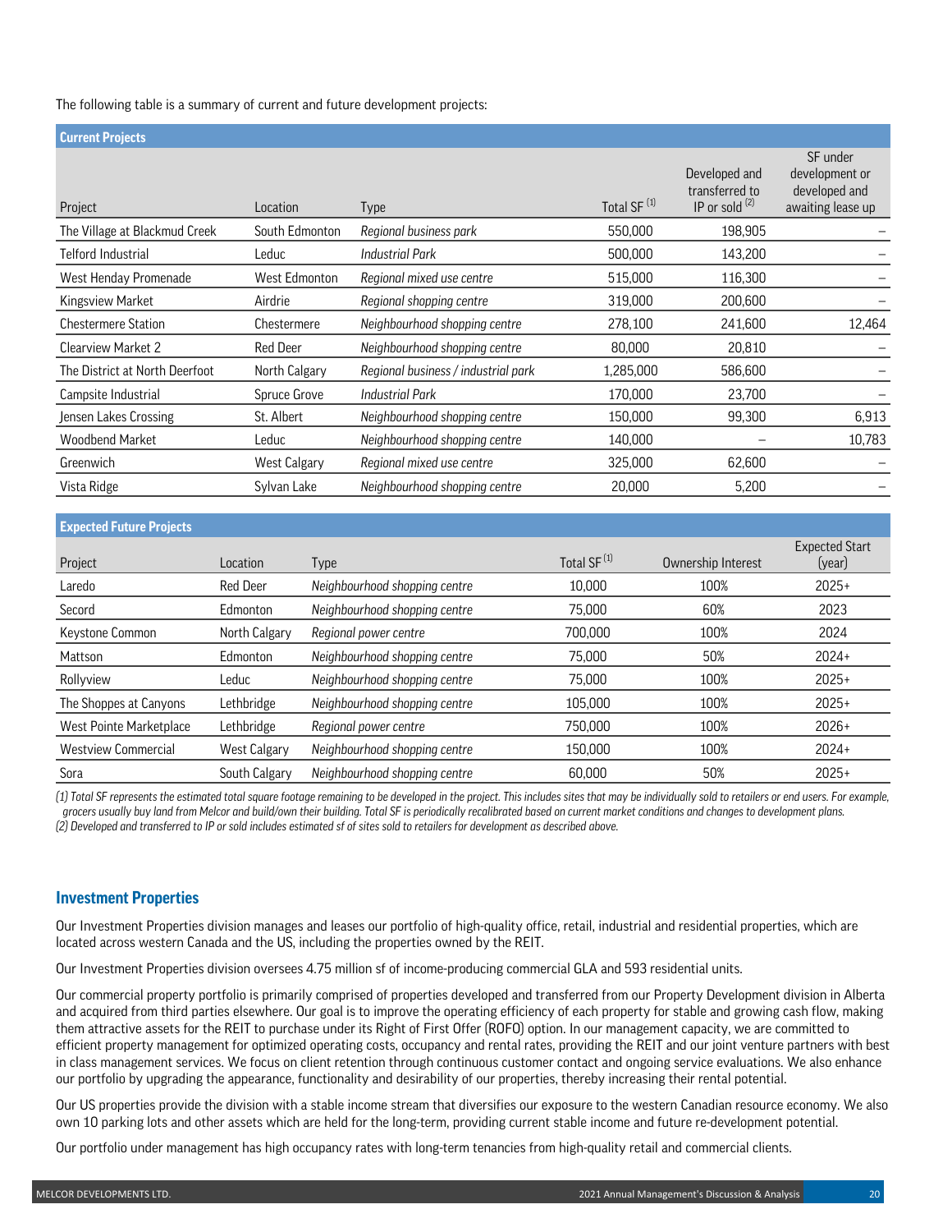The following table is a summary of current and future development projects:

**Current Projects**

| Project | Location | Type | Total SF [1] | Developed and transferred to IP or sold [2] | SF under development or developed and awaiting lease up |
|---|---|---|---|---|---|
| The Village at Blackmud Creek | South Edmonton | *Regional business park* | 550,000 | 198,905 | – |
| Telford Industrial | Leduc | *Industrial Park* | 500,000 | 143,200 | – |
| West Henday Promenade | West Edmonton | *Regional mixed use centre* | 515,000 | 116,300 | – |
| Kingsview Market | Airdrie | *Regional shopping centre* | 319,000 | 200,600 | – |
| Chestermere Station | Chestermere | *Neighbourhood shopping centre* | 278,100 | 241,600 | 12,464 |
| Clearview Market 2 | Red Deer | *Neighbourhood shopping centre* | 80,000 | 20,810 | – |
| The District at North Deerfoot | North Calgary | *Regional business / industrial park* | 1,285,000 | 586,600 | – |
| Campsite Industrial | Spruce Grove | *Industrial Park* | 170,000 | 23,700 | – |
| Jensen Lakes Crossing | St. Albert | *Neighbourhood shopping centre* | 150,000 | 99,300 | 6,913 |
| Woodbend Market | Leduc | *Neighbourhood shopping centre* | 140,000 | – | 10,783 |
| Greenwich | West Calgary | *Regional mixed use centre* | 325,000 | 62,600 | – |
| Vista Ridge | Sylvan Lake | *Neighbourhood shopping centre* | 20,000 | 5,200 | – |

**Expected Future Projects**

| Project | Location | Type | Total SF [1] | Ownership Interest | Expected Start (year) |
|---|---|---|---|---|---|
| Laredo | Red Deer | *Neighbourhood shopping centre* | 10,000 | 100% | 2025+ |
| Secord | Edmonton | *Neighbourhood shopping centre* | 75,000 | 60% | 2023 |
| Keystone Common | North Calgary | *Regional power centre* | 700,000 | 100% | 2024 |
| Mattson | Edmonton | *Neighbourhood shopping centre* | 75,000 | 50% | 2024+ |
| Rollyview | Leduc | *Neighbourhood shopping centre* | 75,000 | 100% | 2025+ |
| The Shoppes at Canyons | Lethbridge | *Neighbourhood shopping centre* | 105,000 | 100% | 2025+ |
| West Pointe Marketplace | Lethbridge | *Regional power centre* | 750,000 | 100% | 2026+ |
| Westview Commercial | West Calgary | *Neighbourhood shopping centre* | 150,000 | 100% | 2024+ |
| Sora | South Calgary | *Neighbourhood shopping centre* | 60,000 | 50% | 2025+ |

*(1) Total SF represents the estimated total square footage remaining to be developed in the project. This includes sites that may be individually sold to retailers or end users. For example, grocers usually buy land from Melcor and build/own their building. Total SF is periodically recalibrated based on current market conditions and changes to development plans.*
*(2) Developed and transferred to IP or sold includes estimated sf of sites sold to retailers for development as described above.*

## Investment Properties

Our Investment Properties division manages and leases our portfolio of high-quality office, retail, industrial and residential properties, which are located across western Canada and the US, including the properties owned by the REIT.

Our Investment Properties division oversees 4.75 million sf of income-producing commercial GLA and 593 residential units.

Our commercial property portfolio is primarily comprised of properties developed and transferred from our Property Development division in Alberta and acquired from third parties elsewhere. Our goal is to improve the operating efficiency of each property for stable and growing cash flow, making them attractive assets for the REIT to purchase under its Right of First Offer (ROFO) option. In our management capacity, we are committed to efficient property management for optimized operating costs, occupancy and rental rates, providing the REIT and our joint venture partners with best in class management services. We focus on client retention through continuous customer contact and ongoing service evaluations. We also enhance our portfolio by upgrading the appearance, functionality and desirability of our properties, thereby increasing their rental potential.

Our US properties provide the division with a stable income stream that diversifies our exposure to the western Canadian resource economy. We also own 10 parking lots and other assets which are held for the long-term, providing current stable income and future re-development potential.

Our portfolio under management has high occupancy rates with long-term tenancies from high-quality retail and commercial clients.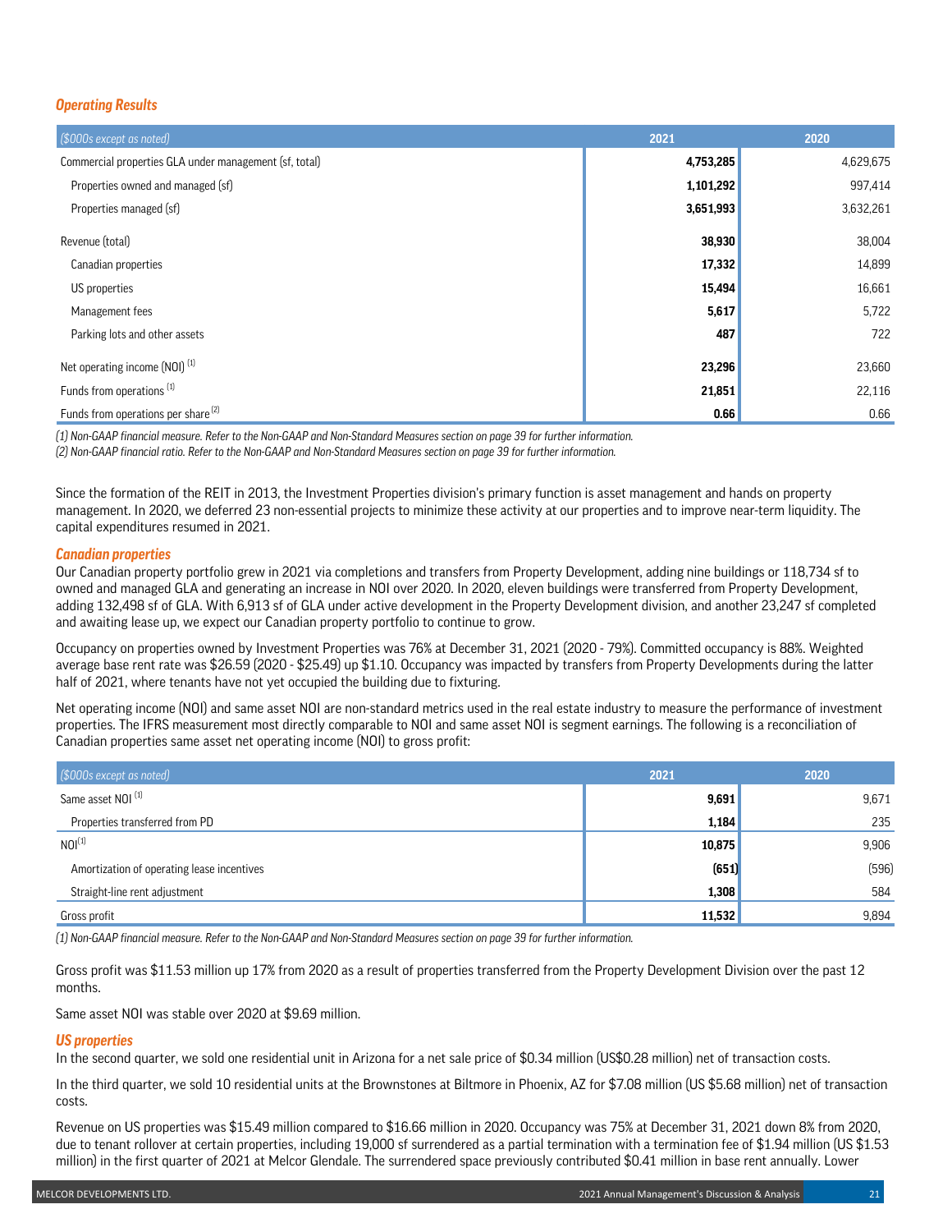### *Operating Results*

| *($000s except as noted)* | 2021 | 2020 |
|---|---|---|
| Commercial properties GLA under management (sf, total) | **4,753,285** | 4,629,675 |
| Properties owned and managed (sf) | **1,101,292** | 997,414 |
| Properties managed (sf) | **3,651,993** | 3,632,261 |
| Revenue (total) | **38,930** | 38,004 |
| Canadian properties | **17,332** | 14,899 |
| US properties | **15,494** | 16,661 |
| Management fees | **5,617** | 5,722 |
| Parking lots and other assets | **487** | 722 |
| Net operating income (NOI) [(1)] | **23,296** | 23,660 |
| Funds from operations [(1)] | **21,851** | 22,116 |
| Funds from operations per share [(2)] | **0.66** | 0.66 |

*(1) Non-GAAP financial measure. Refer to the Non-GAAP and Non-Standard Measures section on page 39 for further information.*
*(2) Non-GAAP financial ratio. Refer to the Non-GAAP and Non-Standard Measures section on page 39 for further information.*

Since the formation of the REIT in 2013, the Investment Properties division's primary function is asset management and hands on property management. In 2020, we deferred 23 non-essential projects to minimize these activity at our properties and to improve near-term liquidity. The capital expenditures resumed in 2021.

### *Canadian properties*

Our Canadian property portfolio grew in 2021 via completions and transfers from Property Development, adding nine buildings or 118,734 sf to owned and managed GLA and generating an increase in NOI over 2020. In 2020, eleven buildings were transferred from Property Development, adding 132,498 sf of GLA. With 6,913 sf of GLA under active development in the Property Development division, and another 23,247 sf completed and awaiting lease up, we expect our Canadian property portfolio to continue to grow.

Occupancy on properties owned by Investment Properties was 76% at December 31, 2021 (2020 - 79%). Committed occupancy is 88%. Weighted average base rent rate was $26.59 (2020 - $25.49) up $1.10. Occupancy was impacted by transfers from Property Developments during the latter half of 2021, where tenants have not yet occupied the building due to fixturing.

Net operating income (NOI) and same asset NOI are non-standard metrics used in the real estate industry to measure the performance of investment properties. The IFRS measurement most directly comparable to NOI and same asset NOI is segment earnings. The following is a reconciliation of Canadian properties same asset net operating income (NOI) to gross profit:

| *($000s except as noted)* | 2021 | 2020 |
|---|---|---|
| Same asset NOI [(1)] | **9,691** | 9,671 |
| Properties transferred from PD | **1,184** | 235 |
| NOI[(1)] | **10,875** | 9,906 |
| Amortization of operating lease incentives | **(651)** | (596) |
| Straight-line rent adjustment | **1,308** | 584 |
| Gross profit | **11,532** | 9,894 |

*(1) Non-GAAP financial measure. Refer to the Non-GAAP and Non-Standard Measures section on page 39 for further information.*

Gross profit was $11.53 million up 17% from 2020 as a result of properties transferred from the Property Development Division over the past 12 months.

Same asset NOI was stable over 2020 at $9.69 million.

### *US properties*

In the second quarter, we sold one residential unit in Arizona for a net sale price of $0.34 million (US$0.28 million) net of transaction costs.

In the third quarter, we sold 10 residential units at the Brownstones at Biltmore in Phoenix, AZ for $7.08 million (US $5.68 million) net of transaction costs.

Revenue on US properties was $15.49 million compared to $16.66 million in 2020. Occupancy was 75% at December 31, 2021 down 8% from 2020, due to tenant rollover at certain properties, including 19,000 sf surrendered as a partial termination with a termination fee of $1.94 million (US $1.53 million) in the first quarter of 2021 at Melcor Glendale. The surrendered space previously contributed $0.41 million in base rent annually. Lower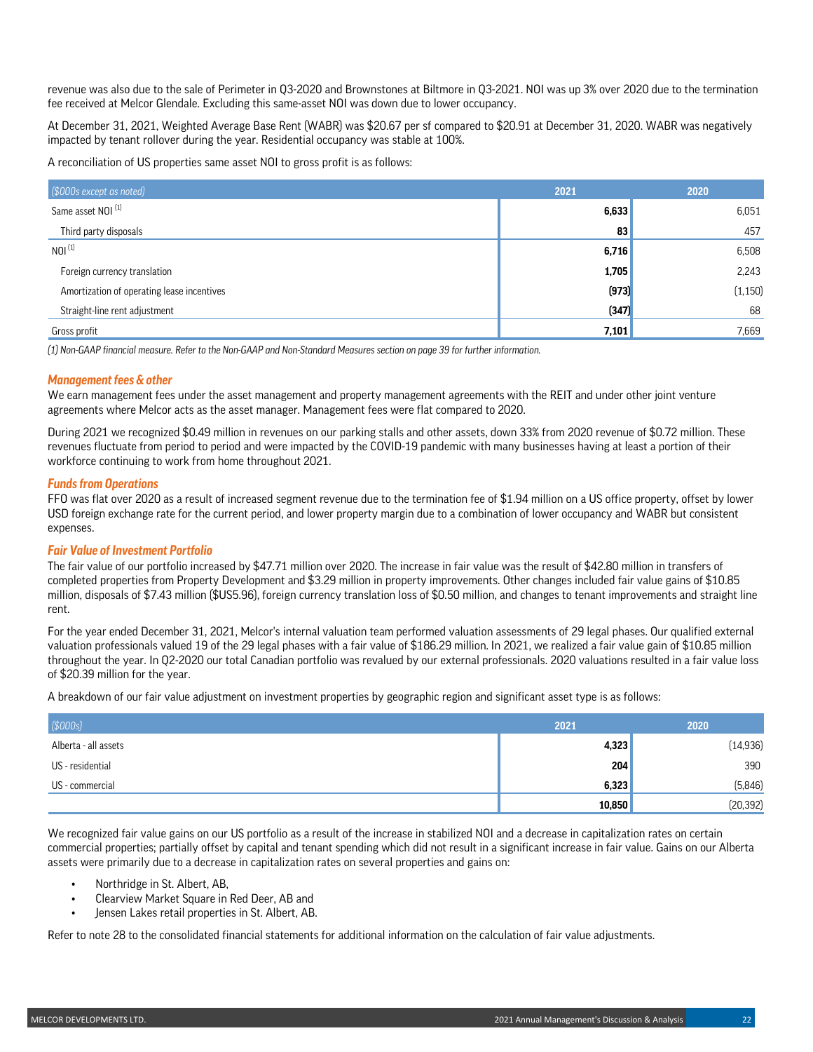revenue was also due to the sale of Perimeter in Q3-2020 and Brownstones at Biltmore in Q3-2021. NOI was up 3% over 2020 due to the termination fee received at Melcor Glendale. Excluding this same-asset NOI was down due to lower occupancy.

At December 31, 2021, Weighted Average Base Rent (WABR) was $20.67 per sf compared to $20.91 at December 31, 2020. WABR was negatively impacted by tenant rollover during the year. Residential occupancy was stable at 100%.

A reconciliation of US properties same asset NOI to gross profit is as follows:

| *($000s except as noted)* | 2021 | 2020 |
|---|---|---|
| Same asset NOI [1] | **6,633** | 6,051 |
| Third party disposals | **83** | 457 |
| NOI [1] | **6,716** | 6,508 |
| Foreign currency translation | **1,705** | 2,243 |
| Amortization of operating lease incentives | **(973)** | (1,150) |
| Straight-line rent adjustment | **(347)** | 68 |
| Gross profit | **7,101** | 7,669 |

*(1) Non-GAAP financial measure. Refer to the Non-GAAP and Non-Standard Measures section on page 39 for further information.*

### *Management fees & other*

We earn management fees under the asset management and property management agreements with the REIT and under other joint venture agreements where Melcor acts as the asset manager. Management fees were flat compared to 2020.

During 2021 we recognized $0.49 million in revenues on our parking stalls and other assets, down 33% from 2020 revenue of $0.72 million. These revenues fluctuate from period to period and were impacted by the COVID-19 pandemic with many businesses having at least a portion of their workforce continuing to work from home throughout 2021.

### *Funds from Operations*

FFO was flat over 2020 as a result of increased segment revenue due to the termination fee of $1.94 million on a US office property, offset by lower USD foreign exchange rate for the current period, and lower property margin due to a combination of lower occupancy and WABR but consistent expenses.

### *Fair Value of Investment Portfolio*

The fair value of our portfolio increased by $47.71 million over 2020. The increase in fair value was the result of $42.80 million in transfers of completed properties from Property Development and $3.29 million in property improvements. Other changes included fair value gains of $10.85 million, disposals of $7.43 million ($US5.96), foreign currency translation loss of $0.50 million, and changes to tenant improvements and straight line rent.

For the year ended December 31, 2021, Melcor's internal valuation team performed valuation assessments of 29 legal phases. Our qualified external valuation professionals valued 19 of the 29 legal phases with a fair value of $186.29 million. In 2021, we realized a fair value gain of $10.85 million throughout the year. In Q2-2020 our total Canadian portfolio was revalued by our external professionals. 2020 valuations resulted in a fair value loss of $20.39 million for the year.

A breakdown of our fair value adjustment on investment properties by geographic region and significant asset type is as follows:

| *($000s)* | 2021 | 2020 |
|---|---|---|
| Alberta - all assets | **4,323** | (14,936) |
| US - residential | **204** | 390 |
| US - commercial | **6,323** | (5,846) |
| | **10,850** | (20,392) |

We recognized fair value gains on our US portfolio as a result of the increase in stabilized NOI and a decrease in capitalization rates on certain commercial properties; partially offset by capital and tenant spending which did not result in a significant increase in fair value. Gains on our Alberta assets were primarily due to a decrease in capitalization rates on several properties and gains on:

- Northridge in St. Albert, AB,
- Clearview Market Square in Red Deer, AB and
- Jensen Lakes retail properties in St. Albert, AB.

Refer to note 28 to the consolidated financial statements for additional information on the calculation of fair value adjustments.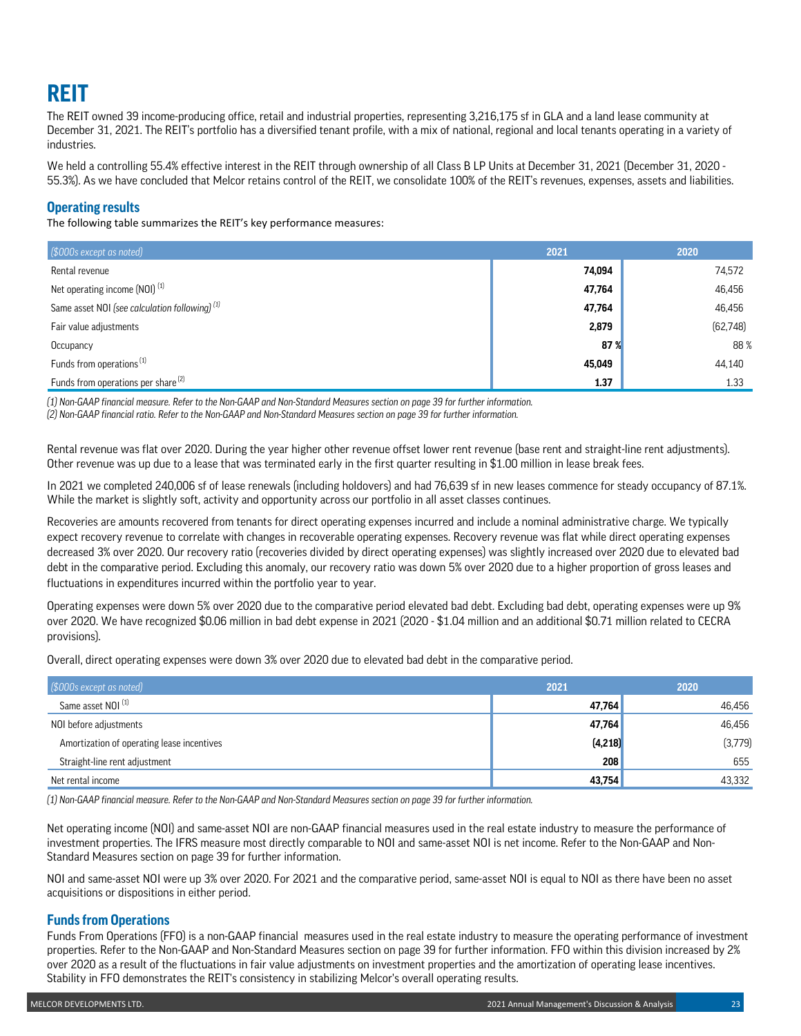# REIT

The REIT owned 39 income-producing office, retail and industrial properties, representing 3,216,175 sf in GLA and a land lease community at December 31, 2021. The REIT's portfolio has a diversified tenant profile, with a mix of national, regional and local tenants operating in a variety of industries.

We held a controlling 55.4% effective interest in the REIT through ownership of all Class B LP Units at December 31, 2021 (December 31, 2020 - 55.3%). As we have concluded that Melcor retains control of the REIT, we consolidate 100% of the REIT's revenues, expenses, assets and liabilities.

## Operating results

The following table summarizes the REIT's key performance measures:

| *($000s except as noted)* | 2021 | 2020 |
|---|---|---|
| Rental revenue | **74,094** | 74,572 |
| Net operating income (NOI) [1] | **47,764** | 46,456 |
| Same asset NOI *(see calculation following)* [1] | **47,764** | 46,456 |
| Fair value adjustments | **2,879** | (62,748) |
| Occupancy | **87 %** | 88 % |
| Funds from operations [1] | **45,049** | 44,140 |
| Funds from operations per share [2] | **1.37** | 1.33 |

*(1) Non-GAAP financial measure. Refer to the Non-GAAP and Non-Standard Measures section on page 39 for further information.*
*(2) Non-GAAP financial ratio. Refer to the Non-GAAP and Non-Standard Measures section on page 39 for further information.*

Rental revenue was flat over 2020. During the year higher other revenue offset lower rent revenue (base rent and straight-line rent adjustments). Other revenue was up due to a lease that was terminated early in the first quarter resulting in $1.00 million in lease break fees.

In 2021 we completed 240,006 sf of lease renewals (including holdovers) and had 76,639 sf in new leases commence for steady occupancy of 87.1%. While the market is slightly soft, activity and opportunity across our portfolio in all asset classes continues.

Recoveries are amounts recovered from tenants for direct operating expenses incurred and include a nominal administrative charge. We typically expect recovery revenue to correlate with changes in recoverable operating expenses. Recovery revenue was flat while direct operating expenses decreased 3% over 2020. Our recovery ratio (recoveries divided by direct operating expenses) was slightly increased over 2020 due to elevated bad debt in the comparative period. Excluding this anomaly, our recovery ratio was down 5% over 2020 due to a higher proportion of gross leases and fluctuations in expenditures incurred within the portfolio year to year.

Operating expenses were down 5% over 2020 due to the comparative period elevated bad debt. Excluding bad debt, operating expenses were up 9% over 2020. We have recognized $0.06 million in bad debt expense in 2021 (2020 - $1.04 million and an additional $0.71 million related to CECRA provisions).

Overall, direct operating expenses were down 3% over 2020 due to elevated bad debt in the comparative period.

| *($000s except as noted)* | 2021 | 2020 |
|---|---|---|
| Same asset NOI [1] | **47,764** | 46,456 |
| NOI before adjustments | **47,764** | 46,456 |
| Amortization of operating lease incentives | **(4,218)** | (3,779) |
| Straight-line rent adjustment | **208** | 655 |
| Net rental income | **43,754** | 43,332 |

*(1) Non-GAAP financial measure. Refer to the Non-GAAP and Non-Standard Measures section on page 39 for further information.*

Net operating income (NOI) and same-asset NOI are non-GAAP financial measures used in the real estate industry to measure the performance of investment properties. The IFRS measure most directly comparable to NOI and same-asset NOI is net income. Refer to the Non-GAAP and Non-Standard Measures section on page 39 for further information.

NOI and same-asset NOI were up 3% over 2020. For 2021 and the comparative period, same-asset NOI is equal to NOI as there have been no asset acquisitions or dispositions in either period.

## Funds from Operations

Funds From Operations (FFO) is a non-GAAP financial measures used in the real estate industry to measure the operating performance of investment properties. Refer to the Non-GAAP and Non-Standard Measures section on page 39 for further information. FFO within this division increased by 2% over 2020 as a result of the fluctuations in fair value adjustments on investment properties and the amortization of operating lease incentives. Stability in FFO demonstrates the REIT's consistency in stabilizing Melcor's overall operating results.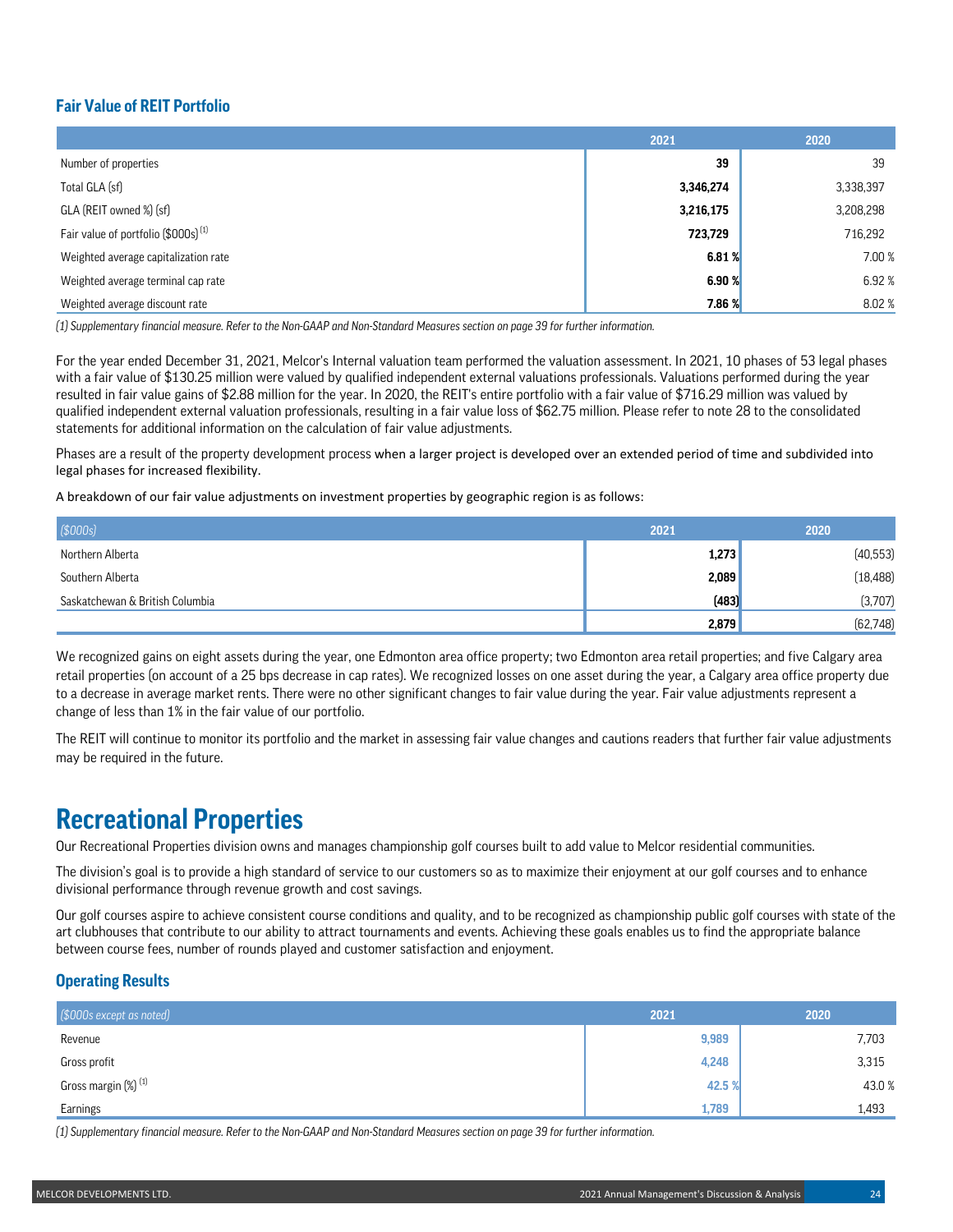### Fair Value of REIT Portfolio

| | 2021 | 2020 |
|---|---|---|
| Number of properties | **39** | 39 |
| Total GLA (sf) | **3,346,274** | 3,338,397 |
| GLA (REIT owned %) (sf) | **3,216,175** | 3,208,298 |
| Fair value of portfolio ($000s) [1] | **723,729** | 716,292 |
| Weighted average capitalization rate | **6.81 %** | 7.00 % |
| Weighted average terminal cap rate | **6.90 %** | 6.92 % |
| Weighted average discount rate | **7.86 %** | 8.02 % |

*(1) Supplementary financial measure. Refer to the Non-GAAP and Non-Standard Measures section on page 39 for further information.*

For the year ended December 31, 2021, Melcor's Internal valuation team performed the valuation assessment. In 2021, 10 phases of 53 legal phases with a fair value of $130.25 million were valued by qualified independent external valuations professionals. Valuations performed during the year resulted in fair value gains of $2.88 million for the year. In 2020, the REIT's entire portfolio with a fair value of $716.29 million was valued by qualified independent external valuation professionals, resulting in a fair value loss of $62.75 million. Please refer to note 28 to the consolidated statements for additional information on the calculation of fair value adjustments.

Phases are a result of the property development process when a larger project is developed over an extended period of time and subdivided into legal phases for increased flexibility.

A breakdown of our fair value adjustments on investment properties by geographic region is as follows:

| *($000s)* | 2021 | 2020 |
|---|---|---|
| Northern Alberta | **1,273** | (40,553) |
| Southern Alberta | **2,089** | (18,488) |
| Saskatchewan & British Columbia | **(483)** | (3,707) |
| | **2,879** | (62,748) |

We recognized gains on eight assets during the year, one Edmonton area office property; two Edmonton area retail properties; and five Calgary area retail properties (on account of a 25 bps decrease in cap rates). We recognized losses on one asset during the year, a Calgary area office property due to a decrease in average market rents. There were no other significant changes to fair value during the year. Fair value adjustments represent a change of less than 1% in the fair value of our portfolio.

The REIT will continue to monitor its portfolio and the market in assessing fair value changes and cautions readers that further fair value adjustments may be required in the future.

# Recreational Properties

Our Recreational Properties division owns and manages championship golf courses built to add value to Melcor residential communities.

The division's goal is to provide a high standard of service to our customers so as to maximize their enjoyment at our golf courses and to enhance divisional performance through revenue growth and cost savings.

Our golf courses aspire to achieve consistent course conditions and quality, and to be recognized as championship public golf courses with state of the art clubhouses that contribute to our ability to attract tournaments and events. Achieving these goals enables us to find the appropriate balance between course fees, number of rounds played and customer satisfaction and enjoyment.

### Operating Results

| *($000s except as noted)* | 2021 | 2020 |
|---|---|---|
| Revenue | **9,989** | 7,703 |
| Gross profit | **4,248** | 3,315 |
| Gross margin (%) [1] | **42.5 %** | 43.0 % |
| Earnings | **1,789** | 1,493 |

*(1) Supplementary financial measure. Refer to the Non-GAAP and Non-Standard Measures section on page 39 for further information.*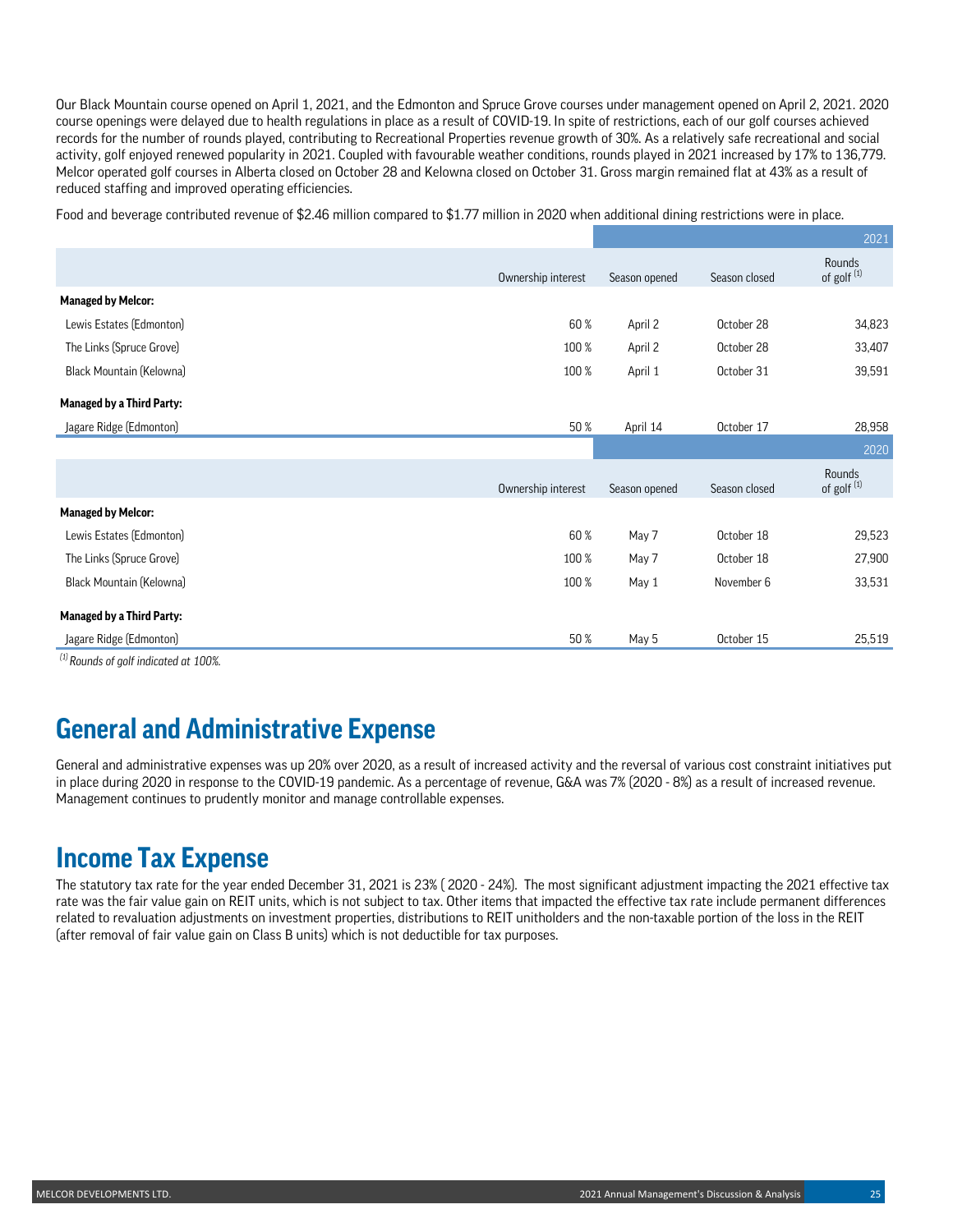Our Black Mountain course opened on April 1, 2021, and the Edmonton and Spruce Grove courses under management opened on April 2, 2021. 2020 course openings were delayed due to health regulations in place as a result of COVID-19. In spite of restrictions, each of our golf courses achieved records for the number of rounds played, contributing to Recreational Properties revenue growth of 30%. As a relatively safe recreational and social activity, golf enjoyed renewed popularity in 2021. Coupled with favourable weather conditions, rounds played in 2021 increased by 17% to 136,779. Melcor operated golf courses in Alberta closed on October 28 and Kelowna closed on October 31. Gross margin remained flat at 43% as a result of reduced staffing and improved operating efficiencies.

Food and beverage contributed revenue of $2.46 million compared to $1.77 million in 2020 when additional dining restrictions were in place.

| | | | | 2021 |
|---|---|---|---|---|
| | Ownership interest | Season opened | Season closed | Rounds of golf [1] |
| **Managed by Melcor:** | | | | |
| Lewis Estates (Edmonton) | 60 % | April 2 | October 28 | 34,823 |
| The Links (Spruce Grove) | 100 % | April 2 | October 28 | 33,407 |
| Black Mountain (Kelowna) | 100 % | April 1 | October 31 | 39,591 |
| **Managed by a Third Party:** | | | | |
| Jagare Ridge (Edmonton) | 50 % | April 14 | October 17 | 28,958 |
| | | | | 2020 |
| | Ownership interest | Season opened | Season closed | Rounds of golf [1] |
| **Managed by Melcor:** | | | | |
| Lewis Estates (Edmonton) | 60 % | May 7 | October 18 | 29,523 |
| The Links (Spruce Grove) | 100 % | May 7 | October 18 | 27,900 |
| Black Mountain (Kelowna) | 100 % | May 1 | November 6 | 33,531 |
| **Managed by a Third Party:** | | | | |
| Jagare Ridge (Edmonton) | 50 % | May 5 | October 15 | 25,519 |

*[1] Rounds of golf indicated at 100%.*

# General and Administrative Expense

General and administrative expenses was up 20% over 2020, as a result of increased activity and the reversal of various cost constraint initiatives put in place during 2020 in response to the COVID-19 pandemic. As a percentage of revenue, G&A was 7% (2020 - 8%) as a result of increased revenue. Management continues to prudently monitor and manage controllable expenses.

# Income Tax Expense

The statutory tax rate for the year ended December 31, 2021 is 23% ( 2020 - 24%). The most significant adjustment impacting the 2021 effective tax rate was the fair value gain on REIT units, which is not subject to tax. Other items that impacted the effective tax rate include permanent differences related to revaluation adjustments on investment properties, distributions to REIT unitholders and the non-taxable portion of the loss in the REIT (after removal of fair value gain on Class B units) which is not deductible for tax purposes.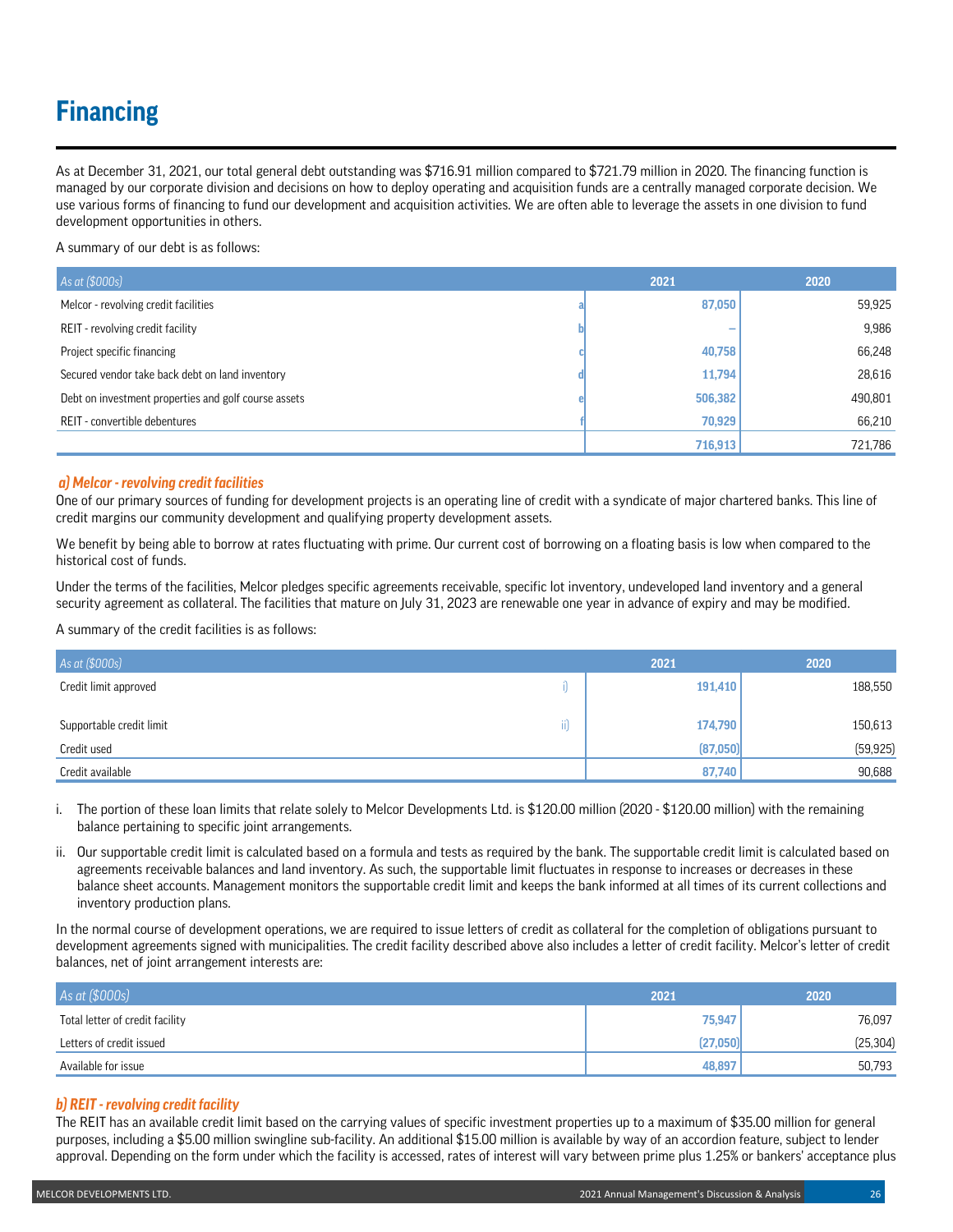# Financing

As at December 31, 2021, our total general debt outstanding was $716.91 million compared to $721.79 million in 2020. The financing function is managed by our corporate division and decisions on how to deploy operating and acquisition funds are a centrally managed corporate decision. We use various forms of financing to fund our development and acquisition activities. We are often able to leverage the assets in one division to fund development opportunities in others.

A summary of our debt is as follows:

| As at ($000s) | | 2021 | 2020 |
|---|---|---|---|
| Melcor - revolving credit facilities | a | 87,050 | 59,925 |
| REIT - revolving credit facility | b | – | 9,986 |
| Project specific financing | c | 40,758 | 66,248 |
| Secured vendor take back debt on land inventory | d | 11,794 | 28,616 |
| Debt on investment properties and golf course assets | e | 506,382 | 490,801 |
| REIT - convertible debentures | f | 70,929 | 66,210 |
| | | 716,913 | 721,786 |

### *a) Melcor - revolving credit facilities*

One of our primary sources of funding for development projects is an operating line of credit with a syndicate of major chartered banks. This line of credit margins our community development and qualifying property development assets.

We benefit by being able to borrow at rates fluctuating with prime. Our current cost of borrowing on a floating basis is low when compared to the historical cost of funds.

Under the terms of the facilities, Melcor pledges specific agreements receivable, specific lot inventory, undeveloped land inventory and a general security agreement as collateral. The facilities that mature on July 31, 2023 are renewable one year in advance of expiry and may be modified.

A summary of the credit facilities is as follows:

| As at ($000s) | | 2021 | 2020 |
|---|---|---|---|
| Credit limit approved | i) | 191,410 | 188,550 |
| Supportable credit limit | ii) | 174,790 | 150,613 |
| Credit used | | (87,050) | (59,925) |
| Credit available | | 87,740 | 90,688 |

i. The portion of these loan limits that relate solely to Melcor Developments Ltd. is $120.00 million (2020 - $120.00 million) with the remaining balance pertaining to specific joint arrangements.

ii. Our supportable credit limit is calculated based on a formula and tests as required by the bank. The supportable credit limit is calculated based on agreements receivable balances and land inventory. As such, the supportable limit fluctuates in response to increases or decreases in these balance sheet accounts. Management monitors the supportable credit limit and keeps the bank informed at all times of its current collections and inventory production plans.

In the normal course of development operations, we are required to issue letters of credit as collateral for the completion of obligations pursuant to development agreements signed with municipalities. The credit facility described above also includes a letter of credit facility. Melcor's letter of credit balances, net of joint arrangement interests are:

| As at ($000s) | 2021 | 2020 |
|---|---|---|
| Total letter of credit facility | 75,947 | 76,097 |
| Letters of credit issued | (27,050) | (25,304) |
| Available for issue | 48,897 | 50,793 |

### *b) REIT - revolving credit facility*

The REIT has an available credit limit based on the carrying values of specific investment properties up to a maximum of $35.00 million for general purposes, including a $5.00 million swingline sub-facility. An additional $15.00 million is available by way of an accordion feature, subject to lender approval. Depending on the form under which the facility is accessed, rates of interest will vary between prime plus 1.25% or bankers' acceptance plus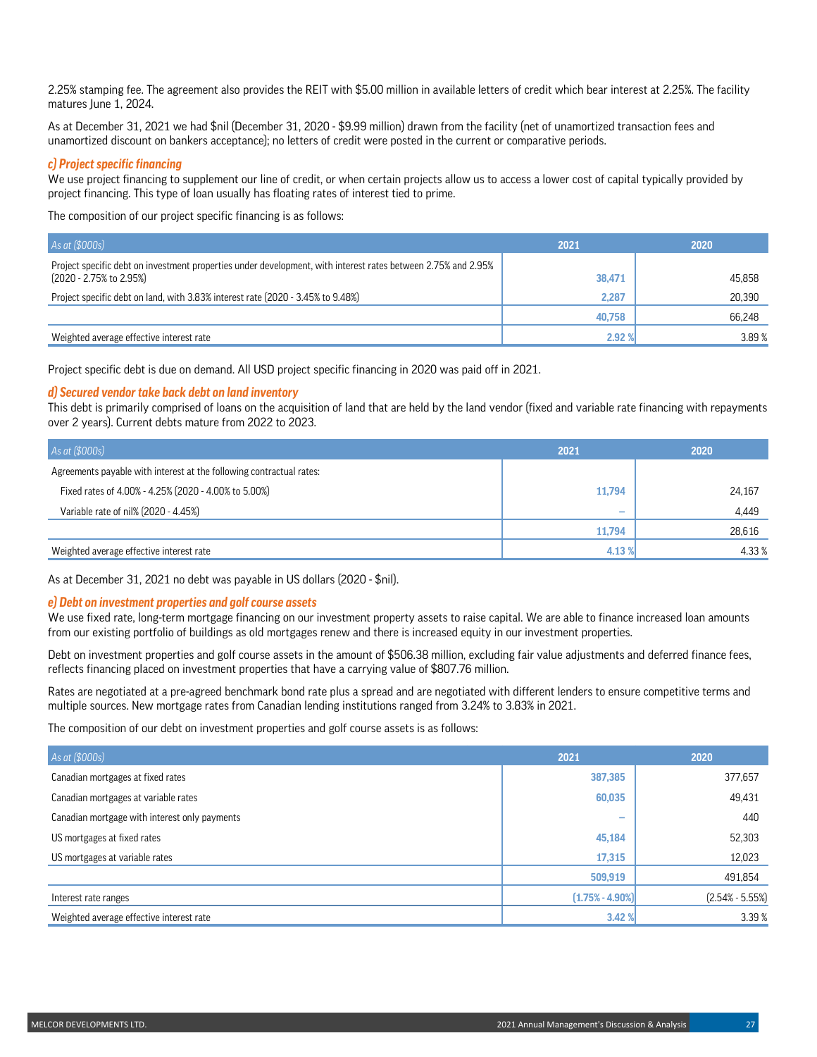2.25% stamping fee. The agreement also provides the REIT with $5.00 million in available letters of credit which bear interest at 2.25%. The facility matures June 1, 2024.

As at December 31, 2021 we had $nil (December 31, 2020 - $9.99 million) drawn from the facility (net of unamortized transaction fees and unamortized discount on bankers acceptance); no letters of credit were posted in the current or comparative periods.

### *c) Project specific financing*

We use project financing to supplement our line of credit, or when certain projects allow us to access a lower cost of capital typically provided by project financing. This type of loan usually has floating rates of interest tied to prime.

The composition of our project specific financing is as follows:

| *As at ($000s)* | 2021 | 2020 |
|---|---|---|
| Project specific debt on investment properties under development, with interest rates between 2.75% and 2.95% (2020 - 2.75% to 2.95%) | 38,471 | 45,858 |
| Project specific debt on land, with 3.83% interest rate (2020 - 3.45% to 9.48%) | 2,287 | 20,390 |
| | 40,758 | 66,248 |
| Weighted average effective interest rate | 2.92 % | 3.89 % |

Project specific debt is due on demand. All USD project specific financing in 2020 was paid off in 2021.

### *d) Secured vendor take back debt on land inventory*

This debt is primarily comprised of loans on the acquisition of land that are held by the land vendor (fixed and variable rate financing with repayments over 2 years). Current debts mature from 2022 to 2023.

| *As at ($000s)* | 2021 | 2020 |
|---|---|---|
| Agreements payable with interest at the following contractual rates: | | |
| Fixed rates of 4.00% - 4.25% (2020 - 4.00% to 5.00%) | 11,794 | 24,167 |
| Variable rate of nil% (2020 - 4.45%) | – | 4,449 |
| | 11,794 | 28,616 |
| Weighted average effective interest rate | 4.13 % | 4.33 % |

As at December 31, 2021 no debt was payable in US dollars (2020 - $nil).

### *e) Debt on investment properties and golf course assets*

We use fixed rate, long-term mortgage financing on our investment property assets to raise capital. We are able to finance increased loan amounts from our existing portfolio of buildings as old mortgages renew and there is increased equity in our investment properties.

Debt on investment properties and golf course assets in the amount of $506.38 million, excluding fair value adjustments and deferred finance fees, reflects financing placed on investment properties that have a carrying value of $807.76 million.

Rates are negotiated at a pre-agreed benchmark bond rate plus a spread and are negotiated with different lenders to ensure competitive terms and multiple sources. New mortgage rates from Canadian lending institutions ranged from 3.24% to 3.83% in 2021.

The composition of our debt on investment properties and golf course assets is as follows:

| *As at ($000s)* | 2021 | 2020 |
|---|---|---|
| Canadian mortgages at fixed rates | 387,385 | 377,657 |
| Canadian mortgages at variable rates | 60,035 | 49,431 |
| Canadian mortgage with interest only payments | – | 440 |
| US mortgages at fixed rates | 45,184 | 52,303 |
| US mortgages at variable rates | 17,315 | 12,023 |
| | 509,919 | 491,854 |
| Interest rate ranges | (1.75% - 4.90%) | (2.54% - 5.55%) |
| Weighted average effective interest rate | 3.42 % | 3.39 % |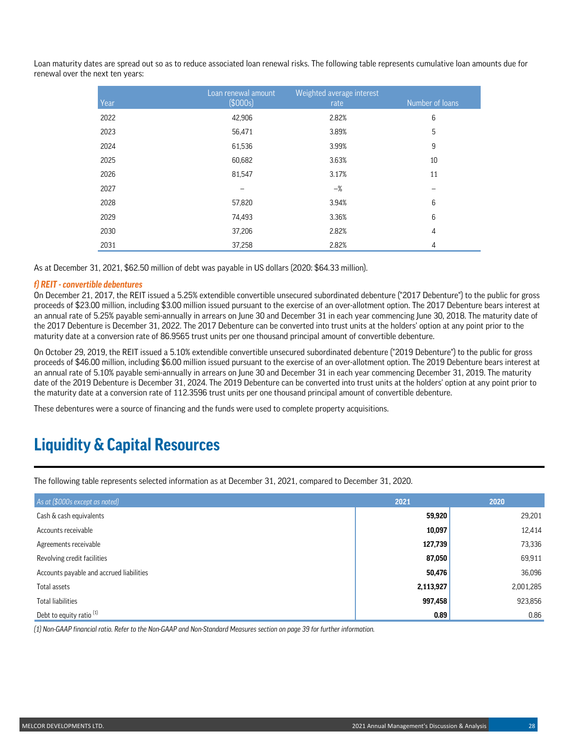Loan maturity dates are spread out so as to reduce associated loan renewal risks. The following table represents cumulative loan amounts due for renewal over the next ten years:

| Year | Loan renewal amount ($000s) | Weighted average interest rate | Number of loans |
|---|---|---|---|
| 2022 | 42,906 | 2.82% | 6 |
| 2023 | 56,471 | 3.89% | 5 |
| 2024 | 61,536 | 3.99% | 9 |
| 2025 | 60,682 | 3.63% | 10 |
| 2026 | 81,547 | 3.17% | 11 |
| 2027 | — | —% | — |
| 2028 | 57,820 | 3.94% | 6 |
| 2029 | 74,493 | 3.36% | 6 |
| 2030 | 37,206 | 2.82% | 4 |
| 2031 | 37,258 | 2.82% | 4 |

As at December 31, 2021, $62.50 million of debt was payable in US dollars (2020: $64.33 million).

***f) REIT - convertible debentures***

On December 21, 2017, the REIT issued a 5.25% extendible convertible unsecured subordinated debenture ("2017 Debenture") to the public for gross proceeds of $23.00 million, including $3.00 million issued pursuant to the exercise of an over-allotment option. The 2017 Debenture bears interest at an annual rate of 5.25% payable semi-annually in arrears on June 30 and December 31 in each year commencing June 30, 2018. The maturity date of the 2017 Debenture is December 31, 2022. The 2017 Debenture can be converted into trust units at the holders' option at any point prior to the maturity date at a conversion rate of 86.9565 trust units per one thousand principal amount of convertible debenture.

On October 29, 2019, the REIT issued a 5.10% extendible convertible unsecured subordinated debenture ("2019 Debenture") to the public for gross proceeds of $46.00 million, including $6.00 million issued pursuant to the exercise of an over-allotment option. The 2019 Debenture bears interest at an annual rate of 5.10% payable semi-annually in arrears on June 30 and December 31 in each year commencing December 31, 2019. The maturity date of the 2019 Debenture is December 31, 2024. The 2019 Debenture can be converted into trust units at the holders' option at any point prior to the maturity date at a conversion rate of 112.3596 trust units per one thousand principal amount of convertible debenture.

These debentures were a source of financing and the funds were used to complete property acquisitions.

# Liquidity & Capital Resources

The following table represents selected information as at December 31, 2021, compared to December 31, 2020.

| *As at ($000s except as noted)* | 2021 | 2020 |
|---|---|---|
| Cash & cash equivalents | **59,920** | 29,201 |
| Accounts receivable | **10,097** | 12,414 |
| Agreements receivable | **127,739** | 73,336 |
| Revolving credit facilities | **87,050** | 69,911 |
| Accounts payable and accrued liabilities | **50,476** | 36,096 |
| Total assets | **2,113,927** | 2,001,285 |
| Total liabilities | **997,458** | 923,856 |
| Debt to equity ratio (1) | **0.89** | 0.86 |

*(1) Non-GAAP financial ratio. Refer to the Non-GAAP and Non-Standard Measures section on page 39 for further information.*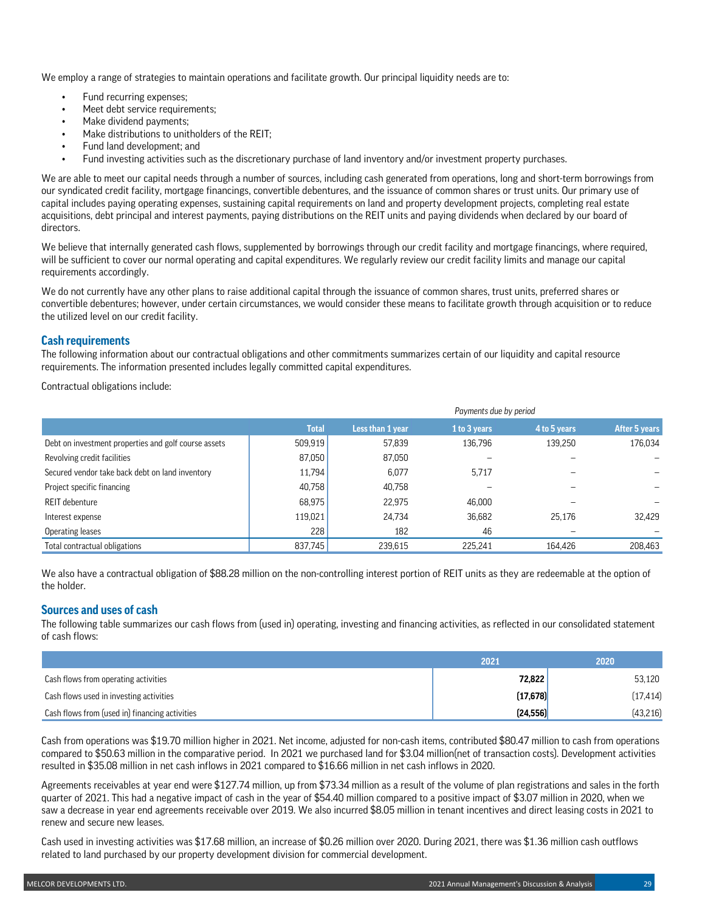We employ a range of strategies to maintain operations and facilitate growth. Our principal liquidity needs are to:

- Fund recurring expenses;
- Meet debt service requirements;
- Make dividend payments;
- Make distributions to unitholders of the REIT;
- Fund land development; and
- Fund investing activities such as the discretionary purchase of land inventory and/or investment property purchases.

We are able to meet our capital needs through a number of sources, including cash generated from operations, long and short-term borrowings from our syndicated credit facility, mortgage financings, convertible debentures, and the issuance of common shares or trust units. Our primary use of capital includes paying operating expenses, sustaining capital requirements on land and property development projects, completing real estate acquisitions, debt principal and interest payments, paying distributions on the REIT units and paying dividends when declared by our board of directors.

We believe that internally generated cash flows, supplemented by borrowings through our credit facility and mortgage financings, where required, will be sufficient to cover our normal operating and capital expenditures. We regularly review our credit facility limits and manage our capital requirements accordingly.

We do not currently have any other plans to raise additional capital through the issuance of common shares, trust units, preferred shares or convertible debentures; however, under certain circumstances, we would consider these means to facilitate growth through acquisition or to reduce the utilized level on our credit facility.

## Cash requirements

The following information about our contractual obligations and other commitments summarizes certain of our liquidity and capital resource requirements. The information presented includes legally committed capital expenditures.

Contractual obligations include:

| | | *Payments due by period* | | | |
|---|---|---|---|---|---|
| | **Total** | **Less than 1 year** | **1 to 3 years** | **4 to 5 years** | **After 5 years** |
| Debt on investment properties and golf course assets | 509,919 | 57,839 | 136,796 | 139,250 | 176,034 |
| Revolving credit facilities | 87,050 | 87,050 | – | – | – |
| Secured vendor take back debt on land inventory | 11,794 | 6,077 | 5,717 | – | – |
| Project specific financing | 40,758 | 40,758 | – | – | – |
| REIT debenture | 68,975 | 22,975 | 46,000 | – | – |
| Interest expense | 119,021 | 24,734 | 36,682 | 25,176 | 32,429 |
| Operating leases | 228 | 182 | 46 | – | – |
| Total contractual obligations | 837,745 | 239,615 | 225,241 | 164,426 | 208,463 |

We also have a contractual obligation of $88.28 million on the non-controlling interest portion of REIT units as they are redeemable at the option of the holder.

## Sources and uses of cash

The following table summarizes our cash flows from (used in) operating, investing and financing activities, as reflected in our consolidated statement of cash flows:

| | 2021 | 2020 |
|---|---|---|
| Cash flows from operating activities | **72,822** | 53,120 |
| Cash flows used in investing activities | **(17,678)** | (17,414) |
| Cash flows from (used in) financing activities | **(24,556)** | (43,216) |

Cash from operations was $19.70 million higher in 2021. Net income, adjusted for non-cash items, contributed $80.47 million to cash from operations compared to $50.63 million in the comparative period. In 2021 we purchased land for $3.04 million(net of transaction costs). Development activities resulted in $35.08 million in net cash inflows in 2021 compared to $16.66 million in net cash inflows in 2020.

Agreements receivables at year end were $127.74 million, up from $73.34 million as a result of the volume of plan registrations and sales in the forth quarter of 2021. This had a negative impact of cash in the year of $54.40 million compared to a positive impact of $3.07 million in 2020, when we saw a decrease in year end agreements receivable over 2019. We also incurred $8.05 million in tenant incentives and direct leasing costs in 2021 to renew and secure new leases.

Cash used in investing activities was $17.68 million, an increase of $0.26 million over 2020. During 2021, there was $1.36 million cash outflows related to land purchased by our property development division for commercial development.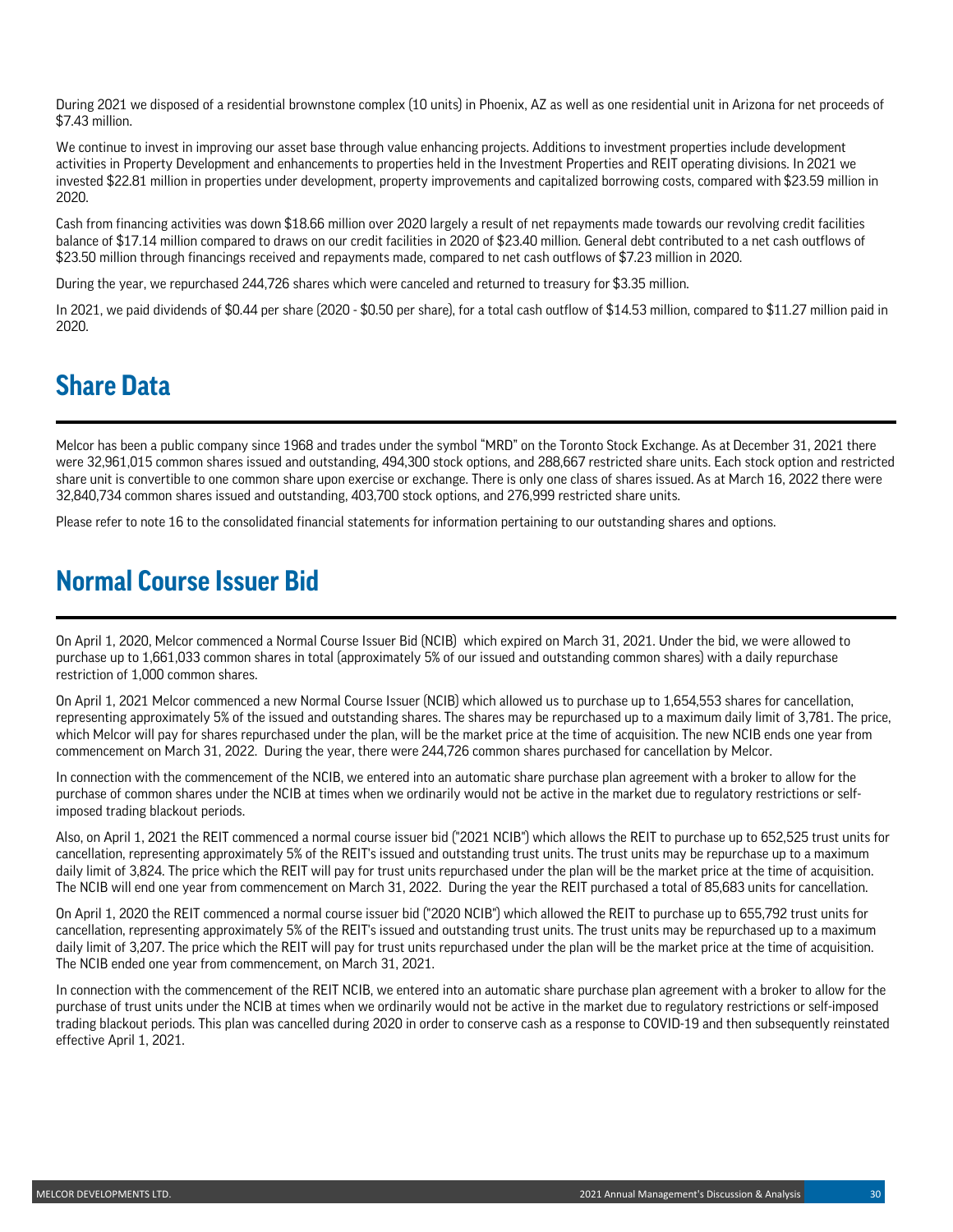During 2021 we disposed of a residential brownstone complex (10 units) in Phoenix, AZ as well as one residential unit in Arizona for net proceeds of $7.43 million.

We continue to invest in improving our asset base through value enhancing projects. Additions to investment properties include development activities in Property Development and enhancements to properties held in the Investment Properties and REIT operating divisions. In 2021 we invested $22.81 million in properties under development, property improvements and capitalized borrowing costs, compared with $23.59 million in 2020.

Cash from financing activities was down $18.66 million over 2020 largely a result of net repayments made towards our revolving credit facilities balance of $17.14 million compared to draws on our credit facilities in 2020 of $23.40 million. General debt contributed to a net cash outflows of $23.50 million through financings received and repayments made, compared to net cash outflows of $7.23 million in 2020.

During the year, we repurchased 244,726 shares which were canceled and returned to treasury for $3.35 million.

In 2021, we paid dividends of $0.44 per share (2020 - $0.50 per share), for a total cash outflow of $14.53 million, compared to $11.27 million paid in 2020.

# Share Data

Melcor has been a public company since 1968 and trades under the symbol "MRD" on the Toronto Stock Exchange. As at December 31, 2021 there were 32,961,015 common shares issued and outstanding, 494,300 stock options, and 288,667 restricted share units. Each stock option and restricted share unit is convertible to one common share upon exercise or exchange. There is only one class of shares issued. As at March 16, 2022 there were 32,840,734 common shares issued and outstanding, 403,700 stock options, and 276,999 restricted share units.

Please refer to note 16 to the consolidated financial statements for information pertaining to our outstanding shares and options.

# Normal Course Issuer Bid

On April 1, 2020, Melcor commenced a Normal Course Issuer Bid (NCIB) which expired on March 31, 2021. Under the bid, we were allowed to purchase up to 1,661,033 common shares in total (approximately 5% of our issued and outstanding common shares) with a daily repurchase restriction of 1,000 common shares.

On April 1, 2021 Melcor commenced a new Normal Course Issuer (NCIB) which allowed us to purchase up to 1,654,553 shares for cancellation, representing approximately 5% of the issued and outstanding shares. The shares may be repurchased up to a maximum daily limit of 3,781. The price, which Melcor will pay for shares repurchased under the plan, will be the market price at the time of acquisition. The new NCIB ends one year from commencement on March 31, 2022. During the year, there were 244,726 common shares purchased for cancellation by Melcor.

In connection with the commencement of the NCIB, we entered into an automatic share purchase plan agreement with a broker to allow for the purchase of common shares under the NCIB at times when we ordinarily would not be active in the market due to regulatory restrictions or self-imposed trading blackout periods.

Also, on April 1, 2021 the REIT commenced a normal course issuer bid ("2021 NCIB") which allows the REIT to purchase up to 652,525 trust units for cancellation, representing approximately 5% of the REIT's issued and outstanding trust units. The trust units may be repurchase up to a maximum daily limit of 3,824. The price which the REIT will pay for trust units repurchased under the plan will be the market price at the time of acquisition. The NCIB will end one year from commencement on March 31, 2022. During the year the REIT purchased a total of 85,683 units for cancellation.

On April 1, 2020 the REIT commenced a normal course issuer bid ("2020 NCIB") which allowed the REIT to purchase up to 655,792 trust units for cancellation, representing approximately 5% of the REIT's issued and outstanding trust units. The trust units may be repurchased up to a maximum daily limit of 3,207. The price which the REIT will pay for trust units repurchased under the plan will be the market price at the time of acquisition. The NCIB ended one year from commencement, on March 31, 2021.

In connection with the commencement of the REIT NCIB, we entered into an automatic share purchase plan agreement with a broker to allow for the purchase of trust units under the NCIB at times when we ordinarily would not be active in the market due to regulatory restrictions or self-imposed trading blackout periods. This plan was cancelled during 2020 in order to conserve cash as a response to COVID-19 and then subsequently reinstated effective April 1, 2021.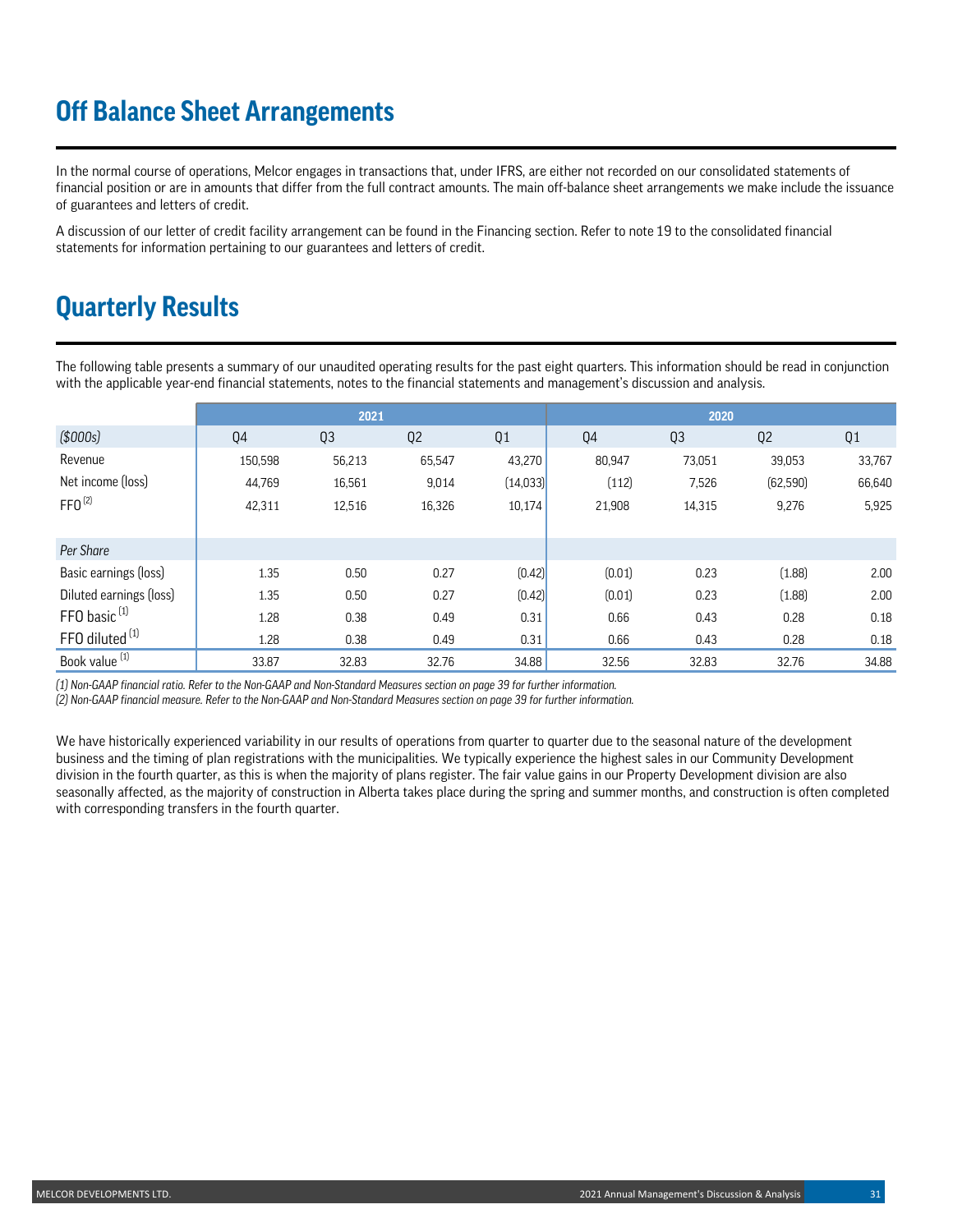# Off Balance Sheet Arrangements

In the normal course of operations, Melcor engages in transactions that, under IFRS, are either not recorded on our consolidated statements of financial position or are in amounts that differ from the full contract amounts. The main off-balance sheet arrangements we make include the issuance of guarantees and letters of credit.

A discussion of our letter of credit facility arrangement can be found in the Financing section. Refer to note 19 to the consolidated financial statements for information pertaining to our guarantees and letters of credit.

# Quarterly Results

The following table presents a summary of our unaudited operating results for the past eight quarters. This information should be read in conjunction with the applicable year-end financial statements, notes to the financial statements and management's discussion and analysis.

| | 2021 | | | | 2020 | | | |
|---|---|---|---|---|---|---|---|---|
| *($000s)* | Q4 | Q3 | Q2 | Q1 | Q4 | Q3 | Q2 | Q1 |
| Revenue | 150,598 | 56,213 | 65,547 | 43,270 | 80,947 | 73,051 | 39,053 | 33,767 |
| Net income (loss) | 44,769 | 16,561 | 9,014 | (14,033) | (112) | 7,526 | (62,590) | 66,640 |
| FFO [2] | 42,311 | 12,516 | 16,326 | 10,174 | 21,908 | 14,315 | 9,276 | 5,925 |
| *Per Share* | | | | | | | | |
| Basic earnings (loss) | 1.35 | 0.50 | 0.27 | (0.42) | (0.01) | 0.23 | (1.88) | 2.00 |
| Diluted earnings (loss) | 1.35 | 0.50 | 0.27 | (0.42) | (0.01) | 0.23 | (1.88) | 2.00 |
| FFO basic [1] | 1.28 | 0.38 | 0.49 | 0.31 | 0.66 | 0.43 | 0.28 | 0.18 |
| FFO diluted [1] | 1.28 | 0.38 | 0.49 | 0.31 | 0.66 | 0.43 | 0.28 | 0.18 |
| Book value [1] | 33.87 | 32.83 | 32.76 | 34.88 | 32.56 | 32.83 | 32.76 | 34.88 |

*(1) Non-GAAP financial ratio. Refer to the Non-GAAP and Non-Standard Measures section on page 39 for further information.*
*(2) Non-GAAP financial measure. Refer to the Non-GAAP and Non-Standard Measures section on page 39 for further information.*

We have historically experienced variability in our results of operations from quarter to quarter due to the seasonal nature of the development business and the timing of plan registrations with the municipalities. We typically experience the highest sales in our Community Development division in the fourth quarter, as this is when the majority of plans register. The fair value gains in our Property Development division are also seasonally affected, as the majority of construction in Alberta takes place during the spring and summer months, and construction is often completed with corresponding transfers in the fourth quarter.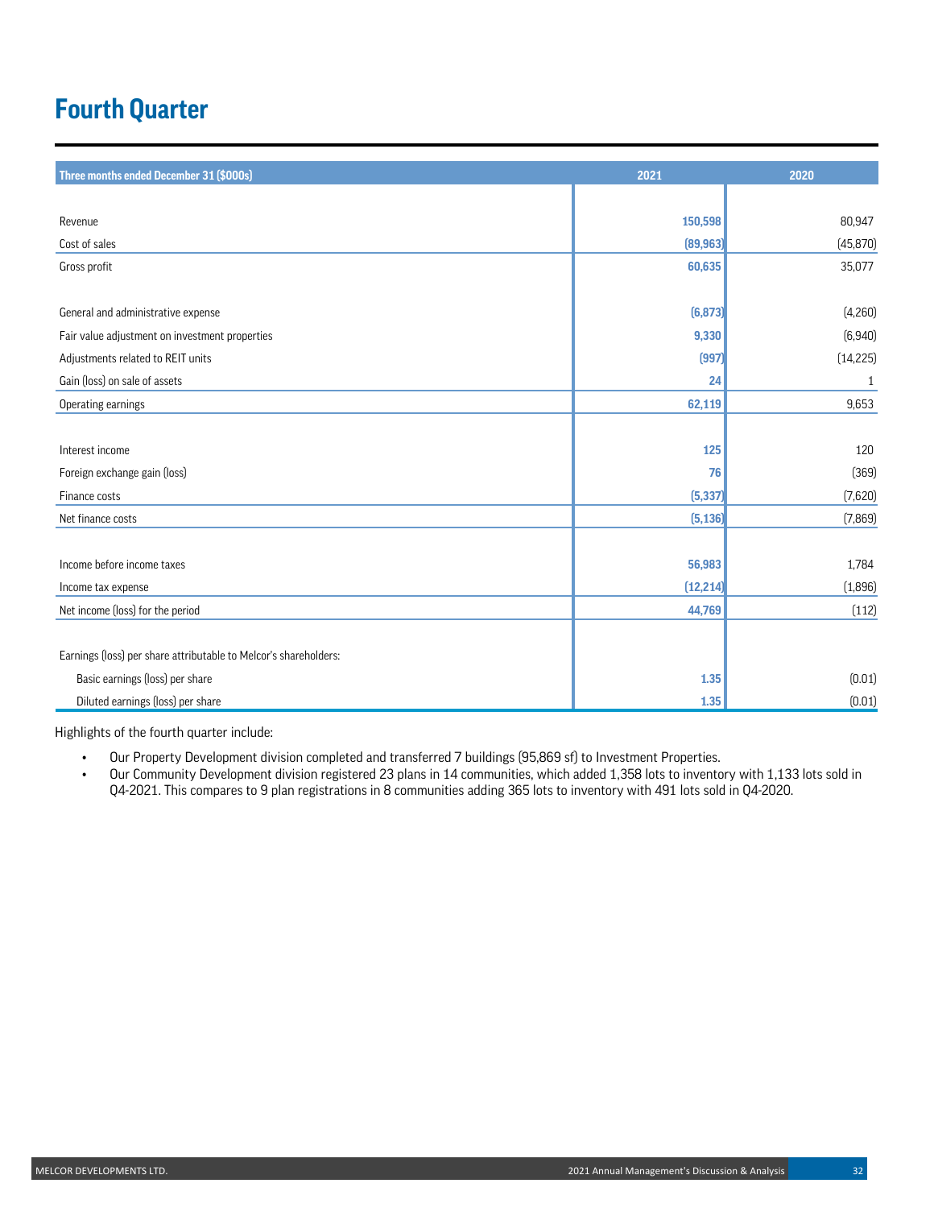# Fourth Quarter

| Three months ended December 31 ($000s) | 2021 | 2020 |
|---|---|---|
| Revenue | **150,598** | 80,947 |
| Cost of sales | **(89,963)** | (45,870) |
| Gross profit | **60,635** | 35,077 |
| General and administrative expense | **(6,873)** | (4,260) |
| Fair value adjustment on investment properties | **9,330** | (6,940) |
| Adjustments related to REIT units | **(997)** | (14,225) |
| Gain (loss) on sale of assets | **24** | 1 |
| Operating earnings | **62,119** | 9,653 |
| Interest income | **125** | 120 |
| Foreign exchange gain (loss) | **76** | (369) |
| Finance costs | **(5,337)** | (7,620) |
| Net finance costs | **(5,136)** | (7,869) |
| Income before income taxes | **56,983** | 1,784 |
| Income tax expense | **(12,214)** | (1,896) |
| Net income (loss) for the period | **44,769** | (112) |
| Earnings (loss) per share attributable to Melcor's shareholders: | | |
| Basic earnings (loss) per share | **1.35** | (0.01) |
| Diluted earnings (loss) per share | **1.35** | (0.01) |

Highlights of the fourth quarter include:

- Our Property Development division completed and transferred 7 buildings (95,869 sf) to Investment Properties.
- Our Community Development division registered 23 plans in 14 communities, which added 1,358 lots to inventory with 1,133 lots sold in Q4-2021. This compares to 9 plan registrations in 8 communities adding 365 lots to inventory with 491 lots sold in Q4-2020.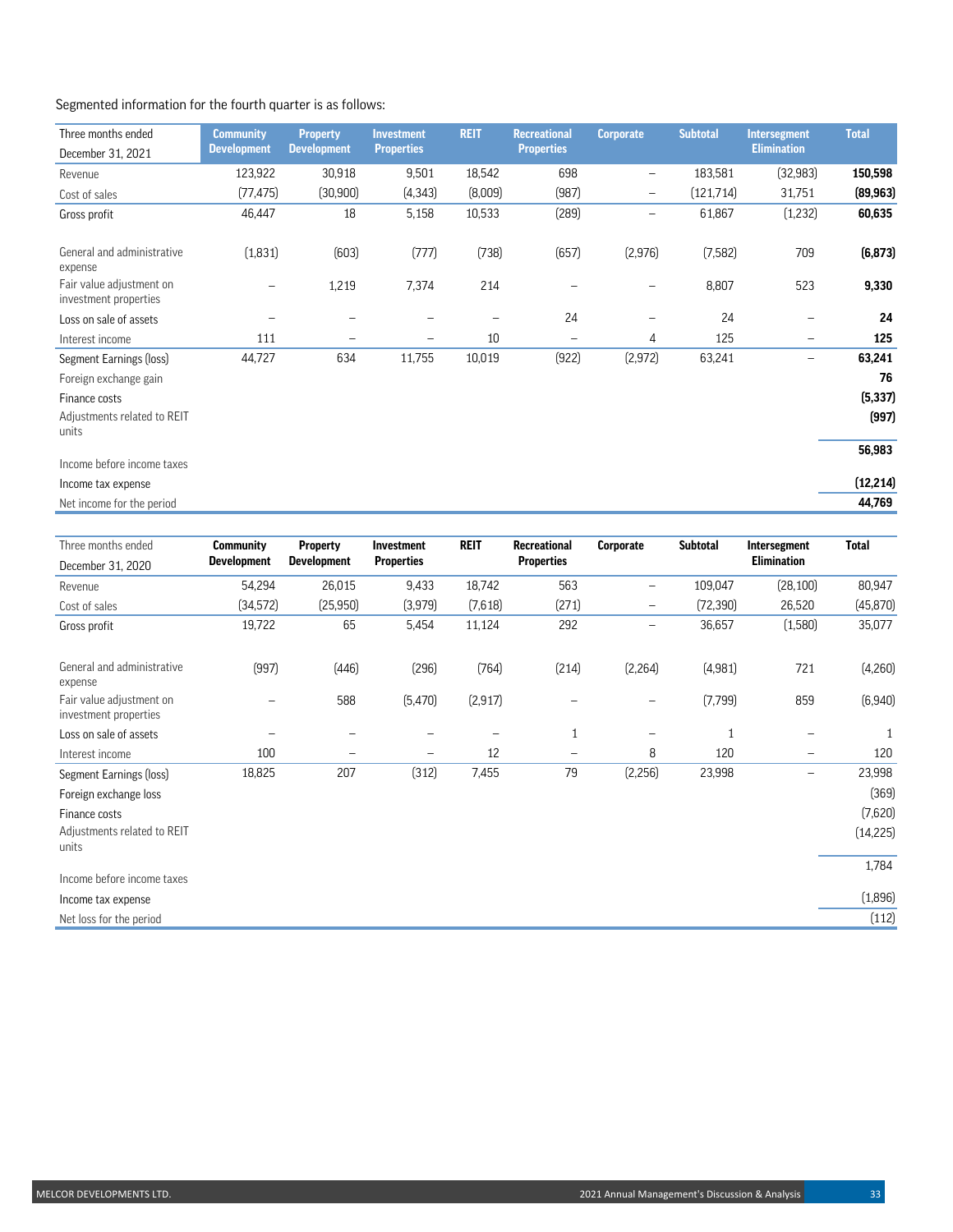Segmented information for the fourth quarter is as follows:

| Three months ended December 31, 2021 | Community Development | Property Development | Investment Properties | REIT | Recreational Properties | Corporate | Subtotal | Intersegment Elimination | Total |
|---|---|---|---|---|---|---|---|---|---|
| Revenue | 123,922 | 30,918 | 9,501 | 18,542 | 698 | – | 183,581 | (32,983) | **150,598** |
| Cost of sales | (77,475) | (30,900) | (4,343) | (8,009) | (987) | – | (121,714) | 31,751 | **(89,963)** |
| Gross profit | 46,447 | 18 | 5,158 | 10,533 | (289) | – | 61,867 | (1,232) | **60,635** |
| General and administrative expense | (1,831) | (603) | (777) | (738) | (657) | (2,976) | (7,582) | 709 | **(6,873)** |
| Fair value adjustment on investment properties | – | 1,219 | 7,374 | 214 | – | – | 8,807 | 523 | **9,330** |
| Loss on sale of assets | – | – | – | – | 24 | – | 24 | – | **24** |
| Interest income | 111 | – | – | 10 | – | 4 | 125 | – | **125** |
| Segment Earnings (loss) | 44,727 | 634 | 11,755 | 10,019 | (922) | (2,972) | 63,241 | – | **63,241** |
| Foreign exchange gain | | | | | | | | | **76** |
| Finance costs | | | | | | | | | **(5,337)** |
| Adjustments related to REIT units | | | | | | | | | **(997)** |
| Income before income taxes | | | | | | | | | **56,983** |
| Income tax expense | | | | | | | | | **(12,214)** |
| Net income for the period | | | | | | | | | **44,769** |

| Three months ended December 31, 2020 | Community Development | Property Development | Investment Properties | REIT | Recreational Properties | Corporate | Subtotal | Intersegment Elimination | Total |
|---|---|---|---|---|---|---|---|---|---|
| Revenue | 54,294 | 26,015 | 9,433 | 18,742 | 563 | – | 109,047 | (28,100) | 80,947 |
| Cost of sales | (34,572) | (25,950) | (3,979) | (7,618) | (271) | – | (72,390) | 26,520 | (45,870) |
| Gross profit | 19,722 | 65 | 5,454 | 11,124 | 292 | – | 36,657 | (1,580) | 35,077 |
| General and administrative expense | (997) | (446) | (296) | (764) | (214) | (2,264) | (4,981) | 721 | (4,260) |
| Fair value adjustment on investment properties | – | 588 | (5,470) | (2,917) | – | – | (7,799) | 859 | (6,940) |
| Loss on sale of assets | – | – | – | – | 1 | – | 1 | – | 1 |
| Interest income | 100 | – | – | 12 | – | 8 | 120 | – | 120 |
| Segment Earnings (loss) | 18,825 | 207 | (312) | 7,455 | 79 | (2,256) | 23,998 | – | 23,998 |
| Foreign exchange loss | | | | | | | | | (369) |
| Finance costs | | | | | | | | | (7,620) |
| Adjustments related to REIT units | | | | | | | | | (14,225) |
| Income before income taxes | | | | | | | | | 1,784 |
| Income tax expense | | | | | | | | | (1,896) |
| Net loss for the period | | | | | | | | | (112) |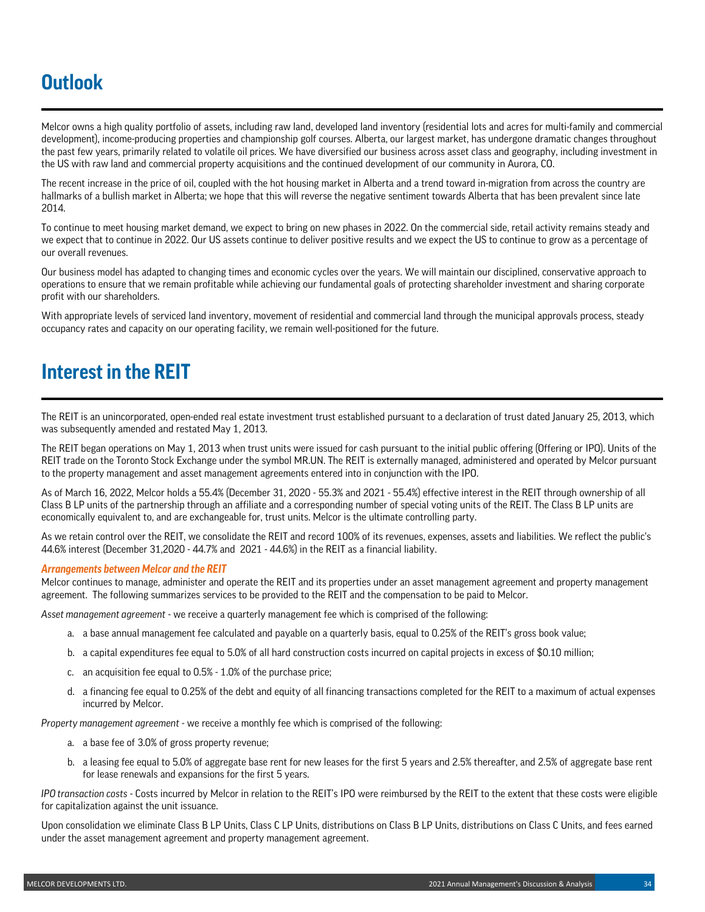# Outlook

Melcor owns a high quality portfolio of assets, including raw land, developed land inventory (residential lots and acres for multi-family and commercial development), income-producing properties and championship golf courses. Alberta, our largest market, has undergone dramatic changes throughout the past few years, primarily related to volatile oil prices. We have diversified our business across asset class and geography, including investment in the US with raw land and commercial property acquisitions and the continued development of our community in Aurora, CO.

The recent increase in the price of oil, coupled with the hot housing market in Alberta and a trend toward in-migration from across the country are hallmarks of a bullish market in Alberta; we hope that this will reverse the negative sentiment towards Alberta that has been prevalent since late 2014.

To continue to meet housing market demand, we expect to bring on new phases in 2022. On the commercial side, retail activity remains steady and we expect that to continue in 2022. Our US assets continue to deliver positive results and we expect the US to continue to grow as a percentage of our overall revenues.

Our business model has adapted to changing times and economic cycles over the years. We will maintain our disciplined, conservative approach to operations to ensure that we remain profitable while achieving our fundamental goals of protecting shareholder investment and sharing corporate profit with our shareholders.

With appropriate levels of serviced land inventory, movement of residential and commercial land through the municipal approvals process, steady occupancy rates and capacity on our operating facility, we remain well-positioned for the future.

# Interest in the REIT

The REIT is an unincorporated, open-ended real estate investment trust established pursuant to a declaration of trust dated January 25, 2013, which was subsequently amended and restated May 1, 2013.

The REIT began operations on May 1, 2013 when trust units were issued for cash pursuant to the initial public offering (Offering or IPO). Units of the REIT trade on the Toronto Stock Exchange under the symbol MR.UN. The REIT is externally managed, administered and operated by Melcor pursuant to the property management and asset management agreements entered into in conjunction with the IPO.

As of March 16, 2022, Melcor holds a 55.4% (December 31, 2020 - 55.3% and 2021 - 55.4%) effective interest in the REIT through ownership of all Class B LP units of the partnership through an affiliate and a corresponding number of special voting units of the REIT. The Class B LP units are economically equivalent to, and are exchangeable for, trust units. Melcor is the ultimate controlling party.

As we retain control over the REIT, we consolidate the REIT and record 100% of its revenues, expenses, assets and liabilities. We reflect the public's 44.6% interest (December 31,2020 - 44.7% and 2021 - 44.6%) in the REIT as a financial liability.

### *Arrangements between Melcor and the REIT*

Melcor continues to manage, administer and operate the REIT and its properties under an asset management agreement and property management agreement. The following summarizes services to be provided to the REIT and the compensation to be paid to Melcor.

*Asset management agreement* - we receive a quarterly management fee which is comprised of the following:

a. a base annual management fee calculated and payable on a quarterly basis, equal to 0.25% of the REIT's gross book value;
b. a capital expenditures fee equal to 5.0% of all hard construction costs incurred on capital projects in excess of $0.10 million;
c. an acquisition fee equal to 0.5% - 1.0% of the purchase price;
d. a financing fee equal to 0.25% of the debt and equity of all financing transactions completed for the REIT to a maximum of actual expenses incurred by Melcor.

*Property management agreement* - we receive a monthly fee which is comprised of the following:

a. a base fee of 3.0% of gross property revenue;
b. a leasing fee equal to 5.0% of aggregate base rent for new leases for the first 5 years and 2.5% thereafter, and 2.5% of aggregate base rent for lease renewals and expansions for the first 5 years.

*IPO transaction costs* - Costs incurred by Melcor in relation to the REIT's IPO were reimbursed by the REIT to the extent that these costs were eligible for capitalization against the unit issuance.

Upon consolidation we eliminate Class B LP Units, Class C LP Units, distributions on Class B LP Units, distributions on Class C Units, and fees earned under the asset management agreement and property management agreement.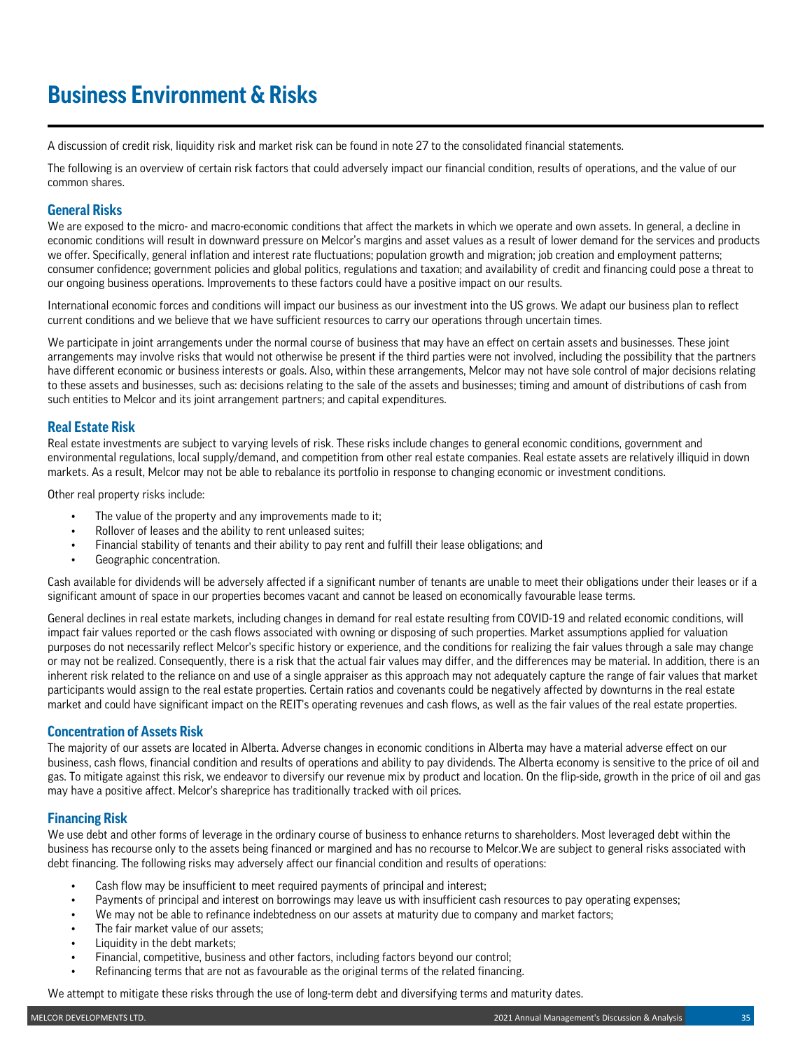# Business Environment & Risks

A discussion of credit risk, liquidity risk and market risk can be found in note 27 to the consolidated financial statements.

The following is an overview of certain risk factors that could adversely impact our financial condition, results of operations, and the value of our common shares.

## General Risks

We are exposed to the micro- and macro-economic conditions that affect the markets in which we operate and own assets. In general, a decline in economic conditions will result in downward pressure on Melcor's margins and asset values as a result of lower demand for the services and products we offer. Specifically, general inflation and interest rate fluctuations; population growth and migration; job creation and employment patterns; consumer confidence; government policies and global politics, regulations and taxation; and availability of credit and financing could pose a threat to our ongoing business operations. Improvements to these factors could have a positive impact on our results.

International economic forces and conditions will impact our business as our investment into the US grows. We adapt our business plan to reflect current conditions and we believe that we have sufficient resources to carry our operations through uncertain times.

We participate in joint arrangements under the normal course of business that may have an effect on certain assets and businesses. These joint arrangements may involve risks that would not otherwise be present if the third parties were not involved, including the possibility that the partners have different economic or business interests or goals. Also, within these arrangements, Melcor may not have sole control of major decisions relating to these assets and businesses, such as: decisions relating to the sale of the assets and businesses; timing and amount of distributions of cash from such entities to Melcor and its joint arrangement partners; and capital expenditures.

## Real Estate Risk

Real estate investments are subject to varying levels of risk. These risks include changes to general economic conditions, government and environmental regulations, local supply/demand, and competition from other real estate companies. Real estate assets are relatively illiquid in down markets. As a result, Melcor may not be able to rebalance its portfolio in response to changing economic or investment conditions.

Other real property risks include:

- The value of the property and any improvements made to it;
- Rollover of leases and the ability to rent unleased suites;
- Financial stability of tenants and their ability to pay rent and fulfill their lease obligations; and
- Geographic concentration.

Cash available for dividends will be adversely affected if a significant number of tenants are unable to meet their obligations under their leases or if a significant amount of space in our properties becomes vacant and cannot be leased on economically favourable lease terms.

General declines in real estate markets, including changes in demand for real estate resulting from COVID-19 and related economic conditions, will impact fair values reported or the cash flows associated with owning or disposing of such properties. Market assumptions applied for valuation purposes do not necessarily reflect Melcor's specific history or experience, and the conditions for realizing the fair values through a sale may change or may not be realized. Consequently, there is a risk that the actual fair values may differ, and the differences may be material. In addition, there is an inherent risk related to the reliance on and use of a single appraiser as this approach may not adequately capture the range of fair values that market participants would assign to the real estate properties. Certain ratios and covenants could be negatively affected by downturns in the real estate market and could have significant impact on the REIT's operating revenues and cash flows, as well as the fair values of the real estate properties.

## Concentration of Assets Risk

The majority of our assets are located in Alberta. Adverse changes in economic conditions in Alberta may have a material adverse effect on our business, cash flows, financial condition and results of operations and ability to pay dividends. The Alberta economy is sensitive to the price of oil and gas. To mitigate against this risk, we endeavor to diversify our revenue mix by product and location. On the flip-side, growth in the price of oil and gas may have a positive affect. Melcor's shareprice has traditionally tracked with oil prices.

## Financing Risk

We use debt and other forms of leverage in the ordinary course of business to enhance returns to shareholders. Most leveraged debt within the business has recourse only to the assets being financed or margined and has no recourse to Melcor.We are subject to general risks associated with debt financing. The following risks may adversely affect our financial condition and results of operations:

- Cash flow may be insufficient to meet required payments of principal and interest;
- Payments of principal and interest on borrowings may leave us with insufficient cash resources to pay operating expenses;
- We may not be able to refinance indebtedness on our assets at maturity due to company and market factors;
- The fair market value of our assets;
- Liquidity in the debt markets;
- Financial, competitive, business and other factors, including factors beyond our control;
- Refinancing terms that are not as favourable as the original terms of the related financing.

We attempt to mitigate these risks through the use of long-term debt and diversifying terms and maturity dates.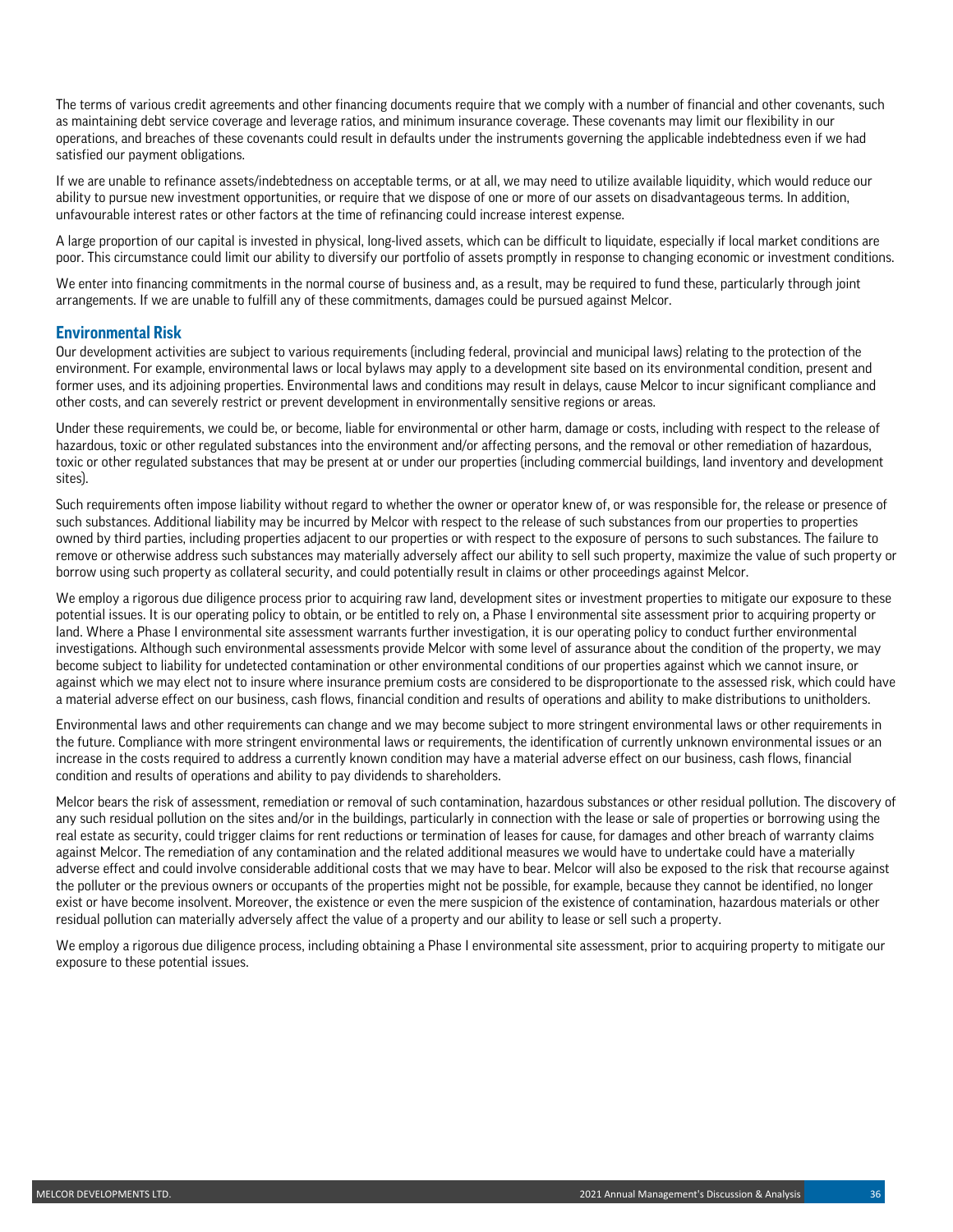The terms of various credit agreements and other financing documents require that we comply with a number of financial and other covenants, such as maintaining debt service coverage and leverage ratios, and minimum insurance coverage. These covenants may limit our flexibility in our operations, and breaches of these covenants could result in defaults under the instruments governing the applicable indebtedness even if we had satisfied our payment obligations.

If we are unable to refinance assets/indebtedness on acceptable terms, or at all, we may need to utilize available liquidity, which would reduce our ability to pursue new investment opportunities, or require that we dispose of one or more of our assets on disadvantageous terms. In addition, unfavourable interest rates or other factors at the time of refinancing could increase interest expense.

A large proportion of our capital is invested in physical, long-lived assets, which can be difficult to liquidate, especially if local market conditions are poor. This circumstance could limit our ability to diversify our portfolio of assets promptly in response to changing economic or investment conditions.

We enter into financing commitments in the normal course of business and, as a result, may be required to fund these, particularly through joint arrangements. If we are unable to fulfill any of these commitments, damages could be pursued against Melcor.

## Environmental Risk

Our development activities are subject to various requirements (including federal, provincial and municipal laws) relating to the protection of the environment. For example, environmental laws or local bylaws may apply to a development site based on its environmental condition, present and former uses, and its adjoining properties. Environmental laws and conditions may result in delays, cause Melcor to incur significant compliance and other costs, and can severely restrict or prevent development in environmentally sensitive regions or areas.

Under these requirements, we could be, or become, liable for environmental or other harm, damage or costs, including with respect to the release of hazardous, toxic or other regulated substances into the environment and/or affecting persons, and the removal or other remediation of hazardous, toxic or other regulated substances that may be present at or under our properties (including commercial buildings, land inventory and development sites).

Such requirements often impose liability without regard to whether the owner or operator knew of, or was responsible for, the release or presence of such substances. Additional liability may be incurred by Melcor with respect to the release of such substances from our properties to properties owned by third parties, including properties adjacent to our properties or with respect to the exposure of persons to such substances. The failure to remove or otherwise address such substances may materially adversely affect our ability to sell such property, maximize the value of such property or borrow using such property as collateral security, and could potentially result in claims or other proceedings against Melcor.

We employ a rigorous due diligence process prior to acquiring raw land, development sites or investment properties to mitigate our exposure to these potential issues. It is our operating policy to obtain, or be entitled to rely on, a Phase I environmental site assessment prior to acquiring property or land. Where a Phase I environmental site assessment warrants further investigation, it is our operating policy to conduct further environmental investigations. Although such environmental assessments provide Melcor with some level of assurance about the condition of the property, we may become subject to liability for undetected contamination or other environmental conditions of our properties against which we cannot insure, or against which we may elect not to insure where insurance premium costs are considered to be disproportionate to the assessed risk, which could have a material adverse effect on our business, cash flows, financial condition and results of operations and ability to make distributions to unitholders.

Environmental laws and other requirements can change and we may become subject to more stringent environmental laws or other requirements in the future. Compliance with more stringent environmental laws or requirements, the identification of currently unknown environmental issues or an increase in the costs required to address a currently known condition may have a material adverse effect on our business, cash flows, financial condition and results of operations and ability to pay dividends to shareholders.

Melcor bears the risk of assessment, remediation or removal of such contamination, hazardous substances or other residual pollution. The discovery of any such residual pollution on the sites and/or in the buildings, particularly in connection with the lease or sale of properties or borrowing using the real estate as security, could trigger claims for rent reductions or termination of leases for cause, for damages and other breach of warranty claims against Melcor. The remediation of any contamination and the related additional measures we would have to undertake could have a materially adverse effect and could involve considerable additional costs that we may have to bear. Melcor will also be exposed to the risk that recourse against the polluter or the previous owners or occupants of the properties might not be possible, for example, because they cannot be identified, no longer exist or have become insolvent. Moreover, the existence or even the mere suspicion of the existence of contamination, hazardous materials or other residual pollution can materially adversely affect the value of a property and our ability to lease or sell such a property.

We employ a rigorous due diligence process, including obtaining a Phase I environmental site assessment, prior to acquiring property to mitigate our exposure to these potential issues.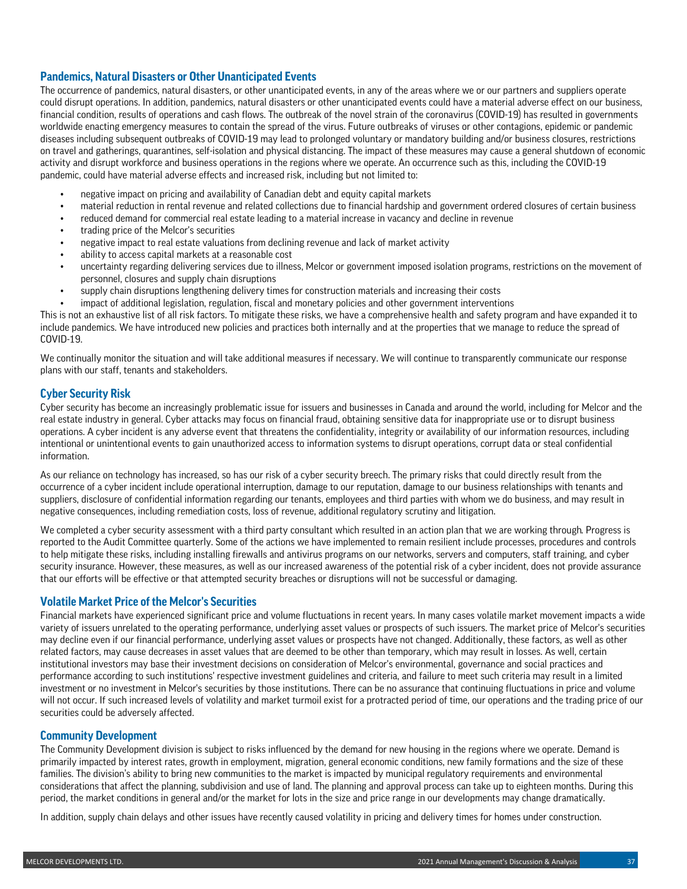## Pandemics, Natural Disasters or Other Unanticipated Events

The occurrence of pandemics, natural disasters, or other unanticipated events, in any of the areas where we or our partners and suppliers operate could disrupt operations. In addition, pandemics, natural disasters or other unanticipated events could have a material adverse effect on our business, financial condition, results of operations and cash flows. The outbreak of the novel strain of the coronavirus (COVID-19) has resulted in governments worldwide enacting emergency measures to contain the spread of the virus. Future outbreaks of viruses or other contagions, epidemic or pandemic diseases including subsequent outbreaks of COVID-19 may lead to prolonged voluntary or mandatory building and/or business closures, restrictions on travel and gatherings, quarantines, self-isolation and physical distancing. The impact of these measures may cause a general shutdown of economic activity and disrupt workforce and business operations in the regions where we operate. An occurrence such as this, including the COVID-19 pandemic, could have material adverse effects and increased risk, including but not limited to:

- negative impact on pricing and availability of Canadian debt and equity capital markets
- material reduction in rental revenue and related collections due to financial hardship and government ordered closures of certain business
- reduced demand for commercial real estate leading to a material increase in vacancy and decline in revenue
- trading price of the Melcor's securities
- negative impact to real estate valuations from declining revenue and lack of market activity
- ability to access capital markets at a reasonable cost
- uncertainty regarding delivering services due to illness, Melcor or government imposed isolation programs, restrictions on the movement of personnel, closures and supply chain disruptions
- supply chain disruptions lengthening delivery times for construction materials and increasing their costs
- impact of additional legislation, regulation, fiscal and monetary policies and other government interventions

This is not an exhaustive list of all risk factors. To mitigate these risks, we have a comprehensive health and safety program and have expanded it to include pandemics. We have introduced new policies and practices both internally and at the properties that we manage to reduce the spread of COVID-19.

We continually monitor the situation and will take additional measures if necessary. We will continue to transparently communicate our response plans with our staff, tenants and stakeholders.

## Cyber Security Risk

Cyber security has become an increasingly problematic issue for issuers and businesses in Canada and around the world, including for Melcor and the real estate industry in general. Cyber attacks may focus on financial fraud, obtaining sensitive data for inappropriate use or to disrupt business operations. A cyber incident is any adverse event that threatens the confidentiality, integrity or availability of our information resources, including intentional or unintentional events to gain unauthorized access to information systems to disrupt operations, corrupt data or steal confidential information.

As our reliance on technology has increased, so has our risk of a cyber security breech. The primary risks that could directly result from the occurrence of a cyber incident include operational interruption, damage to our reputation, damage to our business relationships with tenants and suppliers, disclosure of confidential information regarding our tenants, employees and third parties with whom we do business, and may result in negative consequences, including remediation costs, loss of revenue, additional regulatory scrutiny and litigation.

We completed a cyber security assessment with a third party consultant which resulted in an action plan that we are working through. Progress is reported to the Audit Committee quarterly. Some of the actions we have implemented to remain resilient include processes, procedures and controls to help mitigate these risks, including installing firewalls and antivirus programs on our networks, servers and computers, staff training, and cyber security insurance. However, these measures, as well as our increased awareness of the potential risk of a cyber incident, does not provide assurance that our efforts will be effective or that attempted security breaches or disruptions will not be successful or damaging.

## Volatile Market Price of the Melcor's Securities

Financial markets have experienced significant price and volume fluctuations in recent years. In many cases volatile market movement impacts a wide variety of issuers unrelated to the operating performance, underlying asset values or prospects of such issuers. The market price of Melcor's securities may decline even if our financial performance, underlying asset values or prospects have not changed. Additionally, these factors, as well as other related factors, may cause decreases in asset values that are deemed to be other than temporary, which may result in losses. As well, certain institutional investors may base their investment decisions on consideration of Melcor's environmental, governance and social practices and performance according to such institutions' respective investment guidelines and criteria, and failure to meet such criteria may result in a limited investment or no investment in Melcor's securities by those institutions. There can be no assurance that continuing fluctuations in price and volume will not occur. If such increased levels of volatility and market turmoil exist for a protracted period of time, our operations and the trading price of our securities could be adversely affected.

## Community Development

The Community Development division is subject to risks influenced by the demand for new housing in the regions where we operate. Demand is primarily impacted by interest rates, growth in employment, migration, general economic conditions, new family formations and the size of these families. The division's ability to bring new communities to the market is impacted by municipal regulatory requirements and environmental considerations that affect the planning, subdivision and use of land. The planning and approval process can take up to eighteen months. During this period, the market conditions in general and/or the market for lots in the size and price range in our developments may change dramatically.

In addition, supply chain delays and other issues have recently caused volatility in pricing and delivery times for homes under construction.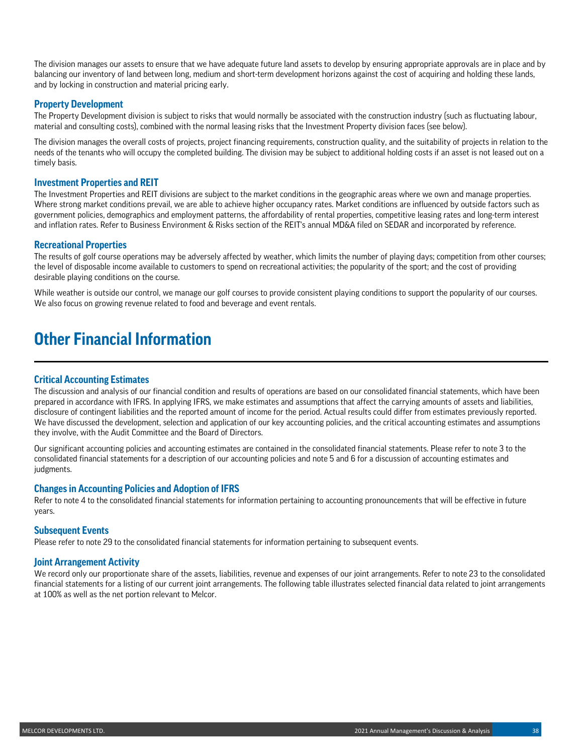The division manages our assets to ensure that we have adequate future land assets to develop by ensuring appropriate approvals are in place and by balancing our inventory of land between long, medium and short-term development horizons against the cost of acquiring and holding these lands, and by locking in construction and material pricing early.

### Property Development

The Property Development division is subject to risks that would normally be associated with the construction industry (such as fluctuating labour, material and consulting costs), combined with the normal leasing risks that the Investment Property division faces (see below).

The division manages the overall costs of projects, project financing requirements, construction quality, and the suitability of projects in relation to the needs of the tenants who will occupy the completed building. The division may be subject to additional holding costs if an asset is not leased out on a timely basis.

### Investment Properties and REIT

The Investment Properties and REIT divisions are subject to the market conditions in the geographic areas where we own and manage properties. Where strong market conditions prevail, we are able to achieve higher occupancy rates. Market conditions are influenced by outside factors such as government policies, demographics and employment patterns, the affordability of rental properties, competitive leasing rates and long-term interest and inflation rates. Refer to Business Environment & Risks section of the REIT's annual MD&A filed on SEDAR and incorporated by reference.

### Recreational Properties

The results of golf course operations may be adversely affected by weather, which limits the number of playing days; competition from other courses; the level of disposable income available to customers to spend on recreational activities; the popularity of the sport; and the cost of providing desirable playing conditions on the course.

While weather is outside our control, we manage our golf courses to provide consistent playing conditions to support the popularity of our courses. We also focus on growing revenue related to food and beverage and event rentals.

# Other Financial Information

### Critical Accounting Estimates

The discussion and analysis of our financial condition and results of operations are based on our consolidated financial statements, which have been prepared in accordance with IFRS. In applying IFRS, we make estimates and assumptions that affect the carrying amounts of assets and liabilities, disclosure of contingent liabilities and the reported amount of income for the period. Actual results could differ from estimates previously reported. We have discussed the development, selection and application of our key accounting policies, and the critical accounting estimates and assumptions they involve, with the Audit Committee and the Board of Directors.

Our significant accounting policies and accounting estimates are contained in the consolidated financial statements. Please refer to note 3 to the consolidated financial statements for a description of our accounting policies and note 5 and 6 for a discussion of accounting estimates and judgments.

### Changes in Accounting Policies and Adoption of IFRS

Refer to note 4 to the consolidated financial statements for information pertaining to accounting pronouncements that will be effective in future years.

### Subsequent Events

Please refer to note 29 to the consolidated financial statements for information pertaining to subsequent events.

### Joint Arrangement Activity

We record only our proportionate share of the assets, liabilities, revenue and expenses of our joint arrangements. Refer to note 23 to the consolidated financial statements for a listing of our current joint arrangements. The following table illustrates selected financial data related to joint arrangements at 100% as well as the net portion relevant to Melcor.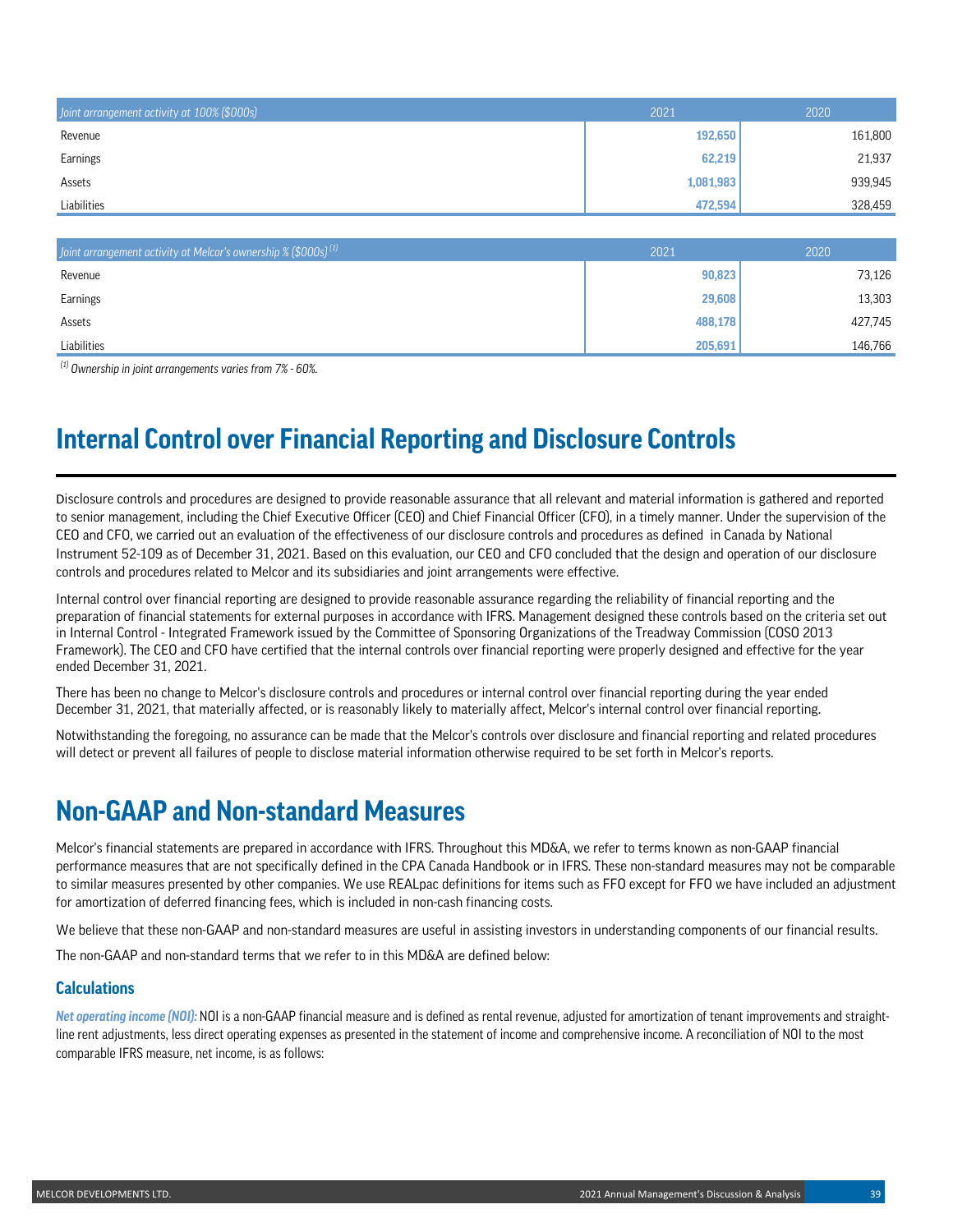| *Joint arrangement activity at 100% ($000s)* | 2021 | 2020 |
| --- | --- | --- |
| Revenue | **192,650** | 161,800 |
| Earnings | **62,219** | 21,937 |
| Assets | **1,081,983** | 939,945 |
| Liabilities | **472,594** | 328,459 |

| *Joint arrangement activity at Melcor's ownership % ($000s)* [1] | 2021 | 2020 |
| --- | --- | --- |
| Revenue | **90,823** | 73,126 |
| Earnings | **29,608** | 13,303 |
| Assets | **488,178** | 427,745 |
| Liabilities | **205,691** | 146,766 |

*[1] Ownership in joint arrangements varies from 7% - 60%.*

# Internal Control over Financial Reporting and Disclosure Controls

Disclosure controls and procedures are designed to provide reasonable assurance that all relevant and material information is gathered and reported to senior management, including the Chief Executive Officer (CEO) and Chief Financial Officer (CFO), in a timely manner. Under the supervision of the CEO and CFO, we carried out an evaluation of the effectiveness of our disclosure controls and procedures as defined in Canada by National Instrument 52-109 as of December 31, 2021. Based on this evaluation, our CEO and CFO concluded that the design and operation of our disclosure controls and procedures related to Melcor and its subsidiaries and joint arrangements were effective.

Internal control over financial reporting are designed to provide reasonable assurance regarding the reliability of financial reporting and the preparation of financial statements for external purposes in accordance with IFRS. Management designed these controls based on the criteria set out in Internal Control - Integrated Framework issued by the Committee of Sponsoring Organizations of the Treadway Commission (COSO 2013 Framework). The CEO and CFO have certified that the internal controls over financial reporting were properly designed and effective for the year ended December 31, 2021.

There has been no change to Melcor's disclosure controls and procedures or internal control over financial reporting during the year ended December 31, 2021, that materially affected, or is reasonably likely to materially affect, Melcor's internal control over financial reporting.

Notwithstanding the foregoing, no assurance can be made that the Melcor's controls over disclosure and financial reporting and related procedures will detect or prevent all failures of people to disclose material information otherwise required to be set forth in Melcor's reports.

# Non-GAAP and Non-standard Measures

Melcor's financial statements are prepared in accordance with IFRS. Throughout this MD&A, we refer to terms known as non-GAAP financial performance measures that are not specifically defined in the CPA Canada Handbook or in IFRS. These non-standard measures may not be comparable to similar measures presented by other companies. We use REALpac definitions for items such as FFO except for FFO we have included an adjustment for amortization of deferred financing fees, which is included in non-cash financing costs.

We believe that these non-GAAP and non-standard measures are useful in assisting investors in understanding components of our financial results.

The non-GAAP and non-standard terms that we refer to in this MD&A are defined below:

## Calculations

***Net operating income (NOI):*** NOI is a non-GAAP financial measure and is defined as rental revenue, adjusted for amortization of tenant improvements and straight-line rent adjustments, less direct operating expenses as presented in the statement of income and comprehensive income. A reconciliation of NOI to the most comparable IFRS measure, net income, is as follows: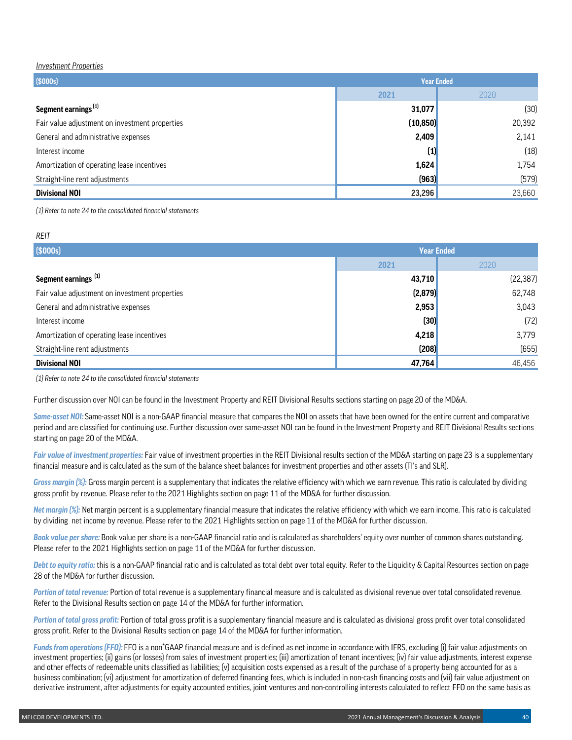*Investment Properties*

| ($000s) | Year Ended | |
|---|---|---|
| | **2021** | 2020 |
| **Segment earnings [1]** | **31,077** | (30) |
| Fair value adjustment on investment properties | **(10,850)** | 20,392 |
| General and administrative expenses | **2,409** | 2,141 |
| Interest income | **(1)** | (18) |
| Amortization of operating lease incentives | **1,624** | 1,754 |
| Straight-line rent adjustments | **(963)** | (579) |
| **Divisional NOI** | **23,296** | 23,660 |

*(1) Refer to note 24 to the consolidated financial statements*

*REIT*

| ($000s) | Year Ended | |
|---|---|---|
| | **2021** | 2020 |
| **Segment earnings [1]** | **43,710** | (22,387) |
| Fair value adjustment on investment properties | **(2,879)** | 62,748 |
| General and administrative expenses | **2,953** | 3,043 |
| Interest income | **(30)** | (72) |
| Amortization of operating lease incentives | **4,218** | 3,779 |
| Straight-line rent adjustments | **(208)** | (655) |
| **Divisional NOI** | **47,764** | 46,456 |

*(1) Refer to note 24 to the consolidated financial statements*

Further discussion over NOI can be found in the Investment Property and REIT Divisional Results sections starting on page 20 of the MD&A.

***Same-asset NOI:*** Same-asset NOI is a non-GAAP financial measure that compares the NOI on assets that have been owned for the entire current and comparative period and are classified for continuing use. Further discussion over same-asset NOI can be found in the Investment Property and REIT Divisional Results sections starting on page 20 of the MD&A.

***Fair value of investment properties:*** Fair value of investment properties in the REIT Divisional results section of the MD&A starting on page 23 is a supplementary financial measure and is calculated as the sum of the balance sheet balances for investment properties and other assets (TI's and SLR).

***Gross margin (%):*** Gross margin percent is a supplementary that indicates the relative efficiency with which we earn revenue. This ratio is calculated by dividing gross profit by revenue. Please refer to the 2021 Highlights section on page 11 of the MD&A for further discussion.

***Net margin (%):*** Net margin percent is a supplementary financial measure that indicates the relative efficiency with which we earn income. This ratio is calculated by dividing net income by revenue. Please refer to the 2021 Highlights section on page 11 of the MD&A for further discussion.

***Book value per share:*** Book value per share is a non-GAAP financial ratio and is calculated as shareholders' equity over number of common shares outstanding. Please refer to the 2021 Highlights section on page 11 of the MD&A for further discussion.

***Debt to equity ratio:*** this is a non-GAAP financial ratio and is calculated as total debt over total equity. Refer to the Liquidity & Capital Resources section on page 28 of the MD&A for further discussion.

***Portion of total revenue:*** Portion of total revenue is a supplementary financial measure and is calculated as divisional revenue over total consolidated revenue. Refer to the Divisional Results section on page 14 of the MD&A for further information.

***Portion of total gross profit:*** Portion of total gross profit is a supplementary financial measure and is calculated as divisional gross profit over total consolidated gross profit. Refer to the Divisional Results section on page 14 of the MD&A for further information.

***Funds from operations (FFO):*** FFO is a non"GAAP financial measure and is defined as net income in accordance with IFRS, excluding (i) fair value adjustments on investment properties; (ii) gains (or losses) from sales of investment properties; (iii) amortization of tenant incentives; (iv) fair value adjustments, interest expense and other effects of redeemable units classified as liabilities; (v) acquisition costs expensed as a result of the purchase of a property being accounted for as a business combination; (vi) adjustment for amortization of deferred financing fees, which is included in non-cash financing costs and (vii) fair value adjustment on derivative instrument, after adjustments for equity accounted entities, joint ventures and non-controlling interests calculated to reflect FFO on the same basis as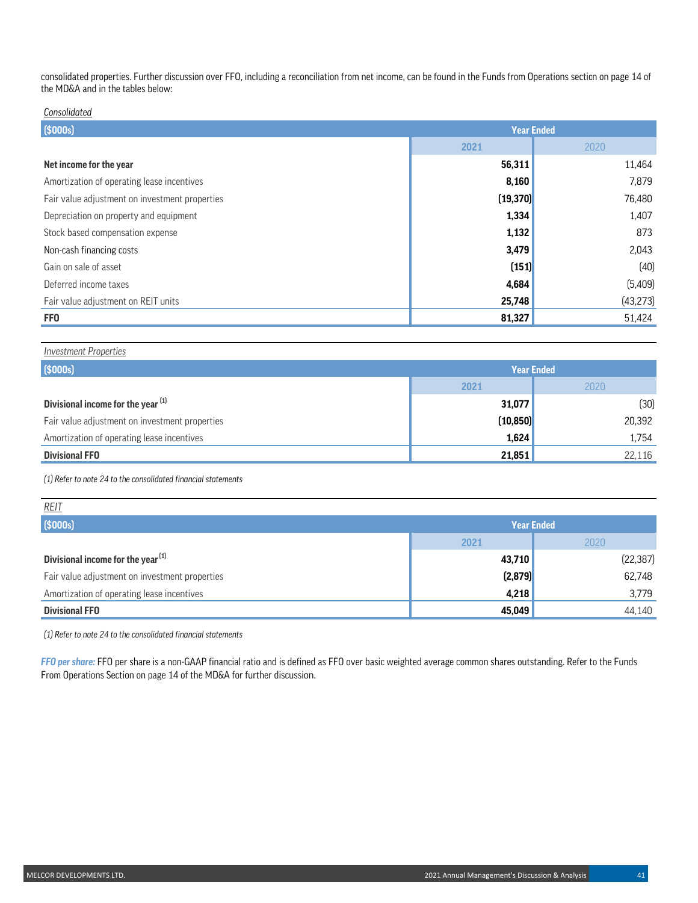consolidated properties. Further discussion over FFO, including a reconciliation from net income, can be found in the Funds from Operations section on page 14 of the MD&A and in the tables below:

*Consolidated*

| ($000s) | Year Ended | |
|---|---|---|
| | 2021 | 2020 |
| **Net income for the year** | **56,311** | 11,464 |
| Amortization of operating lease incentives | **8,160** | 7,879 |
| Fair value adjustment on investment properties | **(19,370)** | 76,480 |
| Depreciation on property and equipment | **1,334** | 1,407 |
| Stock based compensation expense | **1,132** | 873 |
| Non-cash financing costs | **3,479** | 2,043 |
| Gain on sale of asset | **(151)** | (40) |
| Deferred income taxes | **4,684** | (5,409) |
| Fair value adjustment on REIT units | **25,748** | (43,273) |
| **FFO** | **81,327** | 51,424 |

*Investment Properties*

| ($000s) | Year Ended | |
|---|---|---|
| | 2021 | 2020 |
| **Divisional income for the year** (1) | **31,077** | (30) |
| Fair value adjustment on investment properties | **(10,850)** | 20,392 |
| Amortization of operating lease incentives | **1,624** | 1,754 |
| **Divisional FFO** | **21,851** | 22,116 |

*(1) Refer to note 24 to the consolidated financial statements*

*REIT*

| ($000s) | Year Ended | |
|---|---|---|
| | 2021 | 2020 |
| **Divisional income for the year** (1) | **43,710** | (22,387) |
| Fair value adjustment on investment properties | **(2,879)** | 62,748 |
| Amortization of operating lease incentives | **4,218** | 3,779 |
| **Divisional FFO** | **45,049** | 44,140 |

*(1) Refer to note 24 to the consolidated financial statements*

***FFO per share:*** FFO per share is a non-GAAP financial ratio and is defined as FFO over basic weighted average common shares outstanding. Refer to the Funds From Operations Section on page 14 of the MD&A for further discussion.